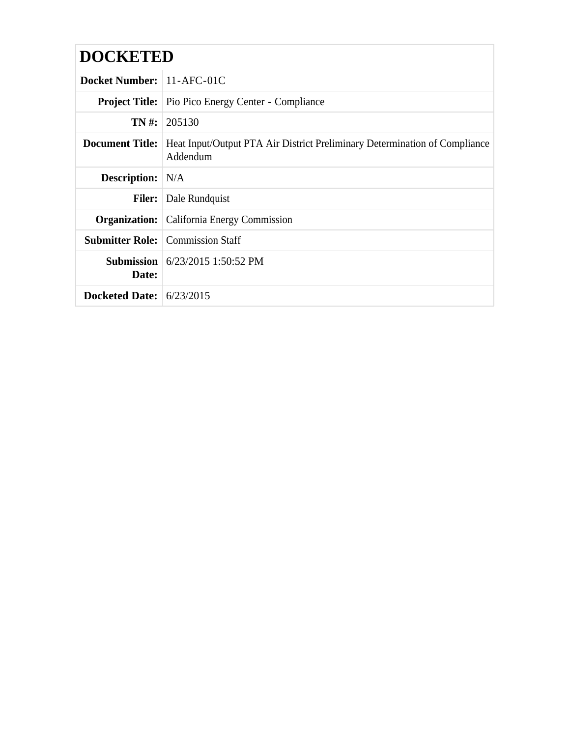# DOCKETED

| | |
|---|---|
| **Docket Number:** | 11-AFC-01C |
| **Project Title:** | Pio Pico Energy Center - Compliance |
| **TN #:** | 205130 |
| **Document Title:** | Heat Input/Output PTA Air District Preliminary Determination of Compliance Addendum |
| **Description:** | N/A |
| **Filer:** | Dale Rundquist |
| **Organization:** | California Energy Commission |
| **Submitter Role:** | Commission Staff |
| **Submission Date:** | 6/23/2015 1:50:52 PM |
| **Docketed Date:** | 6/23/2015 |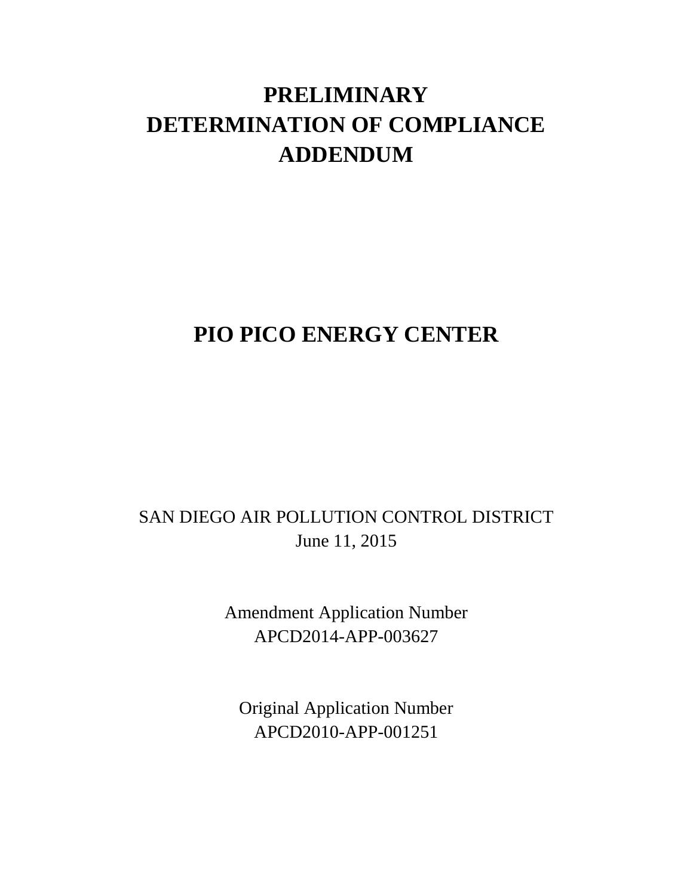# PRELIMINARY DETERMINATION OF COMPLIANCE ADDENDUM

# PIO PICO ENERGY CENTER

SAN DIEGO AIR POLLUTION CONTROL DISTRICT
June 11, 2015

Amendment Application Number
APCD2014-APP-003627

Original Application Number
APCD2010-APP-001251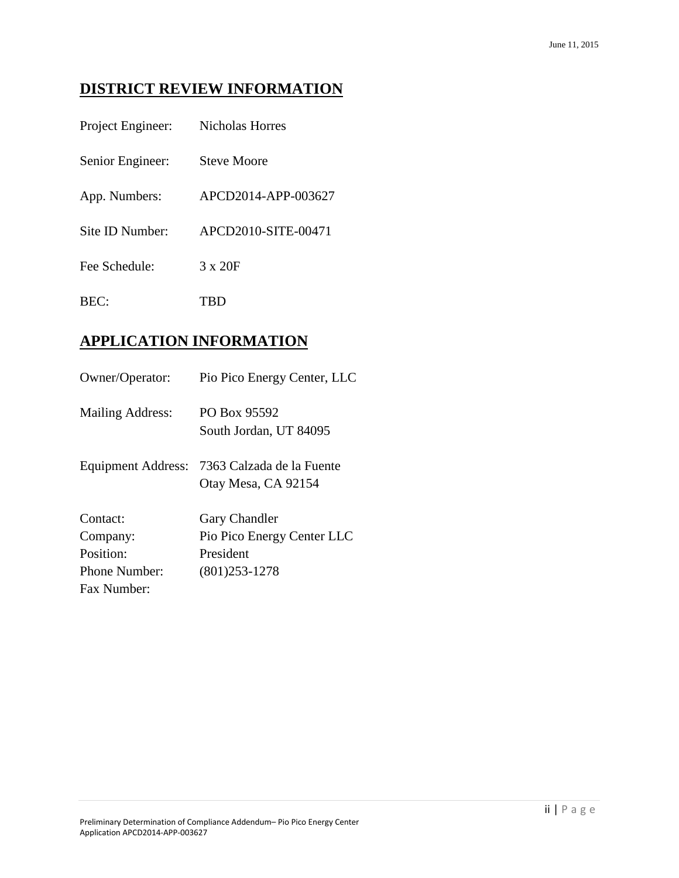## DISTRICT REVIEW INFORMATION

Project Engineer: Nicholas Horres

Senior Engineer: Steve Moore

App. Numbers: APCD2014-APP-003627

Site ID Number: APCD2010-SITE-00471

Fee Schedule: 3 x 20F

BEC: TBD

## APPLICATION INFORMATION

Owner/Operator: Pio Pico Energy Center, LLC

Mailing Address: PO Box 95592
South Jordan, UT 84095

Equipment Address: 7363 Calzada de la Fuente
Otay Mesa, CA 92154

Contact: Gary Chandler
Company: Pio Pico Energy Center LLC
Position: President
Phone Number: (801)253-1278
Fax Number: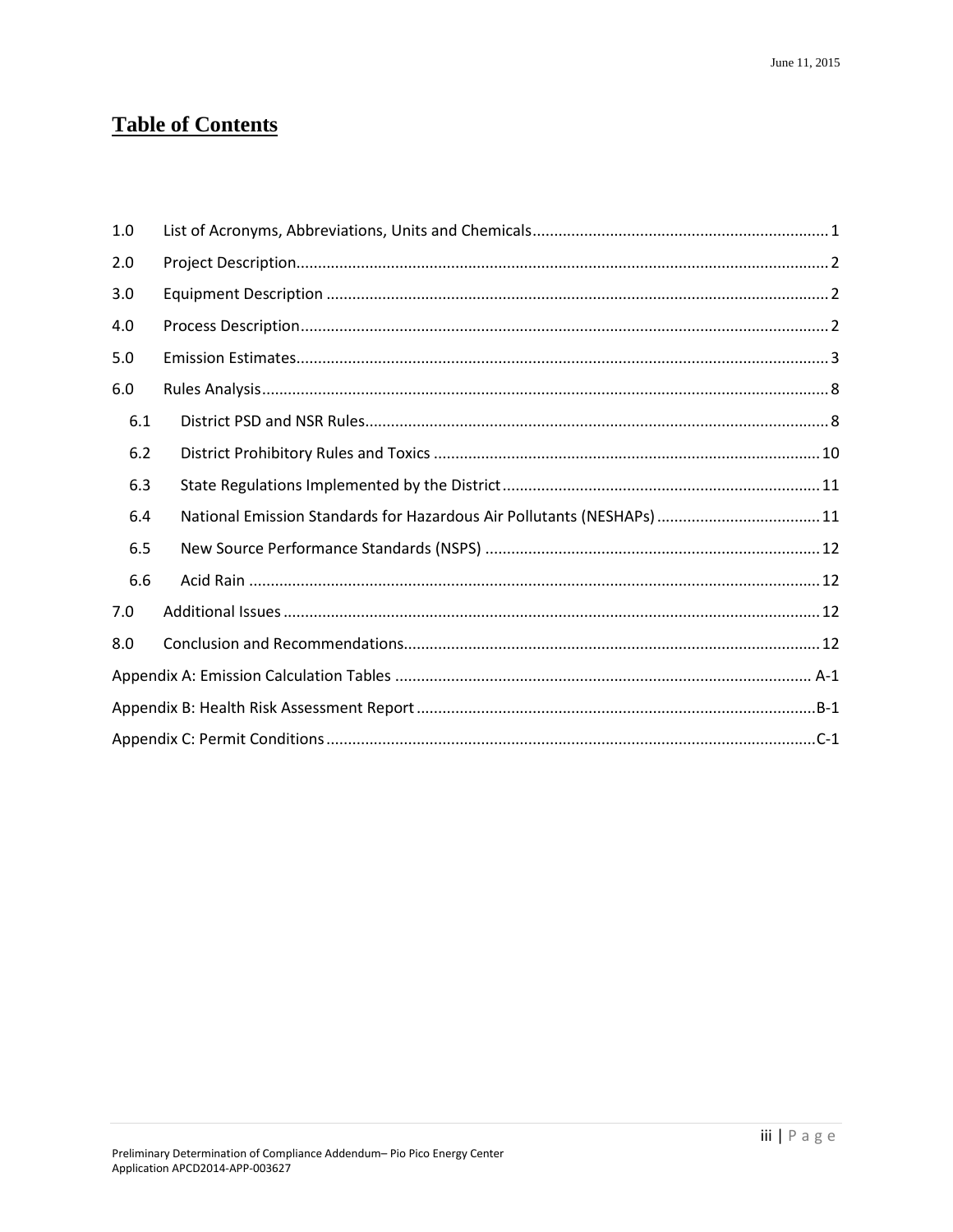# Table of Contents

| | | |
|---|---|---|
| 1.0 | List of Acronyms, Abbreviations, Units and Chemicals | 1 |
| 2.0 | Project Description | 2 |
| 3.0 | Equipment Description | 2 |
| 4.0 | Process Description | 2 |
| 5.0 | Emission Estimates | 3 |
| 6.0 | Rules Analysis | 8 |
| 6.1 | District PSD and NSR Rules | 8 |
| 6.2 | District Prohibitory Rules and Toxics | 10 |
| 6.3 | State Regulations Implemented by the District | 11 |
| 6.4 | National Emission Standards for Hazardous Air Pollutants (NESHAPs) | 11 |
| 6.5 | New Source Performance Standards (NSPS) | 12 |
| 6.6 | Acid Rain | 12 |
| 7.0 | Additional Issues | 12 |
| 8.0 | Conclusion and Recommendations | 12 |
| | Appendix A: Emission Calculation Tables | A-1 |
| | Appendix B: Health Risk Assessment Report | B-1 |
| | Appendix C: Permit Conditions | C-1 |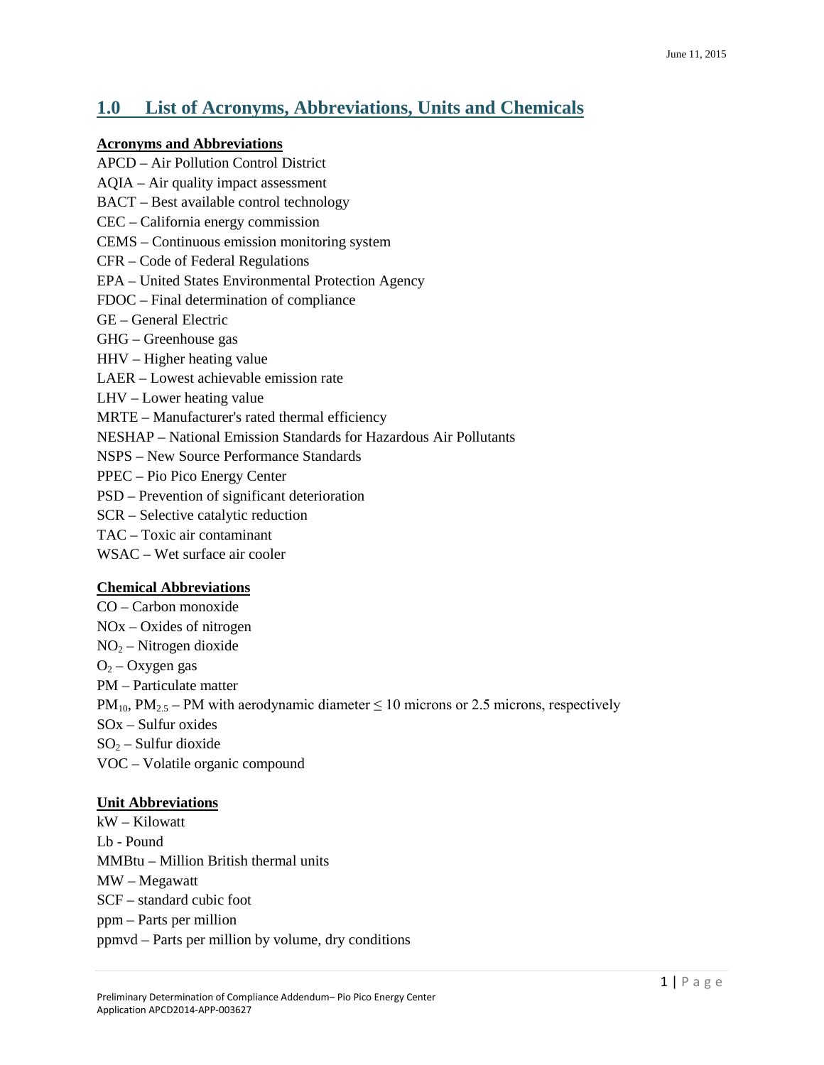## 1.0 List of Acronyms, Abbreviations, Units and Chemicals

**Acronyms and Abbreviations**

APCD – Air Pollution Control District
AQIA – Air quality impact assessment
BACT – Best available control technology
CEC – California energy commission
CEMS – Continuous emission monitoring system
CFR – Code of Federal Regulations
EPA – United States Environmental Protection Agency
FDOC – Final determination of compliance
GE – General Electric
GHG – Greenhouse gas
HHV – Higher heating value
LAER – Lowest achievable emission rate
LHV – Lower heating value
MRTE – Manufacturer's rated thermal efficiency
NESHAP – National Emission Standards for Hazardous Air Pollutants
NSPS – New Source Performance Standards
PPEC – Pio Pico Energy Center
PSD – Prevention of significant deterioration
SCR – Selective catalytic reduction
TAC – Toxic air contaminant
WSAC – Wet surface air cooler

**Chemical Abbreviations**

CO – Carbon monoxide
NOx – Oxides of nitrogen
$NO_2$ – Nitrogen dioxide
$O_2$ – Oxygen gas
PM – Particulate matter
$PM_{10}$, $PM_{2.5}$ – PM with aerodynamic diameter ≤ 10 microns or 2.5 microns, respectively
SOx – Sulfur oxides
$SO_2$ – Sulfur dioxide
VOC – Volatile organic compound

**Unit Abbreviations**

kW – Kilowatt
Lb - Pound
MMBtu – Million British thermal units
MW – Megawatt
SCF – standard cubic foot
ppm – Parts per million
ppmvd – Parts per million by volume, dry conditions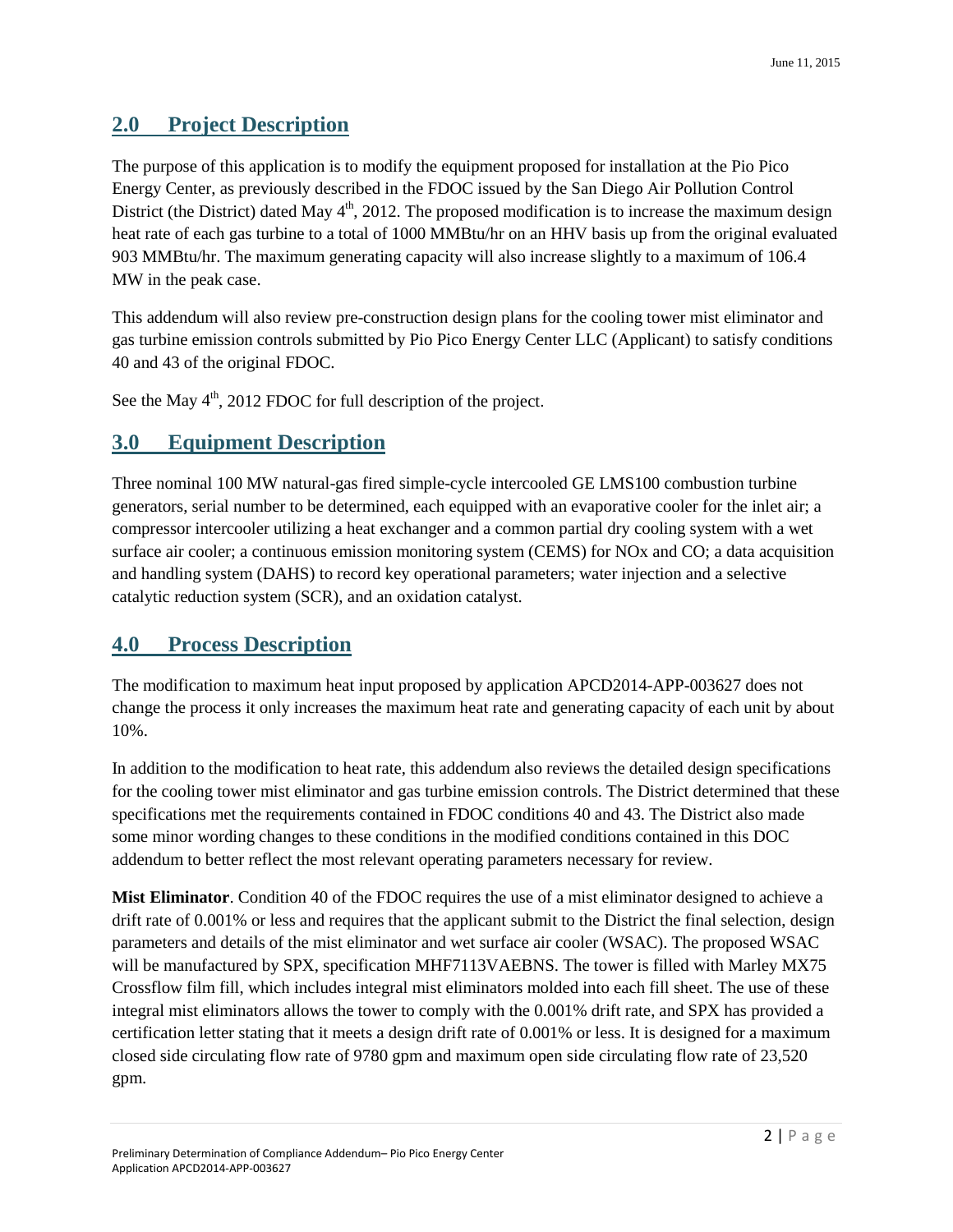## 2.0 Project Description

The purpose of this application is to modify the equipment proposed for installation at the Pio Pico Energy Center, as previously described in the FDOC issued by the San Diego Air Pollution Control District (the District) dated May 4th, 2012. The proposed modification is to increase the maximum design heat rate of each gas turbine to a total of 1000 MMBtu/hr on an HHV basis up from the original evaluated 903 MMBtu/hr. The maximum generating capacity will also increase slightly to a maximum of 106.4 MW in the peak case.

This addendum will also review pre-construction design plans for the cooling tower mist eliminator and gas turbine emission controls submitted by Pio Pico Energy Center LLC (Applicant) to satisfy conditions 40 and 43 of the original FDOC.

See the May 4th, 2012 FDOC for full description of the project.

## 3.0 Equipment Description

Three nominal 100 MW natural-gas fired simple-cycle intercooled GE LMS100 combustion turbine generators, serial number to be determined, each equipped with an evaporative cooler for the inlet air; a compressor intercooler utilizing a heat exchanger and a common partial dry cooling system with a wet surface air cooler; a continuous emission monitoring system (CEMS) for NOx and CO; a data acquisition and handling system (DAHS) to record key operational parameters; water injection and a selective catalytic reduction system (SCR), and an oxidation catalyst.

## 4.0 Process Description

The modification to maximum heat input proposed by application APCD2014-APP-003627 does not change the process it only increases the maximum heat rate and generating capacity of each unit by about 10%.

In addition to the modification to heat rate, this addendum also reviews the detailed design specifications for the cooling tower mist eliminator and gas turbine emission controls. The District determined that these specifications met the requirements contained in FDOC conditions 40 and 43. The District also made some minor wording changes to these conditions in the modified conditions contained in this DOC addendum to better reflect the most relevant operating parameters necessary for review.

**Mist Eliminator**. Condition 40 of the FDOC requires the use of a mist eliminator designed to achieve a drift rate of 0.001% or less and requires that the applicant submit to the District the final selection, design parameters and details of the mist eliminator and wet surface air cooler (WSAC). The proposed WSAC will be manufactured by SPX, specification MHF7113VAEBNS. The tower is filled with Marley MX75 Crossflow film fill, which includes integral mist eliminators molded into each fill sheet. The use of these integral mist eliminators allows the tower to comply with the 0.001% drift rate, and SPX has provided a certification letter stating that it meets a design drift rate of 0.001% or less. It is designed for a maximum closed side circulating flow rate of 9780 gpm and maximum open side circulating flow rate of 23,520 gpm.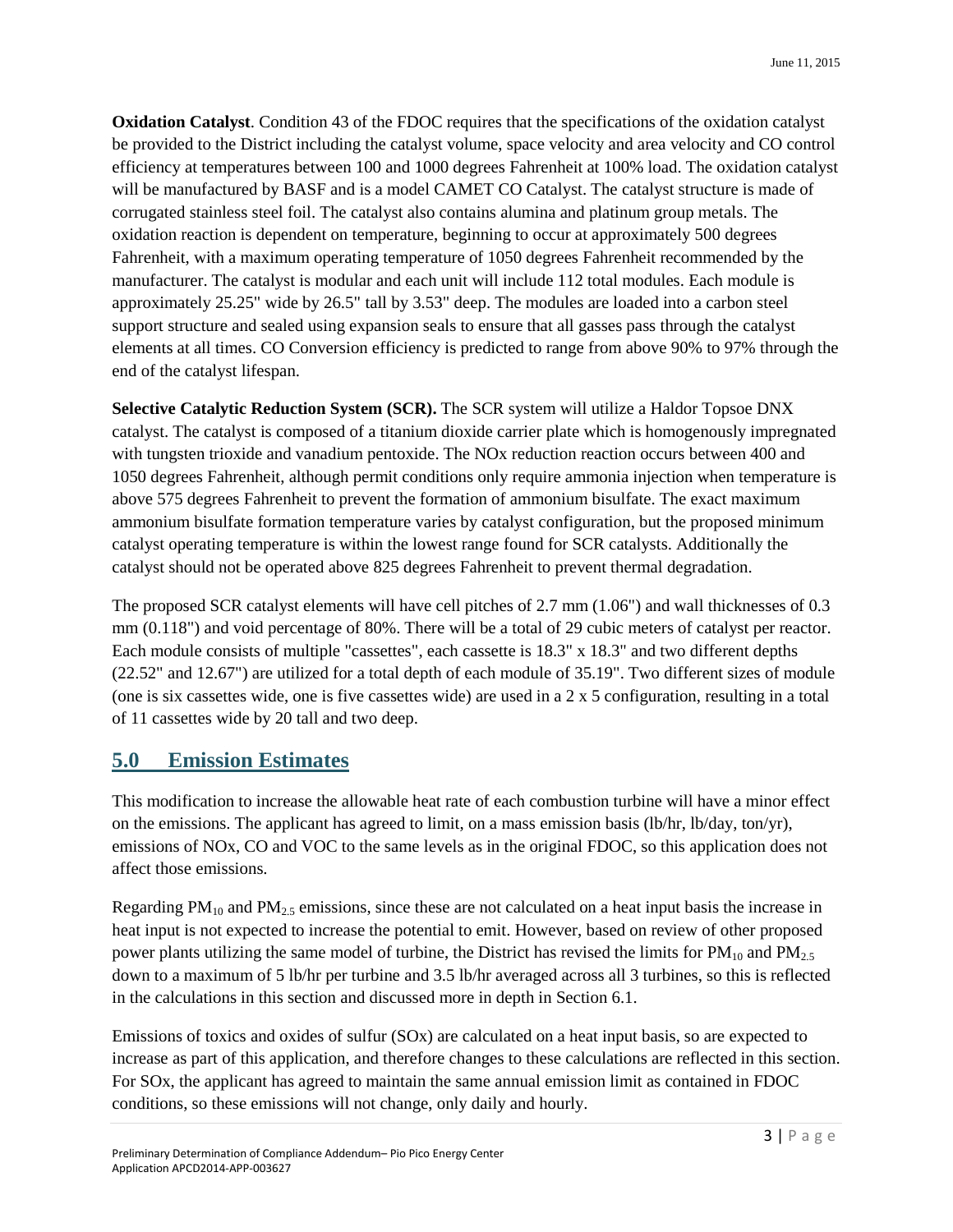**Oxidation Catalyst**. Condition 43 of the FDOC requires that the specifications of the oxidation catalyst be provided to the District including the catalyst volume, space velocity and area velocity and CO control efficiency at temperatures between 100 and 1000 degrees Fahrenheit at 100% load. The oxidation catalyst will be manufactured by BASF and is a model CAMET CO Catalyst. The catalyst structure is made of corrugated stainless steel foil. The catalyst also contains alumina and platinum group metals. The oxidation reaction is dependent on temperature, beginning to occur at approximately 500 degrees Fahrenheit, with a maximum operating temperature of 1050 degrees Fahrenheit recommended by the manufacturer. The catalyst is modular and each unit will include 112 total modules. Each module is approximately 25.25" wide by 26.5" tall by 3.53" deep. The modules are loaded into a carbon steel support structure and sealed using expansion seals to ensure that all gasses pass through the catalyst elements at all times. CO Conversion efficiency is predicted to range from above 90% to 97% through the end of the catalyst lifespan.

**Selective Catalytic Reduction System (SCR).** The SCR system will utilize a Haldor Topsoe DNX catalyst. The catalyst is composed of a titanium dioxide carrier plate which is homogenously impregnated with tungsten trioxide and vanadium pentoxide. The NOx reduction reaction occurs between 400 and 1050 degrees Fahrenheit, although permit conditions only require ammonia injection when temperature is above 575 degrees Fahrenheit to prevent the formation of ammonium bisulfate. The exact maximum ammonium bisulfate formation temperature varies by catalyst configuration, but the proposed minimum catalyst operating temperature is within the lowest range found for SCR catalysts. Additionally the catalyst should not be operated above 825 degrees Fahrenheit to prevent thermal degradation.

The proposed SCR catalyst elements will have cell pitches of 2.7 mm (1.06") and wall thicknesses of 0.3 mm (0.118") and void percentage of 80%. There will be a total of 29 cubic meters of catalyst per reactor. Each module consists of multiple "cassettes", each cassette is 18.3" x 18.3" and two different depths (22.52" and 12.67") are utilized for a total depth of each module of 35.19". Two different sizes of module (one is six cassettes wide, one is five cassettes wide) are used in a 2 x 5 configuration, resulting in a total of 11 cassettes wide by 20 tall and two deep.

## 5.0 Emission Estimates

This modification to increase the allowable heat rate of each combustion turbine will have a minor effect on the emissions. The applicant has agreed to limit, on a mass emission basis (lb/hr, lb/day, ton/yr), emissions of NOx, CO and VOC to the same levels as in the original FDOC, so this application does not affect those emissions.

Regarding $PM_{10}$ and $PM_{2.5}$ emissions, since these are not calculated on a heat input basis the increase in heat input is not expected to increase the potential to emit. However, based on review of other proposed power plants utilizing the same model of turbine, the District has revised the limits for $PM_{10}$ and $PM_{2.5}$ down to a maximum of 5 lb/hr per turbine and 3.5 lb/hr averaged across all 3 turbines, so this is reflected in the calculations in this section and discussed more in depth in Section 6.1.

Emissions of toxics and oxides of sulfur (SOx) are calculated on a heat input basis, so are expected to increase as part of this application, and therefore changes to these calculations are reflected in this section. For SOx, the applicant has agreed to maintain the same annual emission limit as contained in FDOC conditions, so these emissions will not change, only daily and hourly.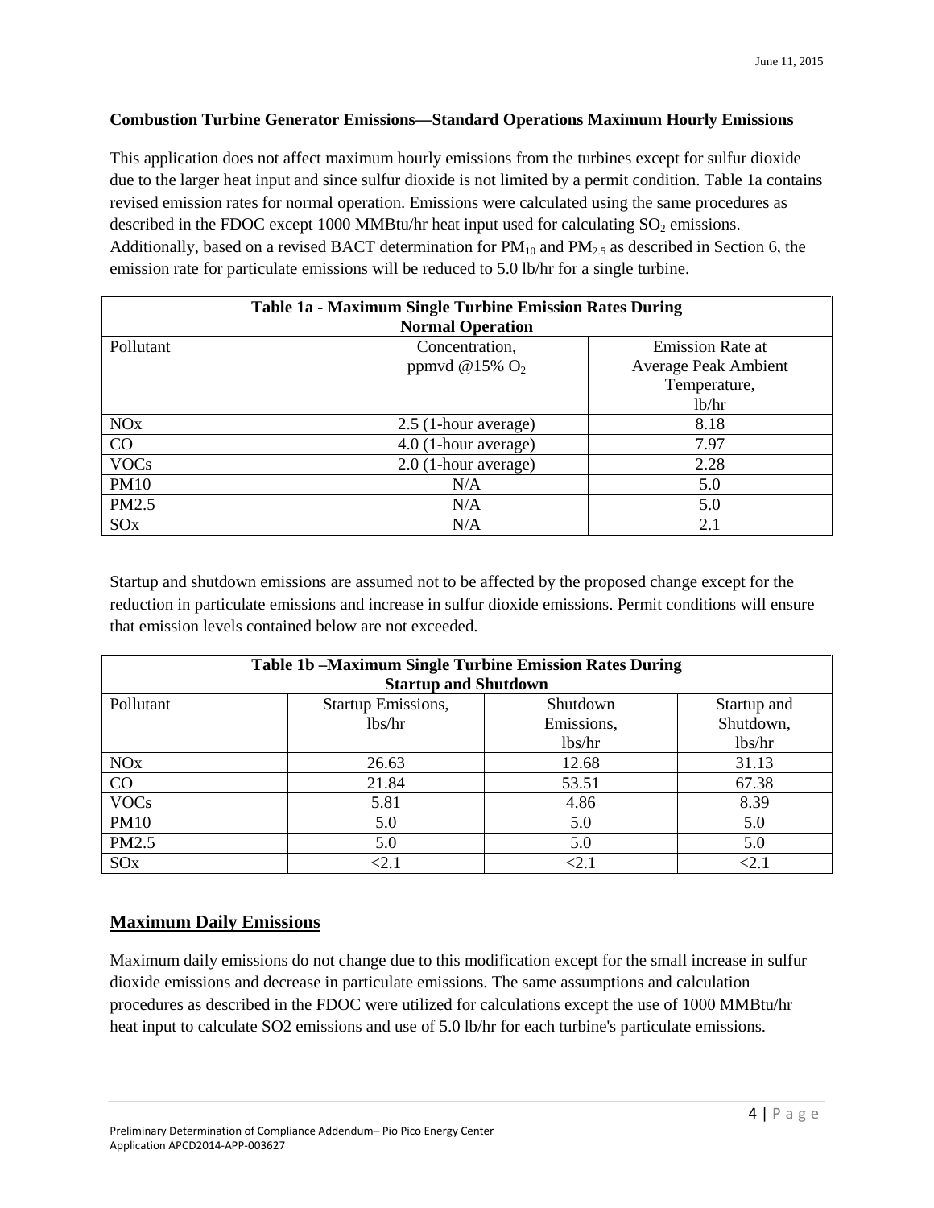**Combustion Turbine Generator Emissions—Standard Operations Maximum Hourly Emissions**

This application does not affect maximum hourly emissions from the turbines except for sulfur dioxide due to the larger heat input and since sulfur dioxide is not limited by a permit condition. Table 1a contains revised emission rates for normal operation. Emissions were calculated using the same procedures as described in the FDOC except 1000 MMBtu/hr heat input used for calculating $SO_2$ emissions. Additionally, based on a revised BACT determination for $PM_{10}$ and $PM_{2.5}$ as described in Section 6, the emission rate for particulate emissions will be reduced to 5.0 lb/hr for a single turbine.

| Table 1a - Maximum Single Turbine Emission Rates During Normal Operation | | |
|---|---|---|
| Pollutant | Concentration, ppmvd @15% $O_2$ | Emission Rate at Average Peak Ambient Temperature, lb/hr |
| NOx | 2.5 (1-hour average) | 8.18 |
| CO | 4.0 (1-hour average) | 7.97 |
| VOCs | 2.0 (1-hour average) | 2.28 |
| PM10 | N/A | 5.0 |
| PM2.5 | N/A | 5.0 |
| SOx | N/A | 2.1 |

Startup and shutdown emissions are assumed not to be affected by the proposed change except for the reduction in particulate emissions and increase in sulfur dioxide emissions. Permit conditions will ensure that emission levels contained below are not exceeded.

| Table 1b –Maximum Single Turbine Emission Rates During Startup and Shutdown | | | |
|---|---|---|---|
| Pollutant | Startup Emissions, lbs/hr | Shutdown Emissions, lbs/hr | Startup and Shutdown, lbs/hr |
| NOx | 26.63 | 12.68 | 31.13 |
| CO | 21.84 | 53.51 | 67.38 |
| VOCs | 5.81 | 4.86 | 8.39 |
| PM10 | 5.0 | 5.0 | 5.0 |
| PM2.5 | 5.0 | 5.0 | 5.0 |
| SOx | <2.1 | <2.1 | <2.1 |

## Maximum Daily Emissions

Maximum daily emissions do not change due to this modification except for the small increase in sulfur dioxide emissions and decrease in particulate emissions. The same assumptions and calculation procedures as described in the FDOC were utilized for calculations except the use of 1000 MMBtu/hr heat input to calculate SO2 emissions and use of 5.0 lb/hr for each turbine's particulate emissions.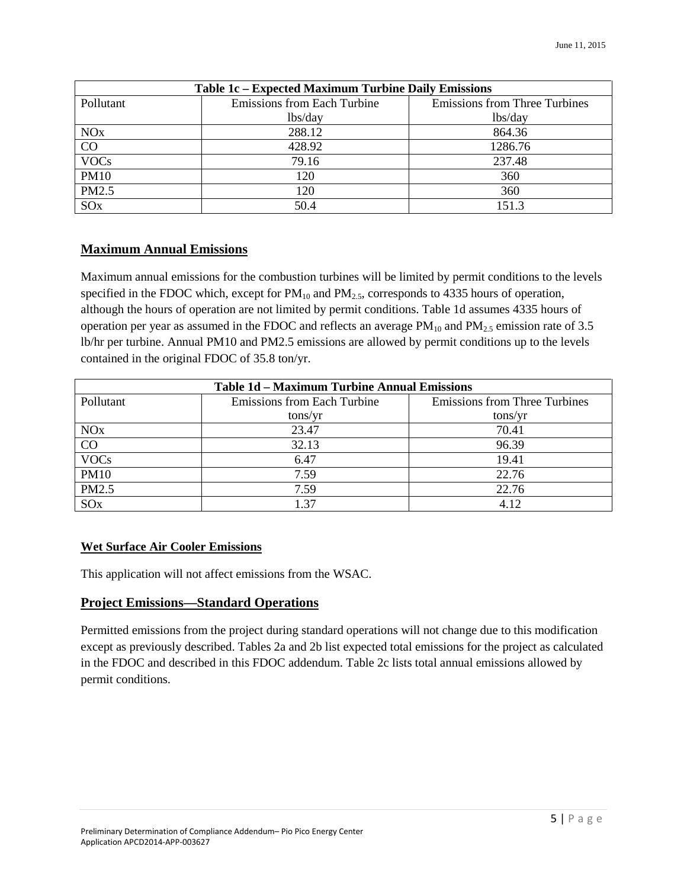| Table 1c – Expected Maximum Turbine Daily Emissions | | |
|---|---|---|
| Pollutant | Emissions from Each Turbine lbs/day | Emissions from Three Turbines lbs/day |
| NOx | 288.12 | 864.36 |
| CO | 428.92 | 1286.76 |
| VOCs | 79.16 | 237.48 |
| PM10 | 120 | 360 |
| PM2.5 | 120 | 360 |
| SOx | 50.4 | 151.3 |

## Maximum Annual Emissions

Maximum annual emissions for the combustion turbines will be limited by permit conditions to the levels specified in the FDOC which, except for $PM_{10}$ and $PM_{2.5}$, corresponds to 4335 hours of operation, although the hours of operation are not limited by permit conditions. Table 1d assumes 4335 hours of operation per year as assumed in the FDOC and reflects an average $PM_{10}$ and $PM_{2.5}$ emission rate of 3.5 lb/hr per turbine. Annual PM10 and PM2.5 emissions are allowed by permit conditions up to the levels contained in the original FDOC of 35.8 ton/yr.

| Table 1d – Maximum Turbine Annual Emissions | | |
|---|---|---|
| Pollutant | Emissions from Each Turbine tons/yr | Emissions from Three Turbines tons/yr |
| NOx | 23.47 | 70.41 |
| CO | 32.13 | 96.39 |
| VOCs | 6.47 | 19.41 |
| PM10 | 7.59 | 22.76 |
| PM2.5 | 7.59 | 22.76 |
| SOx | 1.37 | 4.12 |

### Wet Surface Air Cooler Emissions

This application will not affect emissions from the WSAC.

## Project Emissions—Standard Operations

Permitted emissions from the project during standard operations will not change due to this modification except as previously described. Tables 2a and 2b list expected total emissions for the project as calculated in the FDOC and described in this FDOC addendum. Table 2c lists total annual emissions allowed by permit conditions.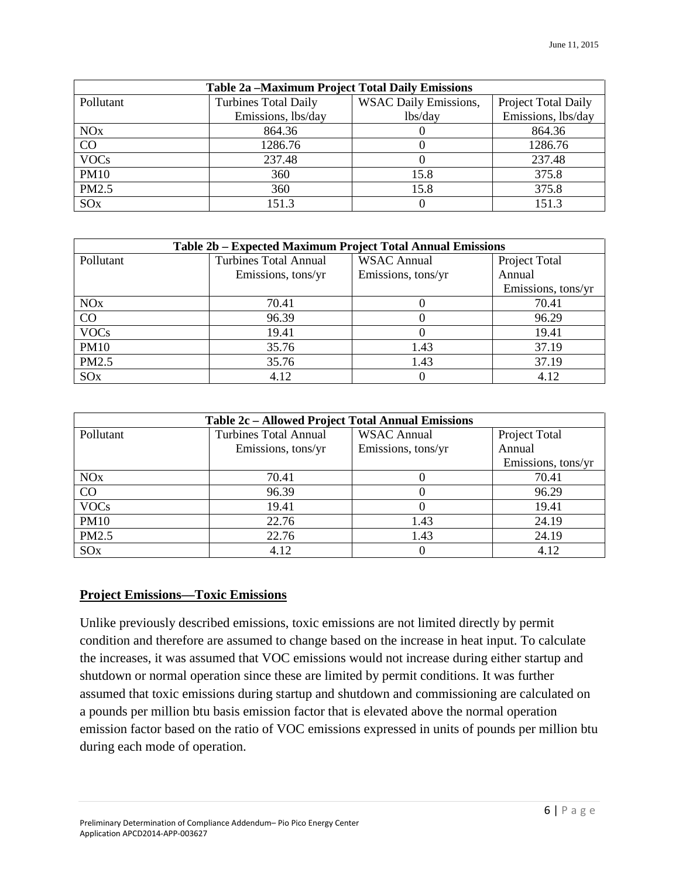| Table 2a –Maximum Project Total Daily Emissions | | | |
|---|---|---|---|
| Pollutant | Turbines Total Daily Emissions, lbs/day | WSAC Daily Emissions, lbs/day | Project Total Daily Emissions, lbs/day |
| NOx | 864.36 | 0 | 864.36 |
| CO | 1286.76 | 0 | 1286.76 |
| VOCs | 237.48 | 0 | 237.48 |
| PM10 | 360 | 15.8 | 375.8 |
| PM2.5 | 360 | 15.8 | 375.8 |
| SOx | 151.3 | 0 | 151.3 |

| Table 2b – Expected Maximum Project Total Annual Emissions | | | |
|---|---|---|---|
| Pollutant | Turbines Total Annual Emissions, tons/yr | WSAC Annual Emissions, tons/yr | Project Total Annual Emissions, tons/yr |
| NOx | 70.41 | 0 | 70.41 |
| CO | 96.39 | 0 | 96.29 |
| VOCs | 19.41 | 0 | 19.41 |
| PM10 | 35.76 | 1.43 | 37.19 |
| PM2.5 | 35.76 | 1.43 | 37.19 |
| SOx | 4.12 | 0 | 4.12 |

| Table 2c – Allowed Project Total Annual Emissions | | | |
|---|---|---|---|
| Pollutant | Turbines Total Annual Emissions, tons/yr | WSAC Annual Emissions, tons/yr | Project Total Annual Emissions, tons/yr |
| NOx | 70.41 | 0 | 70.41 |
| CO | 96.39 | 0 | 96.29 |
| VOCs | 19.41 | 0 | 19.41 |
| PM10 | 22.76 | 1.43 | 24.19 |
| PM2.5 | 22.76 | 1.43 | 24.19 |
| SOx | 4.12 | 0 | 4.12 |

## **Project Emissions—Toxic Emissions**

Unlike previously described emissions, toxic emissions are not limited directly by permit condition and therefore are assumed to change based on the increase in heat input. To calculate the increases, it was assumed that VOC emissions would not increase during either startup and shutdown or normal operation since these are limited by permit conditions. It was further assumed that toxic emissions during startup and shutdown and commissioning are calculated on a pounds per million btu basis emission factor that is elevated above the normal operation emission factor based on the ratio of VOC emissions expressed in units of pounds per million btu during each mode of operation.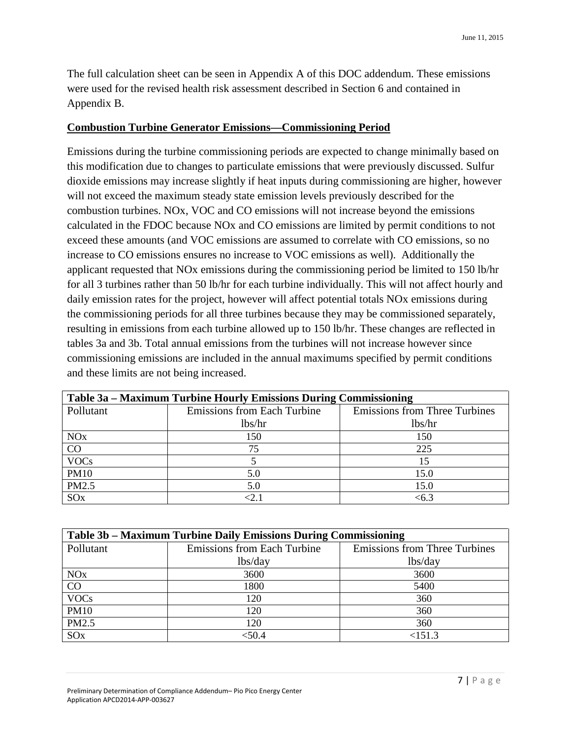The full calculation sheet can be seen in Appendix A of this DOC addendum. These emissions were used for the revised health risk assessment described in Section 6 and contained in Appendix B.

**Combustion Turbine Generator Emissions—Commissioning Period**

Emissions during the turbine commissioning periods are expected to change minimally based on this modification due to changes to particulate emissions that were previously discussed. Sulfur dioxide emissions may increase slightly if heat inputs during commissioning are higher, however will not exceed the maximum steady state emission levels previously described for the combustion turbines. NOx, VOC and CO emissions will not increase beyond the emissions calculated in the FDOC because NOx and CO emissions are limited by permit conditions to not exceed these amounts (and VOC emissions are assumed to correlate with CO emissions, so no increase to CO emissions ensures no increase to VOC emissions as well). Additionally the applicant requested that NOx emissions during the commissioning period be limited to 150 lb/hr for all 3 turbines rather than 50 lb/hr for each turbine individually. This will not affect hourly and daily emission rates for the project, however will affect potential totals NOx emissions during the commissioning periods for all three turbines because they may be commissioned separately, resulting in emissions from each turbine allowed up to 150 lb/hr. These changes are reflected in tables 3a and 3b. Total annual emissions from the turbines will not increase however since commissioning emissions are included in the annual maximums specified by permit conditions and these limits are not being increased.

| Table 3a – Maximum Turbine Hourly Emissions During Commissioning | | |
|---|---|---|
| Pollutant | Emissions from Each Turbine lbs/hr | Emissions from Three Turbines lbs/hr |
| NOx | 150 | 150 |
| CO | 75 | 225 |
| VOCs | 5 | 15 |
| PM10 | 5.0 | 15.0 |
| PM2.5 | 5.0 | 15.0 |
| SOx | <2.1 | <6.3 |

| Table 3b – Maximum Turbine Daily Emissions During Commissioning | | |
|---|---|---|
| Pollutant | Emissions from Each Turbine lbs/day | Emissions from Three Turbines lbs/day |
| NOx | 3600 | 3600 |
| CO | 1800 | 5400 |
| VOCs | 120 | 360 |
| PM10 | 120 | 360 |
| PM2.5 | 120 | 360 |
| SOx | <50.4 | <151.3 |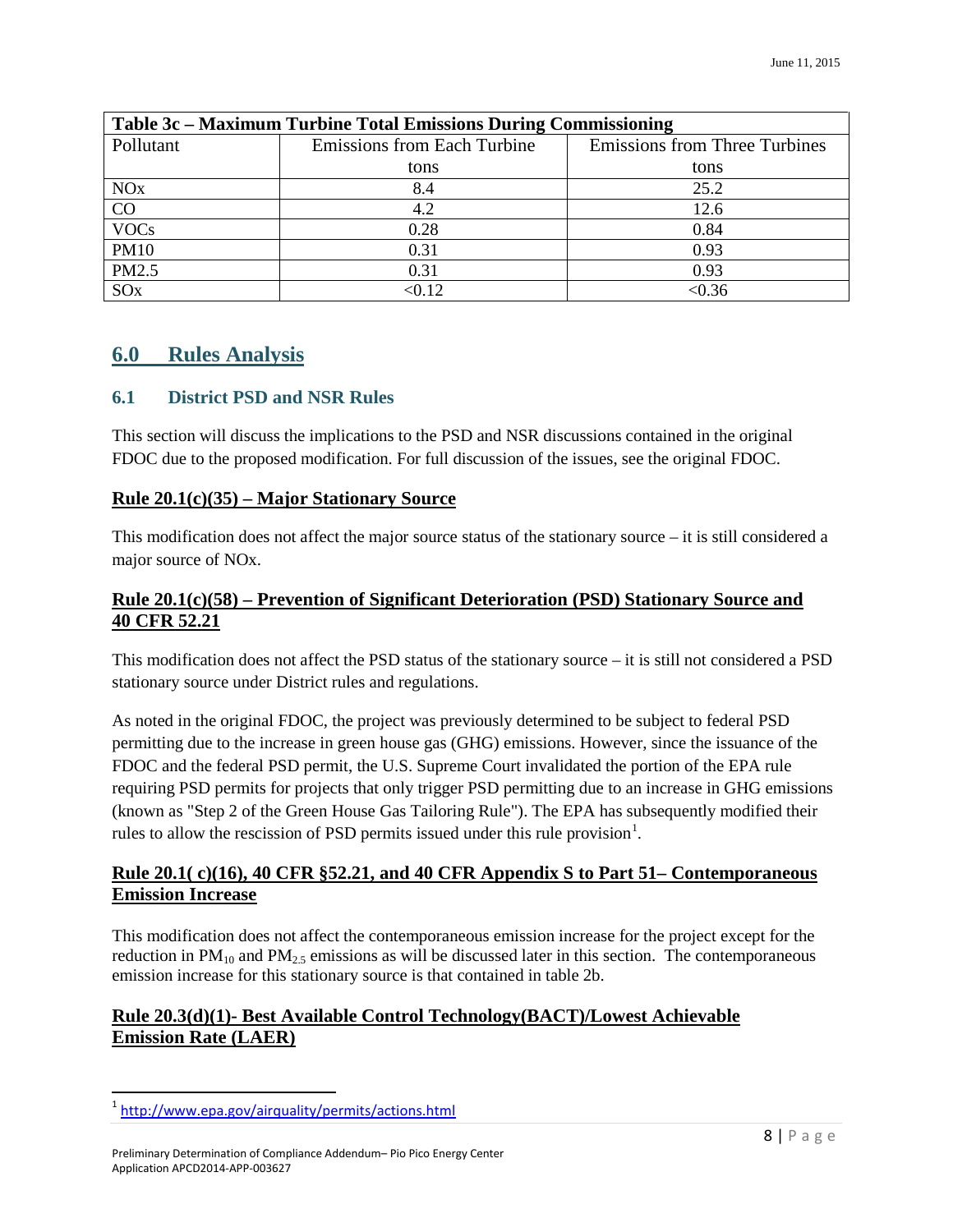| Table 3c – Maximum Turbine Total Emissions During Commissioning | | |
|---|---|---|
| Pollutant | Emissions from Each Turbine tons | Emissions from Three Turbines tons |
| NOx | 8.4 | 25.2 |
| CO | 4.2 | 12.6 |
| VOCs | 0.28 | 0.84 |
| PM10 | 0.31 | 0.93 |
| PM2.5 | 0.31 | 0.93 |
| SOx | <0.12 | <0.36 |

## 6.0 Rules Analysis

### 6.1 District PSD and NSR Rules

This section will discuss the implications to the PSD and NSR discussions contained in the original FDOC due to the proposed modification. For full discussion of the issues, see the original FDOC.

**Rule 20.1(c)(35) – Major Stationary Source**

This modification does not affect the major source status of the stationary source – it is still considered a major source of NOx.

**Rule 20.1(c)(58) – Prevention of Significant Deterioration (PSD) Stationary Source and 40 CFR 52.21**

This modification does not affect the PSD status of the stationary source – it is still not considered a PSD stationary source under District rules and regulations.

As noted in the original FDOC, the project was previously determined to be subject to federal PSD permitting due to the increase in green house gas (GHG) emissions. However, since the issuance of the FDOC and the federal PSD permit, the U.S. Supreme Court invalidated the portion of the EPA rule requiring PSD permits for projects that only trigger PSD permitting due to an increase in GHG emissions (known as "Step 2 of the Green House Gas Tailoring Rule"). The EPA has subsequently modified their rules to allow the rescission of PSD permits issued under this rule provision[1].

**Rule 20.1( c)(16), 40 CFR §52.21, and 40 CFR Appendix S to Part 51– Contemporaneous Emission Increase**

This modification does not affect the contemporaneous emission increase for the project except for the reduction in $PM_{10}$ and $PM_{2.5}$ emissions as will be discussed later in this section. The contemporaneous emission increase for this stationary source is that contained in table 2b.

**Rule 20.3(d)(1)- Best Available Control Technology(BACT)/Lowest Achievable Emission Rate (LAER)**

[1] http://www.epa.gov/airquality/permits/actions.html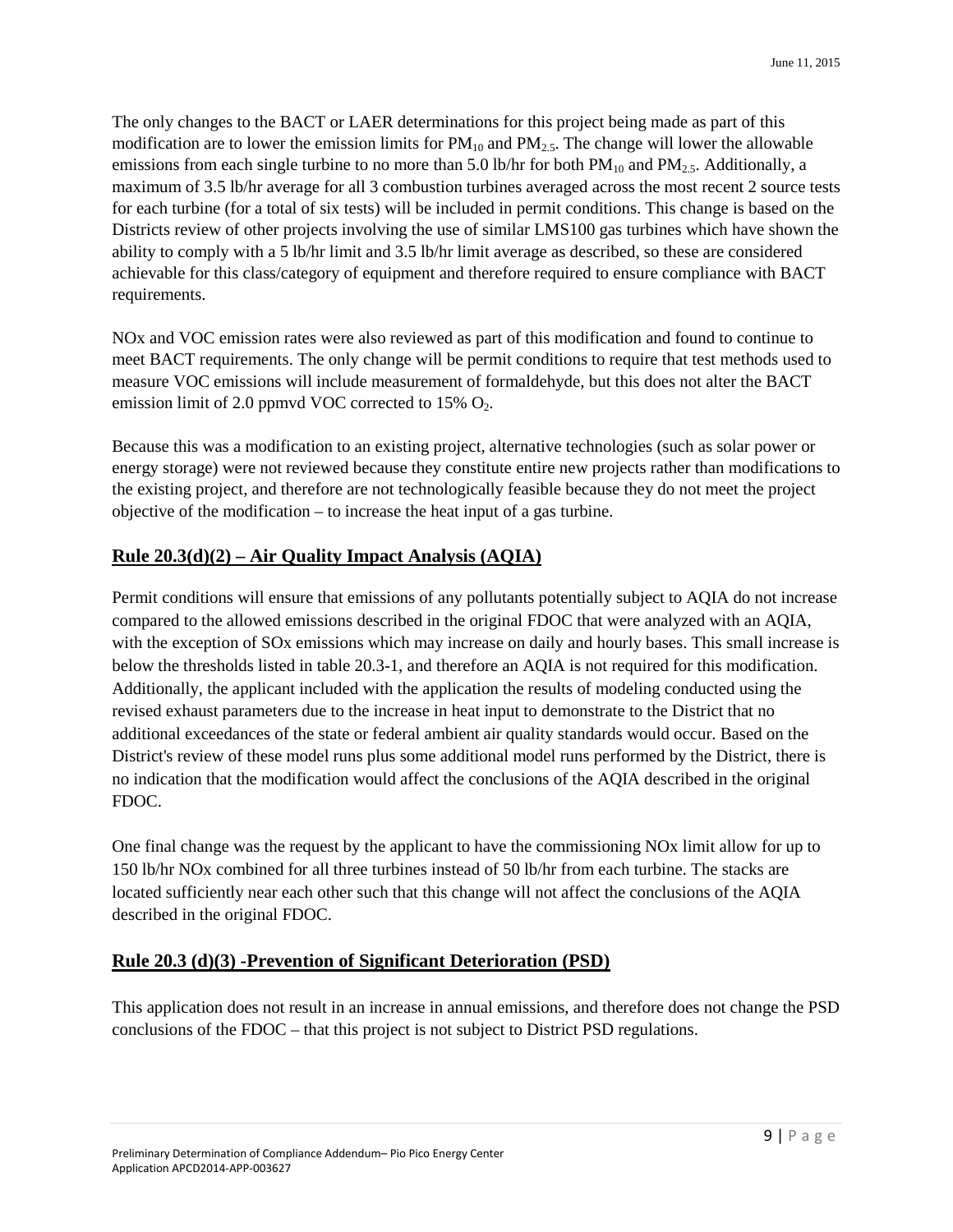The only changes to the BACT or LAER determinations for this project being made as part of this modification are to lower the emission limits for $PM_{10}$ and $PM_{2.5}$. The change will lower the allowable emissions from each single turbine to no more than 5.0 lb/hr for both $PM_{10}$ and $PM_{2.5}$. Additionally, a maximum of 3.5 lb/hr average for all 3 combustion turbines averaged across the most recent 2 source tests for each turbine (for a total of six tests) will be included in permit conditions. This change is based on the Districts review of other projects involving the use of similar LMS100 gas turbines which have shown the ability to comply with a 5 lb/hr limit and 3.5 lb/hr limit average as described, so these are considered achievable for this class/category of equipment and therefore required to ensure compliance with BACT requirements.

NOx and VOC emission rates were also reviewed as part of this modification and found to continue to meet BACT requirements. The only change will be permit conditions to require that test methods used to measure VOC emissions will include measurement of formaldehyde, but this does not alter the BACT emission limit of 2.0 ppmvd VOC corrected to 15% $O_2$.

Because this was a modification to an existing project, alternative technologies (such as solar power or energy storage) were not reviewed because they constitute entire new projects rather than modifications to the existing project, and therefore are not technologically feasible because they do not meet the project objective of the modification – to increase the heat input of a gas turbine.

## Rule 20.3(d)(2) – Air Quality Impact Analysis (AQIA)

Permit conditions will ensure that emissions of any pollutants potentially subject to AQIA do not increase compared to the allowed emissions described in the original FDOC that were analyzed with an AQIA, with the exception of SOx emissions which may increase on daily and hourly bases. This small increase is below the thresholds listed in table 20.3-1, and therefore an AQIA is not required for this modification. Additionally, the applicant included with the application the results of modeling conducted using the revised exhaust parameters due to the increase in heat input to demonstrate to the District that no additional exceedances of the state or federal ambient air quality standards would occur. Based on the District's review of these model runs plus some additional model runs performed by the District, there is no indication that the modification would affect the conclusions of the AQIA described in the original FDOC.

One final change was the request by the applicant to have the commissioning NOx limit allow for up to 150 lb/hr NOx combined for all three turbines instead of 50 lb/hr from each turbine. The stacks are located sufficiently near each other such that this change will not affect the conclusions of the AQIA described in the original FDOC.

## Rule 20.3 (d)(3) -Prevention of Significant Deterioration (PSD)

This application does not result in an increase in annual emissions, and therefore does not change the PSD conclusions of the FDOC – that this project is not subject to District PSD regulations.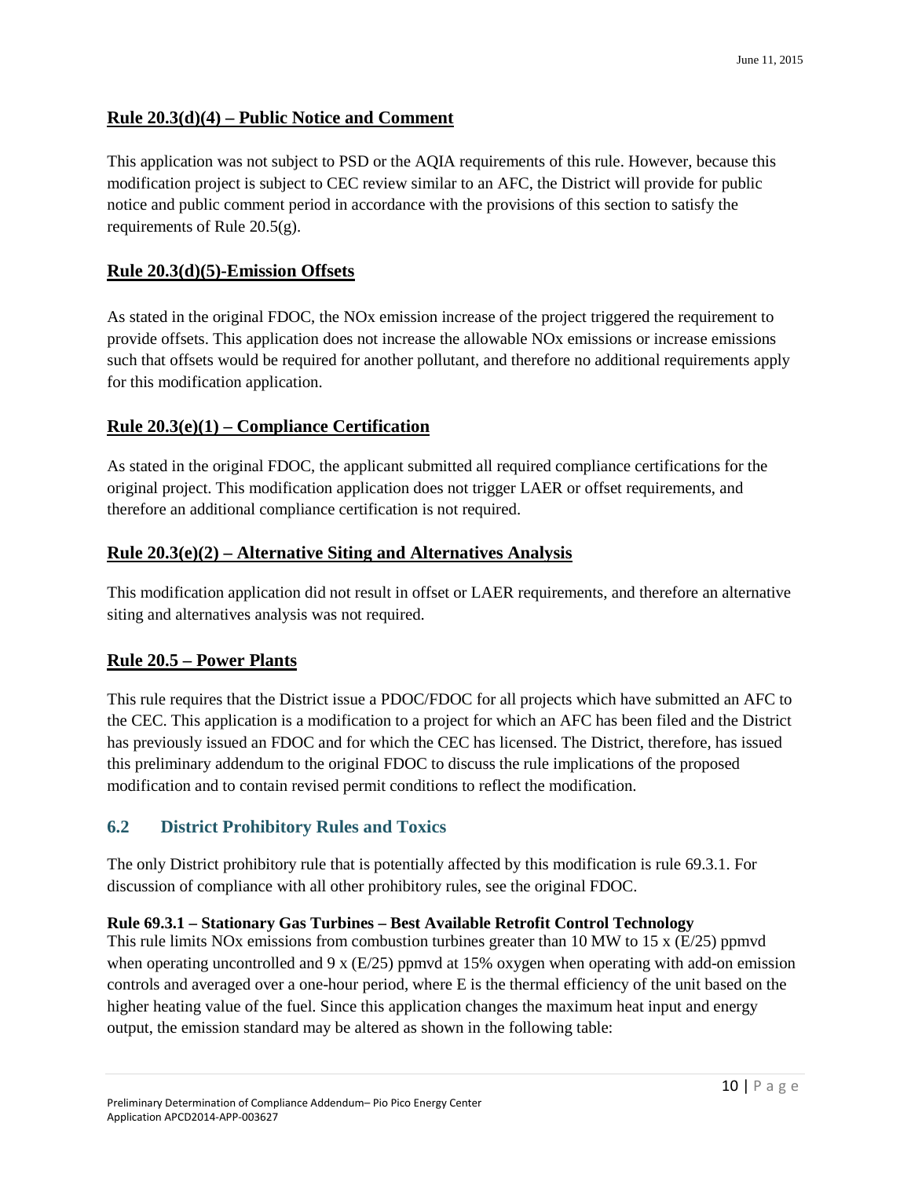## Rule 20.3(d)(4) – Public Notice and Comment

This application was not subject to PSD or the AQIA requirements of this rule. However, because this modification project is subject to CEC review similar to an AFC, the District will provide for public notice and public comment period in accordance with the provisions of this section to satisfy the requirements of Rule 20.5(g).

## Rule 20.3(d)(5)-Emission Offsets

As stated in the original FDOC, the NOx emission increase of the project triggered the requirement to provide offsets. This application does not increase the allowable NOx emissions or increase emissions such that offsets would be required for another pollutant, and therefore no additional requirements apply for this modification application.

## Rule 20.3(e)(1) – Compliance Certification

As stated in the original FDOC, the applicant submitted all required compliance certifications for the original project. This modification application does not trigger LAER or offset requirements, and therefore an additional compliance certification is not required.

## Rule 20.3(e)(2) – Alternative Siting and Alternatives Analysis

This modification application did not result in offset or LAER requirements, and therefore an alternative siting and alternatives analysis was not required.

## Rule 20.5 – Power Plants

This rule requires that the District issue a PDOC/FDOC for all projects which have submitted an AFC to the CEC. This application is a modification to a project for which an AFC has been filed and the District has previously issued an FDOC and for which the CEC has licensed. The District, therefore, has issued this preliminary addendum to the original FDOC to discuss the rule implications of the proposed modification and to contain revised permit conditions to reflect the modification.

## 6.2 District Prohibitory Rules and Toxics

The only District prohibitory rule that is potentially affected by this modification is rule 69.3.1. For discussion of compliance with all other prohibitory rules, see the original FDOC.

**Rule 69.3.1 – Stationary Gas Turbines – Best Available Retrofit Control Technology**

This rule limits NOx emissions from combustion turbines greater than 10 MW to 15 x (E/25) ppmvd when operating uncontrolled and 9 x (E/25) ppmvd at 15% oxygen when operating with add-on emission controls and averaged over a one-hour period, where E is the thermal efficiency of the unit based on the higher heating value of the fuel. Since this application changes the maximum heat input and energy output, the emission standard may be altered as shown in the following table: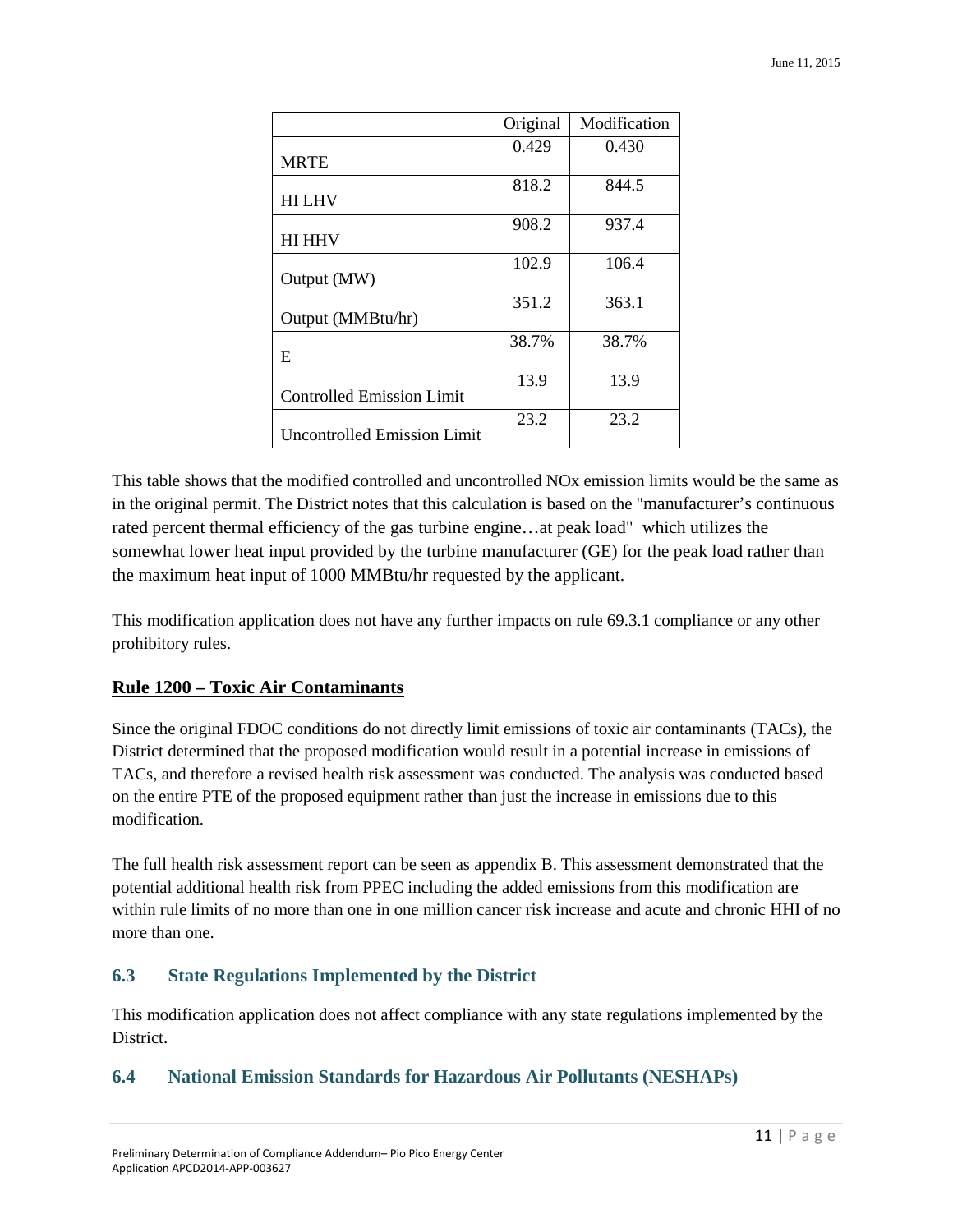| | Original | Modification |
|---|---|---|
| MRTE | 0.429 | 0.430 |
| HI LHV | 818.2 | 844.5 |
| HI HHV | 908.2 | 937.4 |
| Output (MW) | 102.9 | 106.4 |
| Output (MMBtu/hr) | 351.2 | 363.1 |
| E | 38.7% | 38.7% |
| Controlled Emission Limit | 13.9 | 13.9 |
| Uncontrolled Emission Limit | 23.2 | 23.2 |

This table shows that the modified controlled and uncontrolled NOx emission limits would be the same as in the original permit. The District notes that this calculation is based on the "manufacturer's continuous rated percent thermal efficiency of the gas turbine engine…at peak load" which utilizes the somewhat lower heat input provided by the turbine manufacturer (GE) for the peak load rather than the maximum heat input of 1000 MMBtu/hr requested by the applicant.

This modification application does not have any further impacts on rule 69.3.1 compliance or any other prohibitory rules.

**Rule 1200 – Toxic Air Contaminants**

Since the original FDOC conditions do not directly limit emissions of toxic air contaminants (TACs), the District determined that the proposed modification would result in a potential increase in emissions of TACs, and therefore a revised health risk assessment was conducted. The analysis was conducted based on the entire PTE of the proposed equipment rather than just the increase in emissions due to this modification.

The full health risk assessment report can be seen as appendix B. This assessment demonstrated that the potential additional health risk from PPEC including the added emissions from this modification are within rule limits of no more than one in one million cancer risk increase and acute and chronic HHI of no more than one.

### 6.3 State Regulations Implemented by the District

This modification application does not affect compliance with any state regulations implemented by the District.

### 6.4 National Emission Standards for Hazardous Air Pollutants (NESHAPs)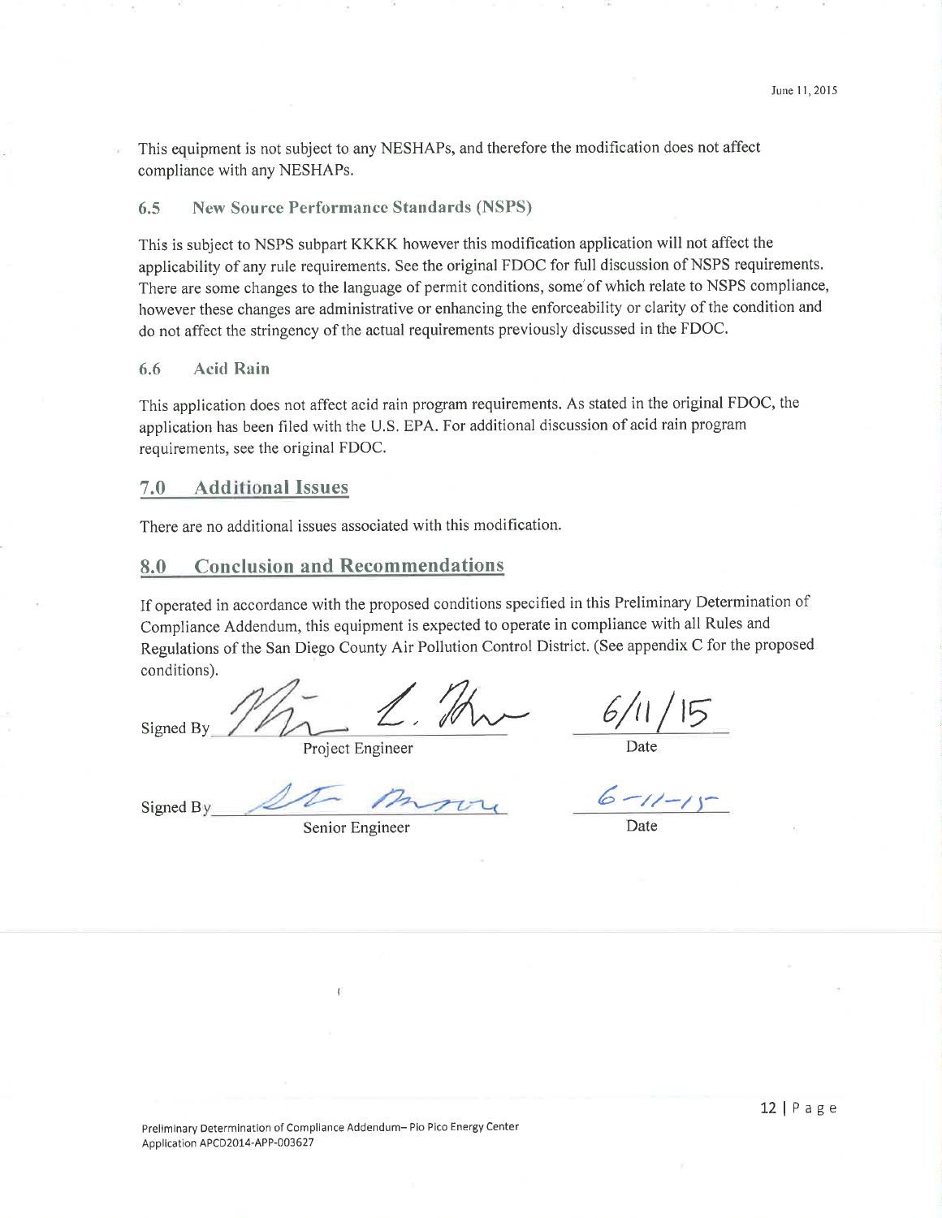This equipment is not subject to any NESHAPs, and therefore the modification does not affect compliance with any NESHAPs.

### 6.5 New Source Performance Standards (NSPS)

This is subject to NSPS subpart KKKK however this modification application will not affect the applicability of any rule requirements. See the original FDOC for full discussion of NSPS requirements. There are some changes to the language of permit conditions, some of which relate to NSPS compliance, however these changes are administrative or enhancing the enforceability or clarity of the condition and do not affect the stringency of the actual requirements previously discussed in the FDOC.

### 6.6 Acid Rain

This application does not affect acid rain program requirements. As stated in the original FDOC, the application has been filed with the U.S. EPA. For additional discussion of acid rain program requirements, see the original FDOC.

## 7.0 Additional Issues

There are no additional issues associated with this modification.

## 8.0 Conclusion and Recommendations

If operated in accordance with the proposed conditions specified in this Preliminary Determination of Compliance Addendum, this equipment is expected to operate in compliance with all Rules and Regulations of the San Diego County Air Pollution Control District. (See appendix C for the proposed conditions).

Signed By ______________________ 6/11/15
Project Engineer Date

Signed By ______________________ 6-11-15
Senior Engineer Date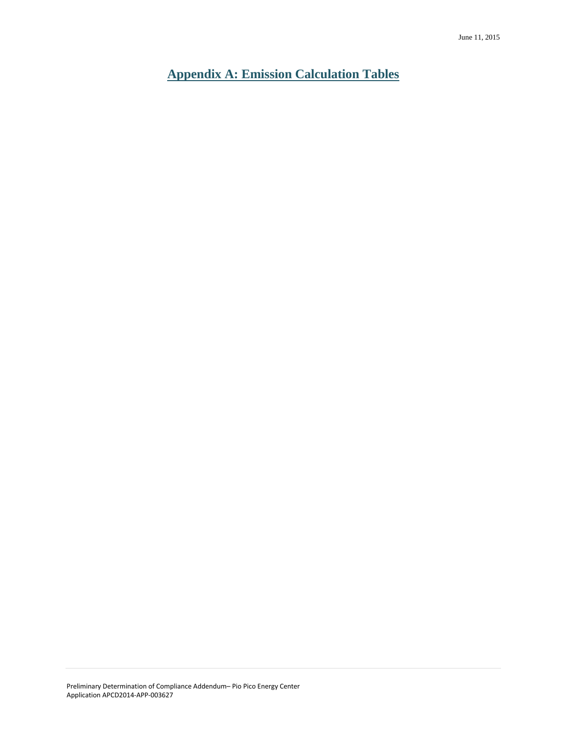# Appendix A: Emission Calculation Tables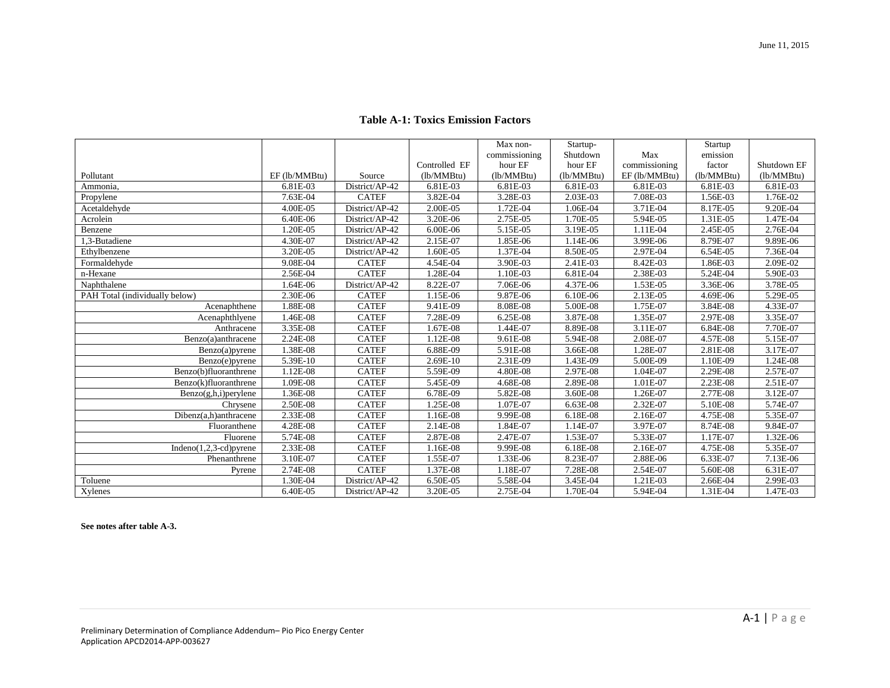## Table A-1: Toxics Emission Factors

| Pollutant | EF (lb/MMBtu) | Source | Controlled EF (lb/MMBtu) | Max non-commissioning hour EF (lb/MMBtu) | Startup-Shutdown hour EF (lb/MMBtu) | Max commissioning EF (lb/MMBtu) | Startup emission factor (lb/MMBtu) | Shutdown EF (lb/MMBtu) |
|---|---|---|---|---|---|---|---|---|
| Ammonia, | 6.81E-03 | District/AP-42 | 6.81E-03 | 6.81E-03 | 6.81E-03 | 6.81E-03 | 6.81E-03 | 6.81E-03 |
| Propylene | 7.63E-04 | CATEF | 3.82E-04 | 3.28E-03 | 2.03E-03 | 7.08E-03 | 1.56E-03 | 1.76E-02 |
| Acetaldehyde | 4.00E-05 | District/AP-42 | 2.00E-05 | 1.72E-04 | 1.06E-04 | 3.71E-04 | 8.17E-05 | 9.20E-04 |
| Acrolein | 6.40E-06 | District/AP-42 | 3.20E-06 | 2.75E-05 | 1.70E-05 | 5.94E-05 | 1.31E-05 | 1.47E-04 |
| Benzene | 1.20E-05 | District/AP-42 | 6.00E-06 | 5.15E-05 | 3.19E-05 | 1.11E-04 | 2.45E-05 | 2.76E-04 |
| 1,3-Butadiene | 4.30E-07 | District/AP-42 | 2.15E-07 | 1.85E-06 | 1.14E-06 | 3.99E-06 | 8.79E-07 | 9.89E-06 |
| Ethylbenzene | 3.20E-05 | District/AP-42 | 1.60E-05 | 1.37E-04 | 8.50E-05 | 2.97E-04 | 6.54E-05 | 7.36E-04 |
| Formaldehyde | 9.08E-04 | CATEF | 4.54E-04 | 3.90E-03 | 2.41E-03 | 8.42E-03 | 1.86E-03 | 2.09E-02 |
| n-Hexane | 2.56E-04 | CATEF | 1.28E-04 | 1.10E-03 | 6.81E-04 | 2.38E-03 | 5.24E-04 | 5.90E-03 |
| Naphthalene | 1.64E-06 | District/AP-42 | 8.22E-07 | 7.06E-06 | 4.37E-06 | 1.53E-05 | 3.36E-06 | 3.78E-05 |
| PAH Total (individually below) | 2.30E-06 | CATEF | 1.15E-06 | 9.87E-06 | 6.10E-06 | 2.13E-05 | 4.69E-06 | 5.29E-05 |
| Acenaphthene | 1.88E-08 | CATEF | 9.41E-09 | 8.08E-08 | 5.00E-08 | 1.75E-07 | 3.84E-08 | 4.33E-07 |
| Acenaphthlyene | 1.46E-08 | CATEF | 7.28E-09 | 6.25E-08 | 3.87E-08 | 1.35E-07 | 2.97E-08 | 3.35E-07 |
| Anthracene | 3.35E-08 | CATEF | 1.67E-08 | 1.44E-07 | 8.89E-08 | 3.11E-07 | 6.84E-08 | 7.70E-07 |
| Benzo(a)anthracene | 2.24E-08 | CATEF | 1.12E-08 | 9.61E-08 | 5.94E-08 | 2.08E-07 | 4.57E-08 | 5.15E-07 |
| Benzo(a)pyrene | 1.38E-08 | CATEF | 6.88E-09 | 5.91E-08 | 3.66E-08 | 1.28E-07 | 2.81E-08 | 3.17E-07 |
| Benzo(e)pyrene | 5.39E-10 | CATEF | 2.69E-10 | 2.31E-09 | 1.43E-09 | 5.00E-09 | 1.10E-09 | 1.24E-08 |
| Benzo(b)fluoranthrene | 1.12E-08 | CATEF | 5.59E-09 | 4.80E-08 | 2.97E-08 | 1.04E-07 | 2.29E-08 | 2.57E-07 |
| Benzo(k)fluoranthrene | 1.09E-08 | CATEF | 5.45E-09 | 4.68E-08 | 2.89E-08 | 1.01E-07 | 2.23E-08 | 2.51E-07 |
| Benzo(g,h,i)perylene | 1.36E-08 | CATEF | 6.78E-09 | 5.82E-08 | 3.60E-08 | 1.26E-07 | 2.77E-08 | 3.12E-07 |
| Chrysene | 2.50E-08 | CATEF | 1.25E-08 | 1.07E-07 | 6.63E-08 | 2.32E-07 | 5.10E-08 | 5.74E-07 |
| Dibenz(a,h)anthracene | 2.33E-08 | CATEF | 1.16E-08 | 9.99E-08 | 6.18E-08 | 2.16E-07 | 4.75E-08 | 5.35E-07 |
| Fluoranthene | 4.28E-08 | CATEF | 2.14E-08 | 1.84E-07 | 1.14E-07 | 3.97E-07 | 8.74E-08 | 9.84E-07 |
| Fluorene | 5.74E-08 | CATEF | 2.87E-08 | 2.47E-07 | 1.53E-07 | 5.33E-07 | 1.17E-07 | 1.32E-06 |
| Indeno(1,2,3-cd)pyrene | 2.33E-08 | CATEF | 1.16E-08 | 9.99E-08 | 6.18E-08 | 2.16E-07 | 4.75E-08 | 5.35E-07 |
| Phenanthrene | 3.10E-07 | CATEF | 1.55E-07 | 1.33E-06 | 8.23E-07 | 2.88E-06 | 6.33E-07 | 7.13E-06 |
| Pyrene | 2.74E-08 | CATEF | 1.37E-08 | 1.18E-07 | 7.28E-08 | 2.54E-07 | 5.60E-08 | 6.31E-07 |
| Toluene | 1.30E-04 | District/AP-42 | 6.50E-05 | 5.58E-04 | 3.45E-04 | 1.21E-03 | 2.66E-04 | 2.99E-03 |
| Xylenes | 6.40E-05 | District/AP-42 | 3.20E-05 | 2.75E-04 | 1.70E-04 | 5.94E-04 | 1.31E-04 | 1.47E-03 |

**See notes after table A-3.**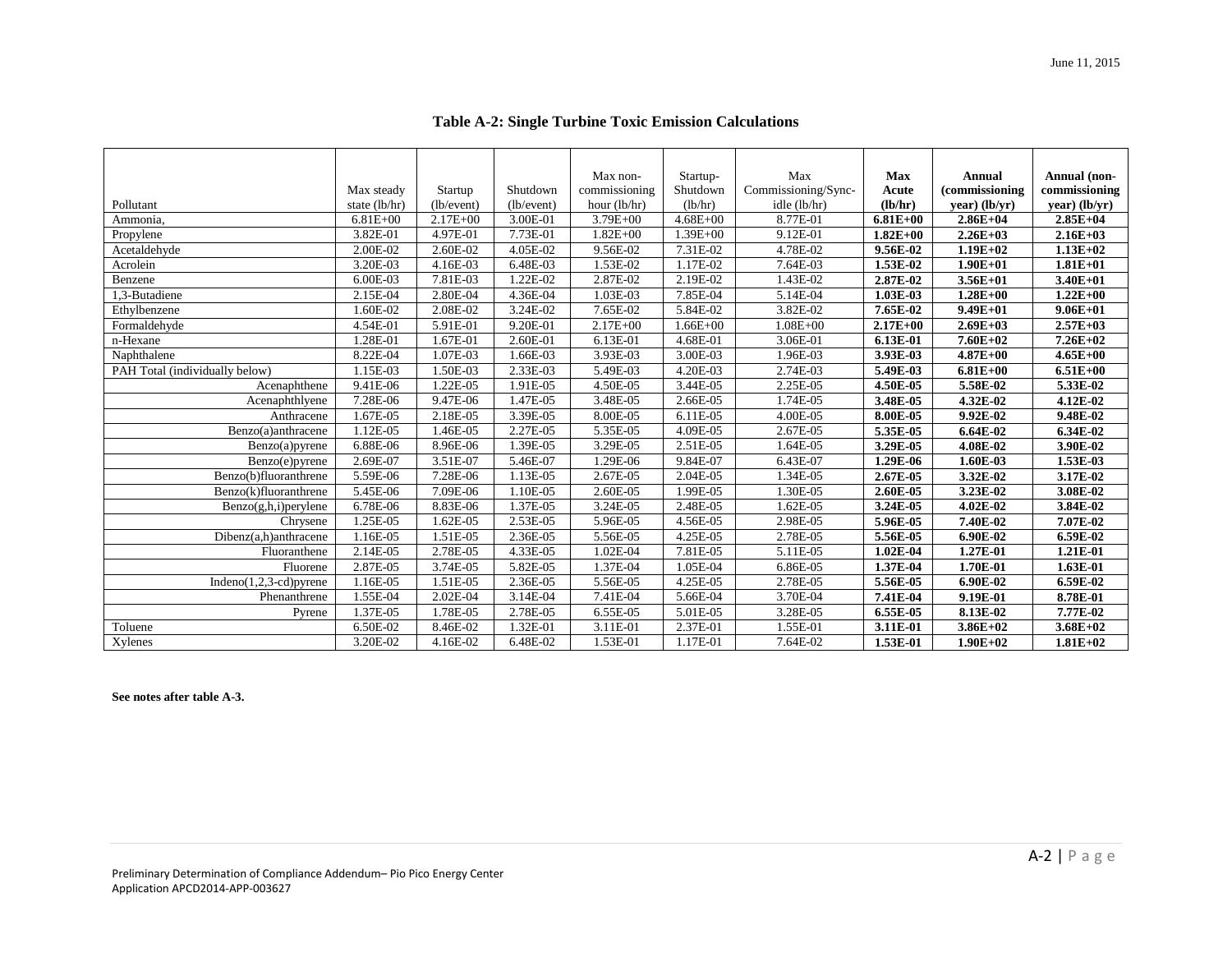## Table A-2: Single Turbine Toxic Emission Calculations

| Pollutant | Max steady state (lb/hr) | Startup (lb/event) | Shutdown (lb/event) | Max non-commissioning hour (lb/hr) | Startup-Shutdown (lb/hr) | Max Commissioning/Sync-idle (lb/hr) | **Max Acute (lb/hr)** | **Annual (commissioning year) (lb/yr)** | **Annual (non-commissioning year) (lb/yr)** |
|---|---|---|---|---|---|---|---|---|---|
| Ammonia, | 6.81E+00 | 2.17E+00 | 3.00E-01 | 3.79E+00 | 4.68E+00 | 8.77E-01 | **6.81E+00** | **2.86E+04** | **2.85E+04** |
| Propylene | 3.82E-01 | 4.97E-01 | 7.73E-01 | 1.82E+00 | 1.39E+00 | 9.12E-01 | **1.82E+00** | **2.26E+03** | **2.16E+03** |
| Acetaldehyde | 2.00E-02 | 2.60E-02 | 4.05E-02 | 9.56E-02 | 7.31E-02 | 4.78E-02 | **9.56E-02** | **1.19E+02** | **1.13E+02** |
| Acrolein | 3.20E-03 | 4.16E-03 | 6.48E-03 | 1.53E-02 | 1.17E-02 | 7.64E-03 | **1.53E-02** | **1.90E+01** | **1.81E+01** |
| Benzene | 6.00E-03 | 7.81E-03 | 1.22E-02 | 2.87E-02 | 2.19E-02 | 1.43E-02 | **2.87E-02** | **3.56E+01** | **3.40E+01** |
| 1,3-Butadiene | 2.15E-04 | 2.80E-04 | 4.36E-04 | 1.03E-03 | 7.85E-04 | 5.14E-04 | **1.03E-03** | **1.28E+00** | **1.22E+00** |
| Ethylbenzene | 1.60E-02 | 2.08E-02 | 3.24E-02 | 7.65E-02 | 5.84E-02 | 3.82E-02 | **7.65E-02** | **9.49E+01** | **9.06E+01** |
| Formaldehyde | 4.54E-01 | 5.91E-01 | 9.20E-01 | 2.17E+00 | 1.66E+00 | 1.08E+00 | **2.17E+00** | **2.69E+03** | **2.57E+03** |
| n-Hexane | 1.28E-01 | 1.67E-01 | 2.60E-01 | 6.13E-01 | 4.68E-01 | 3.06E-01 | **6.13E-01** | **7.60E+02** | **7.26E+02** |
| Naphthalene | 8.22E-04 | 1.07E-03 | 1.66E-03 | 3.93E-03 | 3.00E-03 | 1.96E-03 | **3.93E-03** | **4.87E+00** | **4.65E+00** |
| PAH Total (individually below) | 1.15E-03 | 1.50E-03 | 2.33E-03 | 5.49E-03 | 4.20E-03 | 2.74E-03 | **5.49E-03** | **6.81E+00** | **6.51E+00** |
| Acenaphthene | 9.41E-06 | 1.22E-05 | 1.91E-05 | 4.50E-05 | 3.44E-05 | 2.25E-05 | **4.50E-05** | **5.58E-02** | **5.33E-02** |
| Acenaphthlyene | 7.28E-06 | 9.47E-06 | 1.47E-05 | 3.48E-05 | 2.66E-05 | 1.74E-05 | **3.48E-05** | **4.32E-02** | **4.12E-02** |
| Anthracene | 1.67E-05 | 2.18E-05 | 3.39E-05 | 8.00E-05 | 6.11E-05 | 4.00E-05 | **8.00E-05** | **9.92E-02** | **9.48E-02** |
| Benzo(a)anthracene | 1.12E-05 | 1.46E-05 | 2.27E-05 | 5.35E-05 | 4.09E-05 | 2.67E-05 | **5.35E-05** | **6.64E-02** | **6.34E-02** |
| Benzo(a)pyrene | 6.88E-06 | 8.96E-06 | 1.39E-05 | 3.29E-05 | 2.51E-05 | 1.64E-05 | **3.29E-05** | **4.08E-02** | **3.90E-02** |
| Benzo(e)pyrene | 2.69E-07 | 3.51E-07 | 5.46E-07 | 1.29E-06 | 9.84E-07 | 6.43E-07 | **1.29E-06** | **1.60E-03** | **1.53E-03** |
| Benzo(b)fluoranthrene | 5.59E-06 | 7.28E-06 | 1.13E-05 | 2.67E-05 | 2.04E-05 | 1.34E-05 | **2.67E-05** | **3.32E-02** | **3.17E-02** |
| Benzo(k)fluoranthrene | 5.45E-06 | 7.09E-06 | 1.10E-05 | 2.60E-05 | 1.99E-05 | 1.30E-05 | **2.60E-05** | **3.23E-02** | **3.08E-02** |
| Benzo(g,h,i)perylene | 6.78E-06 | 8.83E-06 | 1.37E-05 | 3.24E-05 | 2.48E-05 | 1.62E-05 | **3.24E-05** | **4.02E-02** | **3.84E-02** |
| Chrysene | 1.25E-05 | 1.62E-05 | 2.53E-05 | 5.96E-05 | 4.56E-05 | 2.98E-05 | **5.96E-05** | **7.40E-02** | **7.07E-02** |
| Dibenz(a,h)anthracene | 1.16E-05 | 1.51E-05 | 2.36E-05 | 5.56E-05 | 4.25E-05 | 2.78E-05 | **5.56E-05** | **6.90E-02** | **6.59E-02** |
| Fluoranthene | 2.14E-05 | 2.78E-05 | 4.33E-05 | 1.02E-04 | 7.81E-05 | 5.11E-05 | **1.02E-04** | **1.27E-01** | **1.21E-01** |
| Fluorene | 2.87E-05 | 3.74E-05 | 5.82E-05 | 1.37E-04 | 1.05E-04 | 6.86E-05 | **1.37E-04** | **1.70E-01** | **1.63E-01** |
| Indeno(1,2,3-cd)pyrene | 1.16E-05 | 1.51E-05 | 2.36E-05 | 5.56E-05 | 4.25E-05 | 2.78E-05 | **5.56E-05** | **6.90E-02** | **6.59E-02** |
| Phenanthrene | 1.55E-04 | 2.02E-04 | 3.14E-04 | 7.41E-04 | 5.66E-04 | 3.70E-04 | **7.41E-04** | **9.19E-01** | **8.78E-01** |
| Pyrene | 1.37E-05 | 1.78E-05 | 2.78E-05 | 6.55E-05 | 5.01E-05 | 3.28E-05 | **6.55E-05** | **8.13E-02** | **7.77E-02** |
| Toluene | 6.50E-02 | 8.46E-02 | 1.32E-01 | 3.11E-01 | 2.37E-01 | 1.55E-01 | **3.11E-01** | **3.86E+02** | **3.68E+02** |
| Xylenes | 3.20E-02 | 4.16E-02 | 6.48E-02 | 1.53E-01 | 1.17E-01 | 7.64E-02 | **1.53E-01** | **1.90E+02** | **1.81E+02** |

**See notes after table A-3.**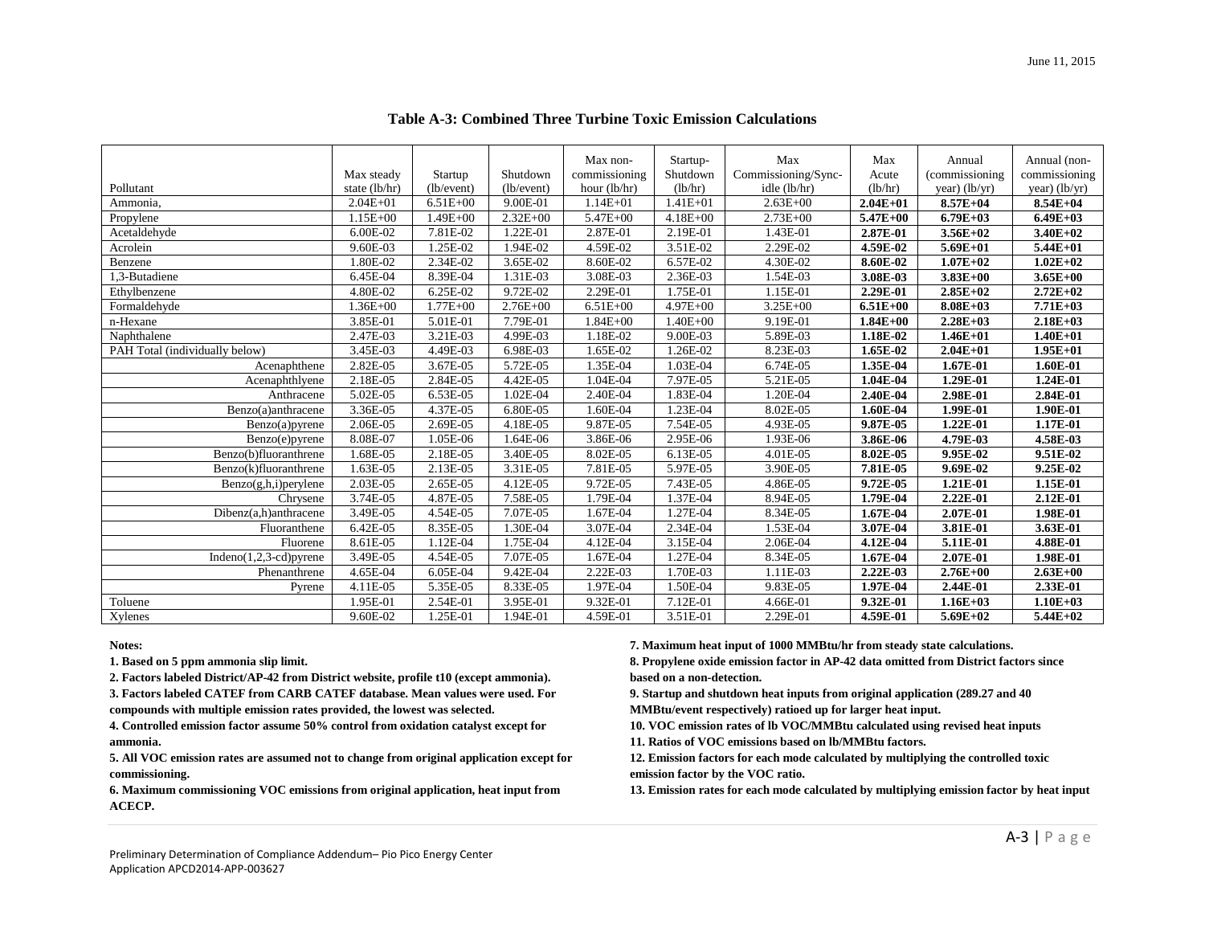## Table A-3: Combined Three Turbine Toxic Emission Calculations

| Pollutant | Max steady state (lb/hr) | Startup (lb/event) | Shutdown (lb/event) | Max non-commissioning hour (lb/hr) | Startup-Shutdown (lb/hr) | Max Commissioning/Sync-idle (lb/hr) | Max Acute (lb/hr) | Annual (commissioning year) (lb/yr) | Annual (non-commissioning year) (lb/yr) |
|---|---|---|---|---|---|---|---|---|---|
| Ammonia, | 2.04E+01 | 6.51E+00 | 9.00E-01 | 1.14E+01 | 1.41E+01 | 2.63E+00 | **2.04E+01** | **8.57E+04** | **8.54E+04** |
| Propylene | 1.15E+00 | 1.49E+00 | 2.32E+00 | 5.47E+00 | 4.18E+00 | 2.73E+00 | **5.47E+00** | **6.79E+03** | **6.49E+03** |
| Acetaldehyde | 6.00E-02 | 7.81E-02 | 1.22E-01 | 2.87E-01 | 2.19E-01 | 1.43E-01 | **2.87E-01** | **3.56E+02** | **3.40E+02** |
| Acrolein | 9.60E-03 | 1.25E-02 | 1.94E-02 | 4.59E-02 | 3.51E-02 | 2.29E-02 | **4.59E-02** | **5.69E+01** | **5.44E+01** |
| Benzene | 1.80E-02 | 2.34E-02 | 3.65E-02 | 8.60E-02 | 6.57E-02 | 4.30E-02 | **8.60E-02** | **1.07E+02** | **1.02E+02** |
| 1,3-Butadiene | 6.45E-04 | 8.39E-04 | 1.31E-03 | 3.08E-03 | 2.36E-03 | 1.54E-03 | **3.08E-03** | **3.83E+00** | **3.65E+00** |
| Ethylbenzene | 4.80E-02 | 6.25E-02 | 9.72E-02 | 2.29E-01 | 1.75E-01 | 1.15E-01 | **2.29E-01** | **2.85E+02** | **2.72E+02** |
| Formaldehyde | 1.36E+00 | 1.77E+00 | 2.76E+00 | 6.51E+00 | 4.97E+00 | 3.25E+00 | **6.51E+00** | **8.08E+03** | **7.71E+03** |
| n-Hexane | 3.85E-01 | 5.01E-01 | 7.79E-01 | 1.84E+00 | 1.40E+00 | 9.19E-01 | **1.84E+00** | **2.28E+03** | **2.18E+03** |
| Naphthalene | 2.47E-03 | 3.21E-03 | 4.99E-03 | 1.18E-02 | 9.00E-03 | 5.89E-03 | **1.18E-02** | **1.46E+01** | **1.40E+01** |
| PAH Total (individually below) | 3.45E-03 | 4.49E-03 | 6.98E-03 | 1.65E-02 | 1.26E-02 | 8.23E-03 | **1.65E-02** | **2.04E+01** | **1.95E+01** |
| Acenaphthene | 2.82E-05 | 3.67E-05 | 5.72E-05 | 1.35E-04 | 1.03E-04 | 6.74E-05 | **1.35E-04** | **1.67E-01** | **1.60E-01** |
| Acenaphthlyene | 2.18E-05 | 2.84E-05 | 4.42E-05 | 1.04E-04 | 7.97E-05 | 5.21E-05 | **1.04E-04** | **1.29E-01** | **1.24E-01** |
| Anthracene | 5.02E-05 | 6.53E-05 | 1.02E-04 | 2.40E-04 | 1.83E-04 | 1.20E-04 | **2.40E-04** | **2.98E-01** | **2.84E-01** |
| Benzo(a)anthracene | 3.36E-05 | 4.37E-05 | 6.80E-05 | 1.60E-04 | 1.23E-04 | 8.02E-05 | **1.60E-04** | **1.99E-01** | **1.90E-01** |
| Benzo(a)pyrene | 2.06E-05 | 2.69E-05 | 4.18E-05 | 9.87E-05 | 7.54E-05 | 4.93E-05 | **9.87E-05** | **1.22E-01** | **1.17E-01** |
| Benzo(e)pyrene | 8.08E-07 | 1.05E-06 | 1.64E-06 | 3.86E-06 | 2.95E-06 | 1.93E-06 | **3.86E-06** | **4.79E-03** | **4.58E-03** |
| Benzo(b)fluoranthrene | 1.68E-05 | 2.18E-05 | 3.40E-05 | 8.02E-05 | 6.13E-05 | 4.01E-05 | **8.02E-05** | **9.95E-02** | **9.51E-02** |
| Benzo(k)fluoranthrene | 1.63E-05 | 2.13E-05 | 3.31E-05 | 7.81E-05 | 5.97E-05 | 3.90E-05 | **7.81E-05** | **9.69E-02** | **9.25E-02** |
| Benzo(g,h,i)perylene | 2.03E-05 | 2.65E-05 | 4.12E-05 | 9.72E-05 | 7.43E-05 | 4.86E-05 | **9.72E-05** | **1.21E-01** | **1.15E-01** |
| Chrysene | 3.74E-05 | 4.87E-05 | 7.58E-05 | 1.79E-04 | 1.37E-04 | 8.94E-05 | **1.79E-04** | **2.22E-01** | **2.12E-01** |
| Dibenz(a,h)anthracene | 3.49E-05 | 4.54E-05 | 7.07E-05 | 1.67E-04 | 1.27E-04 | 8.34E-05 | **1.67E-04** | **2.07E-01** | **1.98E-01** |
| Fluoranthene | 6.42E-05 | 8.35E-05 | 1.30E-04 | 3.07E-04 | 2.34E-04 | 1.53E-04 | **3.07E-04** | **3.81E-01** | **3.63E-01** |
| Fluorene | 8.61E-05 | 1.12E-04 | 1.75E-04 | 4.12E-04 | 3.15E-04 | 2.06E-04 | **4.12E-04** | **5.11E-01** | **4.88E-01** |
| Indeno(1,2,3-cd)pyrene | 3.49E-05 | 4.54E-05 | 7.07E-05 | 1.67E-04 | 1.27E-04 | 8.34E-05 | **1.67E-04** | **2.07E-01** | **1.98E-01** |
| Phenanthrene | 4.65E-04 | 6.05E-04 | 9.42E-04 | 2.22E-03 | 1.70E-03 | 1.11E-03 | **2.22E-03** | **2.76E+00** | **2.63E+00** |
| Pyrene | 4.11E-05 | 5.35E-05 | 8.33E-05 | 1.97E-04 | 1.50E-04 | 9.83E-05 | **1.97E-04** | **2.44E-01** | **2.33E-01** |
| Toluene | 1.95E-01 | 2.54E-01 | 3.95E-01 | 9.32E-01 | 7.12E-01 | 4.66E-01 | **9.32E-01** | **1.16E+03** | **1.10E+03** |
| Xylenes | 9.60E-02 | 1.25E-01 | 1.94E-01 | 4.59E-01 | 3.51E-01 | 2.29E-01 | **4.59E-01** | **5.69E+02** | **5.44E+02** |

**Notes:**

**1. Based on 5 ppm ammonia slip limit.**

**2. Factors labeled District/AP-42 from District website, profile t10 (except ammonia).**

**3. Factors labeled CATEF from CARB CATEF database. Mean values were used. For compounds with multiple emission rates provided, the lowest was selected.**

**4. Controlled emission factor assume 50% control from oxidation catalyst except for ammonia.**

**5. All VOC emission rates are assumed not to change from original application except for commissioning.**

**6. Maximum commissioning VOC emissions from original application, heat input from ACECP.**

**7. Maximum heat input of 1000 MMBtu/hr from steady state calculations.**

**8. Propylene oxide emission factor in AP-42 data omitted from District factors since based on a non-detection.**

**9. Startup and shutdown heat inputs from original application (289.27 and 40 MMBtu/event respectively) ratioed up for larger heat input.**

**10. VOC emission rates of lb VOC/MMBtu calculated using revised heat inputs**

**11. Ratios of VOC emissions based on lb/MMBtu factors.**

**12. Emission factors for each mode calculated by multiplying the controlled toxic emission factor by the VOC ratio.**

**13. Emission rates for each mode calculated by multiplying emission factor by heat input**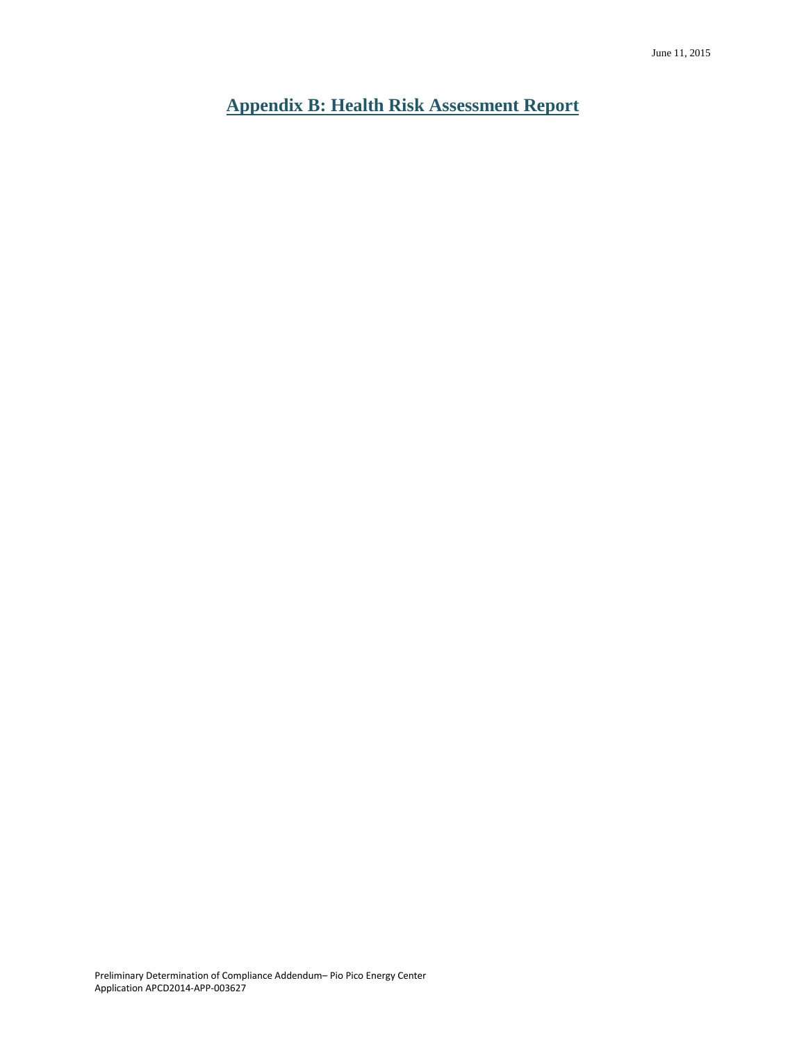# Appendix B: Health Risk Assessment Report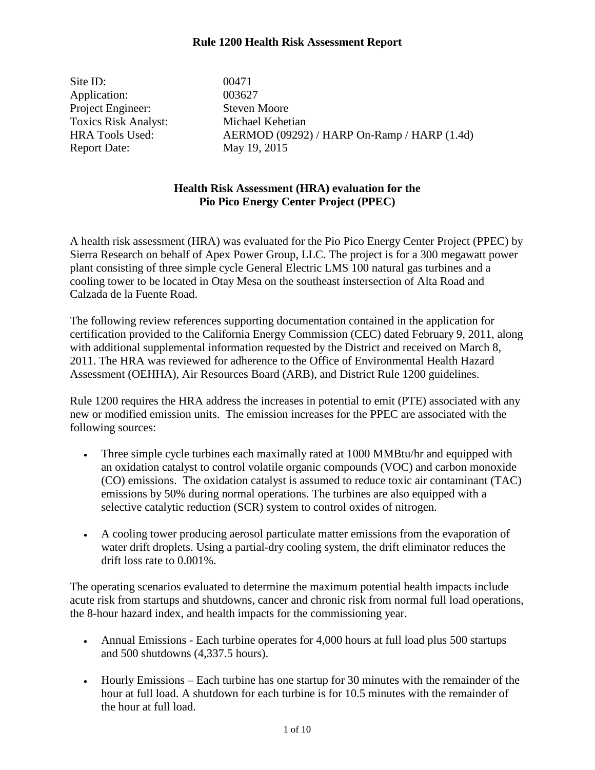# Rule 1200 Health Risk Assessment Report

Site ID: 00471
Application: 003627
Project Engineer: Steven Moore
Toxics Risk Analyst: Michael Kehetian
HRA Tools Used: AERMOD (09292) / HARP On-Ramp / HARP (1.4d)
Report Date: May 19, 2015

## Health Risk Assessment (HRA) evaluation for the Pio Pico Energy Center Project (PPEC)

A health risk assessment (HRA) was evaluated for the Pio Pico Energy Center Project (PPEC) by Sierra Research on behalf of Apex Power Group, LLC. The project is for a 300 megawatt power plant consisting of three simple cycle General Electric LMS 100 natural gas turbines and a cooling tower to be located in Otay Mesa on the southeast instersection of Alta Road and Calzada de la Fuente Road.

The following review references supporting documentation contained in the application for certification provided to the California Energy Commission (CEC) dated February 9, 2011, along with additional supplemental information requested by the District and received on March 8, 2011. The HRA was reviewed for adherence to the Office of Environmental Health Hazard Assessment (OEHHA), Air Resources Board (ARB), and District Rule 1200 guidelines.

Rule 1200 requires the HRA address the increases in potential to emit (PTE) associated with any new or modified emission units. The emission increases for the PPEC are associated with the following sources:

- Three simple cycle turbines each maximally rated at 1000 MMBtu/hr and equipped with an oxidation catalyst to control volatile organic compounds (VOC) and carbon monoxide (CO) emissions. The oxidation catalyst is assumed to reduce toxic air contaminant (TAC) emissions by 50% during normal operations. The turbines are also equipped with a selective catalytic reduction (SCR) system to control oxides of nitrogen.
- A cooling tower producing aerosol particulate matter emissions from the evaporation of water drift droplets. Using a partial-dry cooling system, the drift eliminator reduces the drift loss rate to 0.001%.

The operating scenarios evaluated to determine the maximum potential health impacts include acute risk from startups and shutdowns, cancer and chronic risk from normal full load operations, the 8-hour hazard index, and health impacts for the commissioning year.

- Annual Emissions - Each turbine operates for 4,000 hours at full load plus 500 startups and 500 shutdowns (4,337.5 hours).
- Hourly Emissions – Each turbine has one startup for 30 minutes with the remainder of the hour at full load. A shutdown for each turbine is for 10.5 minutes with the remainder of the hour at full load.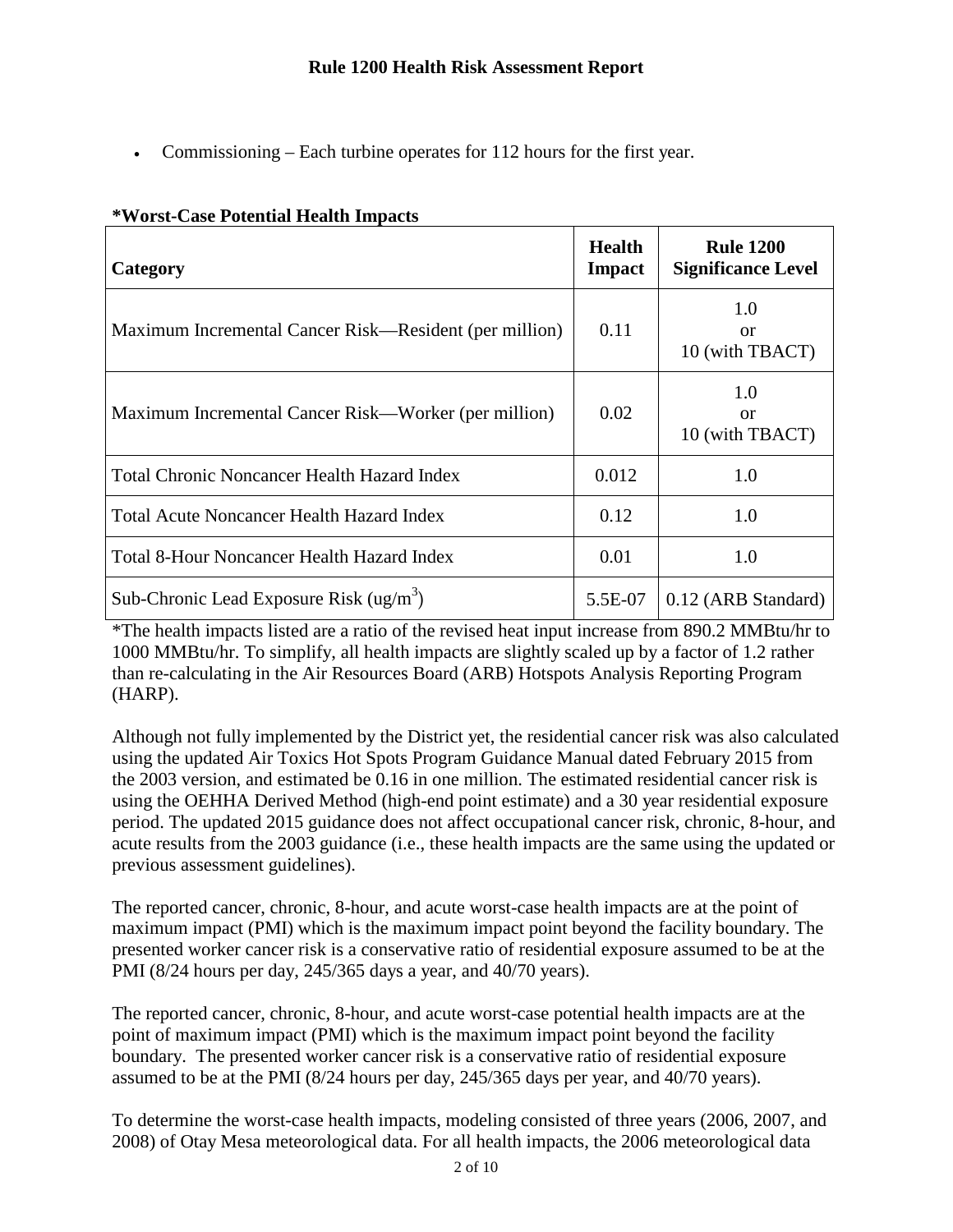- Commissioning – Each turbine operates for 112 hours for the first year.

**\*Worst-Case Potential Health Impacts**

| Category | Health Impact | Rule 1200 Significance Level |
|---|---|---|
| Maximum Incremental Cancer Risk—Resident (per million) | 0.11 | 1.0 or 10 (with TBACT) |
| Maximum Incremental Cancer Risk—Worker (per million) | 0.02 | 1.0 or 10 (with TBACT) |
| Total Chronic Noncancer Health Hazard Index | 0.012 | 1.0 |
| Total Acute Noncancer Health Hazard Index | 0.12 | 1.0 |
| Total 8-Hour Noncancer Health Hazard Index | 0.01 | 1.0 |
| Sub-Chronic Lead Exposure Risk ($ug/m^3$) | 5.5E-07 | 0.12 (ARB Standard) |

*The health impacts listed are a ratio of the revised heat input increase from 890.2 MMBtu/hr to 1000 MMBtu/hr. To simplify, all health impacts are slightly scaled up by a factor of 1.2 rather than re-calculating in the Air Resources Board (ARB) Hotspots Analysis Reporting Program (HARP).

Although not fully implemented by the District yet, the residential cancer risk was also calculated using the updated Air Toxics Hot Spots Program Guidance Manual dated February 2015 from the 2003 version, and estimated be 0.16 in one million. The estimated residential cancer risk is using the OEHHA Derived Method (high-end point estimate) and a 30 year residential exposure period. The updated 2015 guidance does not affect occupational cancer risk, chronic, 8-hour, and acute results from the 2003 guidance (i.e., these health impacts are the same using the updated or previous assessment guidelines).

The reported cancer, chronic, 8-hour, and acute worst-case health impacts are at the point of maximum impact (PMI) which is the maximum impact point beyond the facility boundary. The presented worker cancer risk is a conservative ratio of residential exposure assumed to be at the PMI (8/24 hours per day, 245/365 days a year, and 40/70 years).

The reported cancer, chronic, 8-hour, and acute worst-case potential health impacts are at the point of maximum impact (PMI) which is the maximum impact point beyond the facility boundary. The presented worker cancer risk is a conservative ratio of residential exposure assumed to be at the PMI (8/24 hours per day, 245/365 days per year, and 40/70 years).

To determine the worst-case health impacts, modeling consisted of three years (2006, 2007, and 2008) of Otay Mesa meteorological data. For all health impacts, the 2006 meteorological data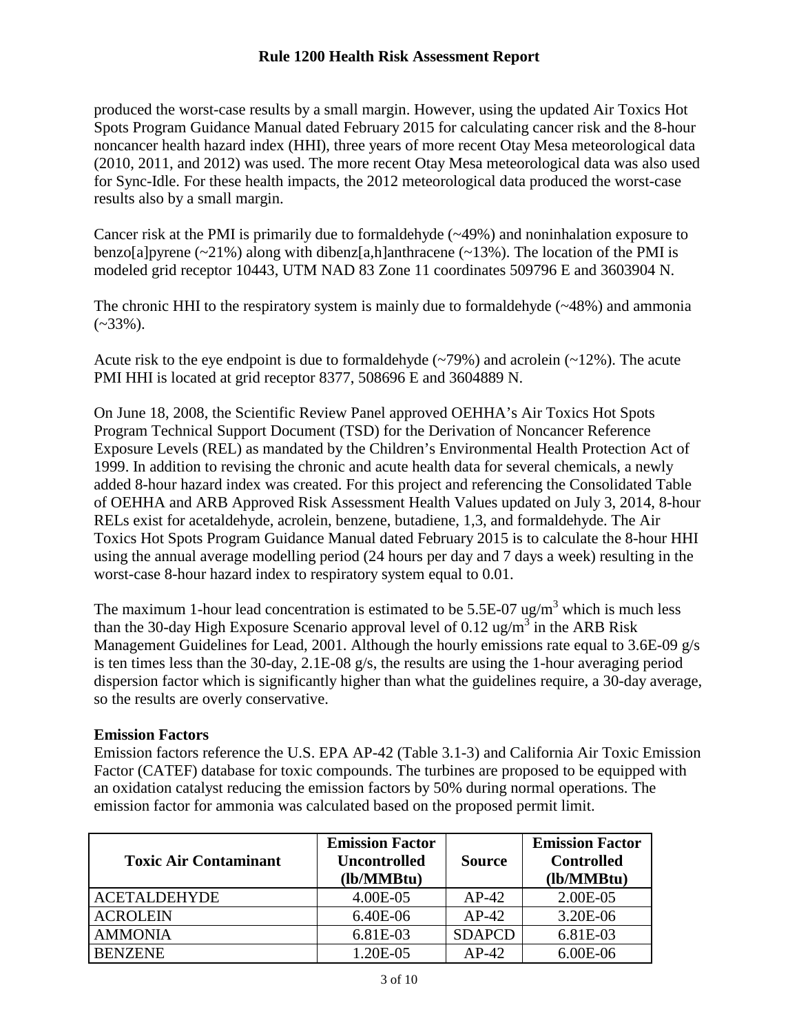produced the worst-case results by a small margin. However, using the updated Air Toxics Hot Spots Program Guidance Manual dated February 2015 for calculating cancer risk and the 8-hour noncancer health hazard index (HHI), three years of more recent Otay Mesa meteorological data (2010, 2011, and 2012) was used. The more recent Otay Mesa meteorological data was also used for Sync-Idle. For these health impacts, the 2012 meteorological data produced the worst-case results also by a small margin.

Cancer risk at the PMI is primarily due to formaldehyde (~49%) and noninhalation exposure to benzo[a]pyrene (~21%) along with dibenz[a,h]anthracene (~13%). The location of the PMI is modeled grid receptor 10443, UTM NAD 83 Zone 11 coordinates 509796 E and 3603904 N.

The chronic HHI to the respiratory system is mainly due to formaldehyde (~48%) and ammonia (~33%).

Acute risk to the eye endpoint is due to formaldehyde (~79%) and acrolein (~12%). The acute PMI HHI is located at grid receptor 8377, 508696 E and 3604889 N.

On June 18, 2008, the Scientific Review Panel approved OEHHA's Air Toxics Hot Spots Program Technical Support Document (TSD) for the Derivation of Noncancer Reference Exposure Levels (REL) as mandated by the Children's Environmental Health Protection Act of 1999. In addition to revising the chronic and acute health data for several chemicals, a newly added 8-hour hazard index was created. For this project and referencing the Consolidated Table of OEHHA and ARB Approved Risk Assessment Health Values updated on July 3, 2014, 8-hour RELs exist for acetaldehyde, acrolein, benzene, butadiene, 1,3, and formaldehyde. The Air Toxics Hot Spots Program Guidance Manual dated February 2015 is to calculate the 8-hour HHI using the annual average modelling period (24 hours per day and 7 days a week) resulting in the worst-case 8-hour hazard index to respiratory system equal to 0.01.

The maximum 1-hour lead concentration is estimated to be 5.5E-07 ug/m$^3$ which is much less than the 30-day High Exposure Scenario approval level of 0.12 ug/m$^3$ in the ARB Risk Management Guidelines for Lead, 2001. Although the hourly emissions rate equal to 3.6E-09 g/s is ten times less than the 30-day, 2.1E-08 g/s, the results are using the 1-hour averaging period dispersion factor which is significantly higher than what the guidelines require, a 30-day average, so the results are overly conservative.

**Emission Factors**

Emission factors reference the U.S. EPA AP-42 (Table 3.1-3) and California Air Toxic Emission Factor (CATEF) database for toxic compounds. The turbines are proposed to be equipped with an oxidation catalyst reducing the emission factors by 50% during normal operations. The emission factor for ammonia was calculated based on the proposed permit limit.

| Toxic Air Contaminant | Emission Factor Uncontrolled (lb/MMBtu) | Source | Emission Factor Controlled (lb/MMBtu) |
|---|---|---|---|
| ACETALDEHYDE | 4.00E-05 | AP-42 | 2.00E-05 |
| ACROLEIN | 6.40E-06 | AP-42 | 3.20E-06 |
| AMMONIA | 6.81E-03 | SDAPCD | 6.81E-03 |
| BENZENE | 1.20E-05 | AP-42 | 6.00E-06 |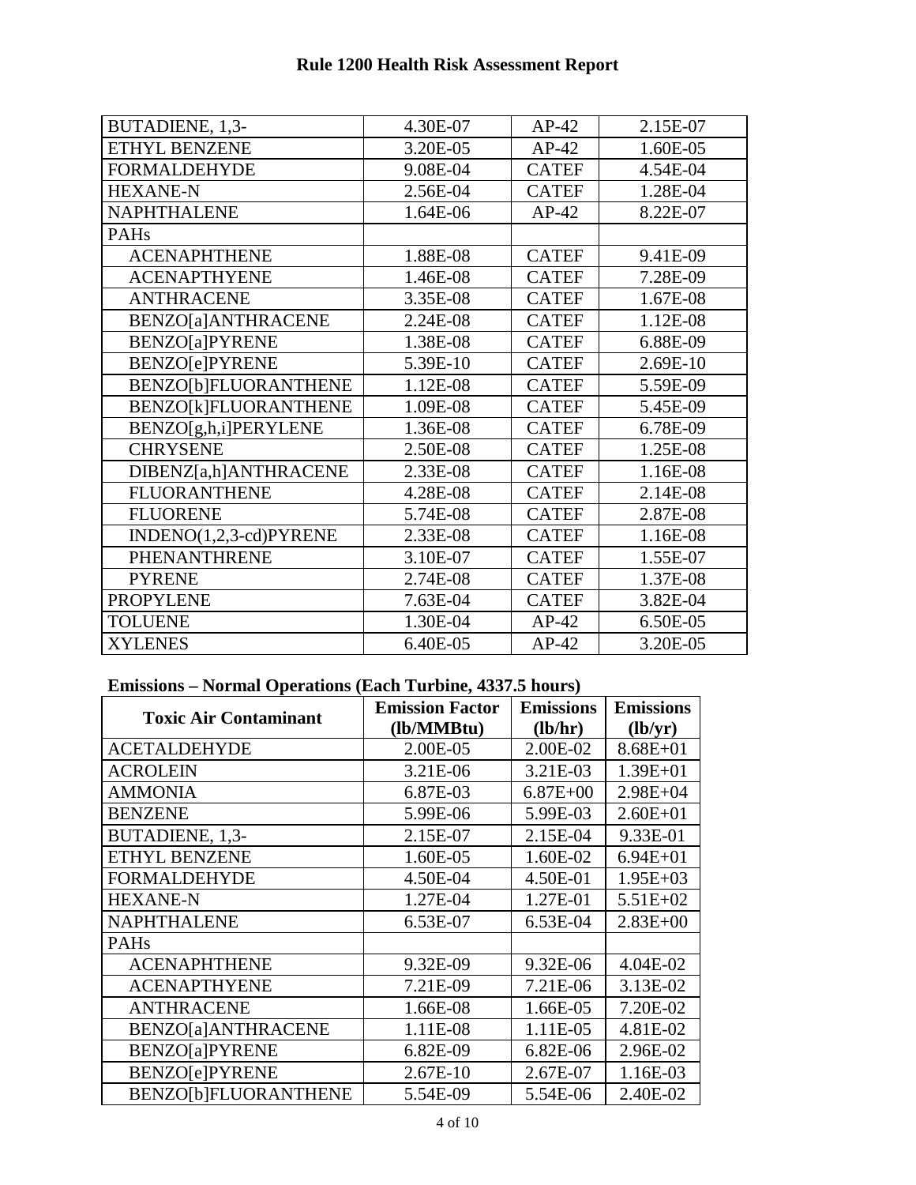| | | | |
|---|---|---|---|
| BUTADIENE, 1,3- | 4.30E-07 | AP-42 | 2.15E-07 |
| ETHYL BENZENE | 3.20E-05 | AP-42 | 1.60E-05 |
| FORMALDEHYDE | 9.08E-04 | CATEF | 4.54E-04 |
| HEXANE-N | 2.56E-04 | CATEF | 1.28E-04 |
| NAPHTHALENE | 1.64E-06 | AP-42 | 8.22E-07 |
| PAHs | | | |
| ACENAPHTHENE | 1.88E-08 | CATEF | 9.41E-09 |
| ACENAPTHYENE | 1.46E-08 | CATEF | 7.28E-09 |
| ANTHRACENE | 3.35E-08 | CATEF | 1.67E-08 |
| BENZO[a]ANTHRACENE | 2.24E-08 | CATEF | 1.12E-08 |
| BENZO[a]PYRENE | 1.38E-08 | CATEF | 6.88E-09 |
| BENZO[e]PYRENE | 5.39E-10 | CATEF | 2.69E-10 |
| BENZO[b]FLUORANTHENE | 1.12E-08 | CATEF | 5.59E-09 |
| BENZO[k]FLUORANTHENE | 1.09E-08 | CATEF | 5.45E-09 |
| BENZO[g,h,i]PERYLENE | 1.36E-08 | CATEF | 6.78E-09 |
| CHRYSENE | 2.50E-08 | CATEF | 1.25E-08 |
| DIBENZ[a,h]ANTHRACENE | 2.33E-08 | CATEF | 1.16E-08 |
| FLUORANTHENE | 4.28E-08 | CATEF | 2.14E-08 |
| FLUORENE | 5.74E-08 | CATEF | 2.87E-08 |
| INDENO(1,2,3-cd)PYRENE | 2.33E-08 | CATEF | 1.16E-08 |
| PHENANTHRENE | 3.10E-07 | CATEF | 1.55E-07 |
| PYRENE | 2.74E-08 | CATEF | 1.37E-08 |
| PROPYLENE | 7.63E-04 | CATEF | 3.82E-04 |
| TOLUENE | 1.30E-04 | AP-42 | 6.50E-05 |
| XYLENES | 6.40E-05 | AP-42 | 3.20E-05 |

**Emissions – Normal Operations (Each Turbine, 4337.5 hours)**

| Toxic Air Contaminant | Emission Factor (lb/MMBtu) | Emissions (lb/hr) | Emissions (lb/yr) |
|---|---|---|---|
| ACETALDEHYDE | 2.00E-05 | 2.00E-02 | 8.68E+01 |
| ACROLEIN | 3.21E-06 | 3.21E-03 | 1.39E+01 |
| AMMONIA | 6.87E-03 | 6.87E+00 | 2.98E+04 |
| BENZENE | 5.99E-06 | 5.99E-03 | 2.60E+01 |
| BUTADIENE, 1,3- | 2.15E-07 | 2.15E-04 | 9.33E-01 |
| ETHYL BENZENE | 1.60E-05 | 1.60E-02 | 6.94E+01 |
| FORMALDEHYDE | 4.50E-04 | 4.50E-01 | 1.95E+03 |
| HEXANE-N | 1.27E-04 | 1.27E-01 | 5.51E+02 |
| NAPHTHALENE | 6.53E-07 | 6.53E-04 | 2.83E+00 |
| PAHs | | | |
| ACENAPHTHENE | 9.32E-09 | 9.32E-06 | 4.04E-02 |
| ACENAPTHYENE | 7.21E-09 | 7.21E-06 | 3.13E-02 |
| ANTHRACENE | 1.66E-08 | 1.66E-05 | 7.20E-02 |
| BENZO[a]ANTHRACENE | 1.11E-08 | 1.11E-05 | 4.81E-02 |
| BENZO[a]PYRENE | 6.82E-09 | 6.82E-06 | 2.96E-02 |
| BENZO[e]PYRENE | 2.67E-10 | 2.67E-07 | 1.16E-03 |
| BENZO[b]FLUORANTHENE | 5.54E-09 | 5.54E-06 | 2.40E-02 |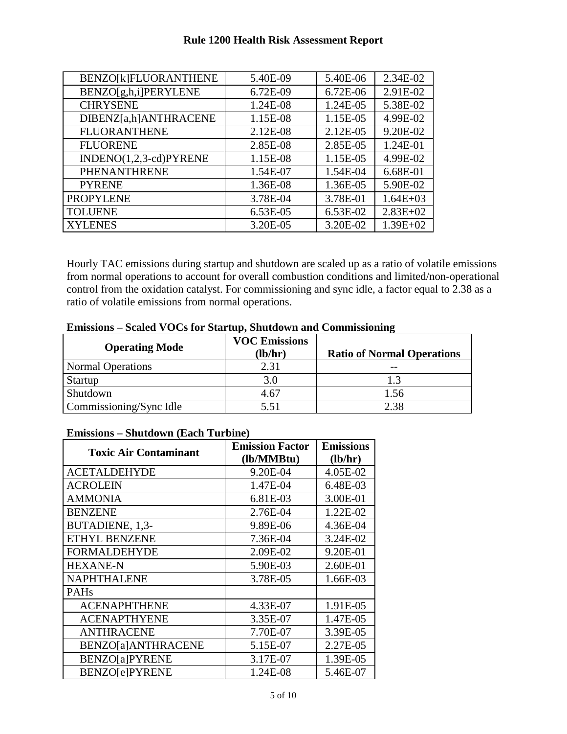| | | | |
|---|---|---|---|
| BENZO[k]FLUORANTHENE | 5.40E-09 | 5.40E-06 | 2.34E-02 |
| BENZO[g,h,i]PERYLENE | 6.72E-09 | 6.72E-06 | 2.91E-02 |
| CHRYSENE | 1.24E-08 | 1.24E-05 | 5.38E-02 |
| DIBENZ[a,h]ANTHRACENE | 1.15E-08 | 1.15E-05 | 4.99E-02 |
| FLUORANTHENE | 2.12E-08 | 2.12E-05 | 9.20E-02 |
| FLUORENE | 2.85E-08 | 2.85E-05 | 1.24E-01 |
| INDENO(1,2,3-cd)PYRENE | 1.15E-08 | 1.15E-05 | 4.99E-02 |
| PHENANTHRENE | 1.54E-07 | 1.54E-04 | 6.68E-01 |
| PYRENE | 1.36E-08 | 1.36E-05 | 5.90E-02 |
| PROPYLENE | 3.78E-04 | 3.78E-01 | 1.64E+03 |
| TOLUENE | 6.53E-05 | 6.53E-02 | 2.83E+02 |
| XYLENES | 3.20E-05 | 3.20E-02 | 1.39E+02 |

Hourly TAC emissions during startup and shutdown are scaled up as a ratio of volatile emissions from normal operations to account for overall combustion conditions and limited/non-operational control from the oxidation catalyst. For commissioning and sync idle, a factor equal to 2.38 as a ratio of volatile emissions from normal operations.

**Emissions – Scaled VOCs for Startup, Shutdown and Commissioning**

| Operating Mode | VOC Emissions (lb/hr) | Ratio of Normal Operations |
|---|---|---|
| Normal Operations | 2.31 | -- |
| Startup | 3.0 | 1.3 |
| Shutdown | 4.67 | 1.56 |
| Commissioning/Sync Idle | 5.51 | 2.38 |

**Emissions – Shutdown (Each Turbine)**

| Toxic Air Contaminant | Emission Factor (lb/MMBtu) | Emissions (lb/hr) |
|---|---|---|
| ACETALDEHYDE | 9.20E-04 | 4.05E-02 |
| ACROLEIN | 1.47E-04 | 6.48E-03 |
| AMMONIA | 6.81E-03 | 3.00E-01 |
| BENZENE | 2.76E-04 | 1.22E-02 |
| BUTADIENE, 1,3- | 9.89E-06 | 4.36E-04 |
| ETHYL BENZENE | 7.36E-04 | 3.24E-02 |
| FORMALDEHYDE | 2.09E-02 | 9.20E-01 |
| HEXANE-N | 5.90E-03 | 2.60E-01 |
| NAPHTHALENE | 3.78E-05 | 1.66E-03 |
| PAHs | | |
| ACENAPHTHENE | 4.33E-07 | 1.91E-05 |
| ACENAPTHYENE | 3.35E-07 | 1.47E-05 |
| ANTHRACENE | 7.70E-07 | 3.39E-05 |
| BENZO[a]ANTHRACENE | 5.15E-07 | 2.27E-05 |
| BENZO[a]PYRENE | 3.17E-07 | 1.39E-05 |
| BENZO[e]PYRENE | 1.24E-08 | 5.46E-07 |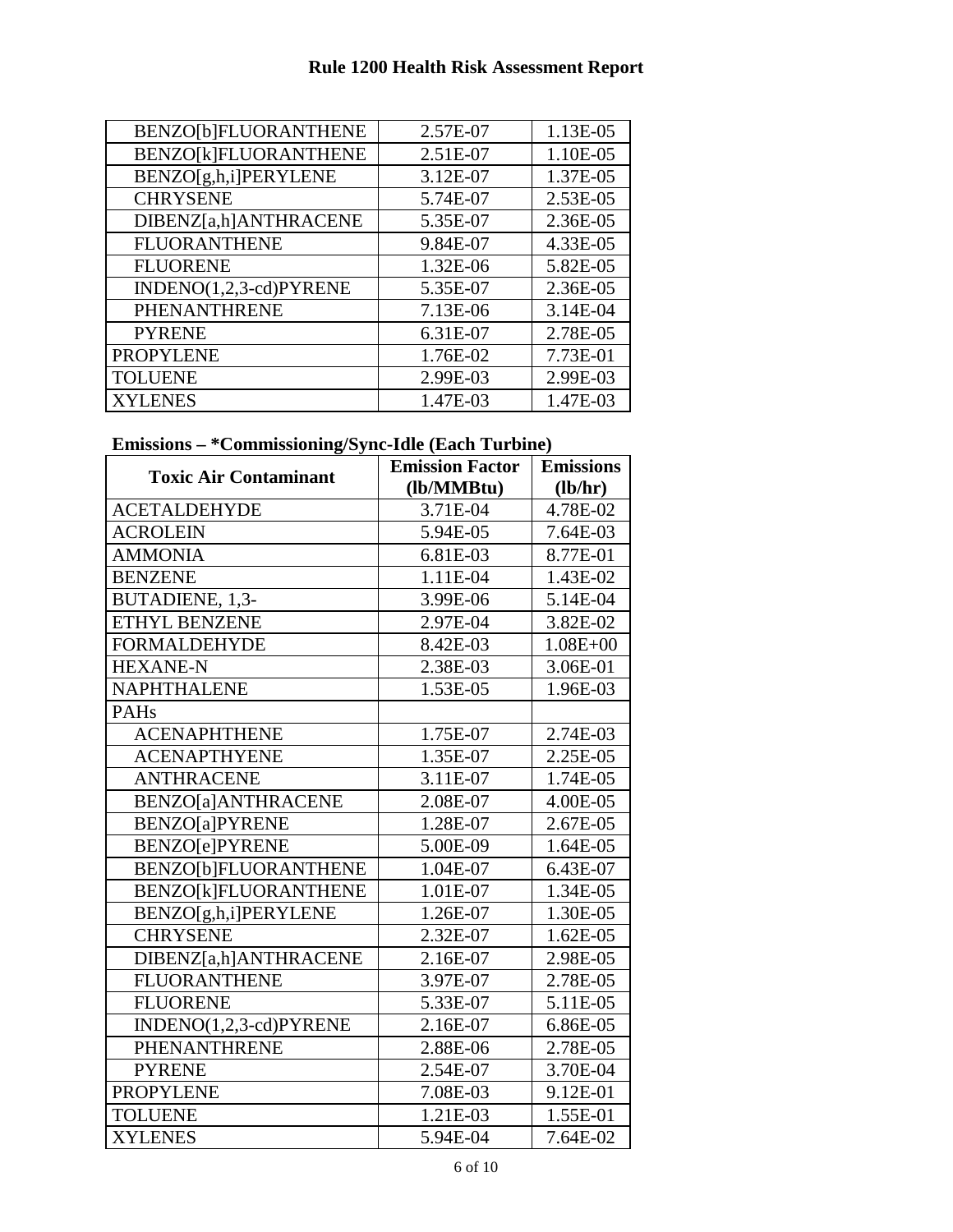| | | |
|---|---|---|
| BENZO[b]FLUORANTHENE | 2.57E-07 | 1.13E-05 |
| BENZO[k]FLUORANTHENE | 2.51E-07 | 1.10E-05 |
| BENZO[g,h,i]PERYLENE | 3.12E-07 | 1.37E-05 |
| CHRYSENE | 5.74E-07 | 2.53E-05 |
| DIBENZ[a,h]ANTHRACENE | 5.35E-07 | 2.36E-05 |
| FLUORANTHENE | 9.84E-07 | 4.33E-05 |
| FLUORENE | 1.32E-06 | 5.82E-05 |
| INDENO(1,2,3-cd)PYRENE | 5.35E-07 | 2.36E-05 |
| PHENANTHRENE | 7.13E-06 | 3.14E-04 |
| PYRENE | 6.31E-07 | 2.78E-05 |
| PROPYLENE | 1.76E-02 | 7.73E-01 |
| TOLUENE | 2.99E-03 | 2.99E-03 |
| XYLENES | 1.47E-03 | 1.47E-03 |

**Emissions – *Commissioning/Sync-Idle (Each Turbine)**

| Toxic Air Contaminant | Emission Factor (lb/MMBtu) | Emissions (lb/hr) |
|---|---|---|
| ACETALDEHYDE | 3.71E-04 | 4.78E-02 |
| ACROLEIN | 5.94E-05 | 7.64E-03 |
| AMMONIA | 6.81E-03 | 8.77E-01 |
| BENZENE | 1.11E-04 | 1.43E-02 |
| BUTADIENE, 1,3- | 3.99E-06 | 5.14E-04 |
| ETHYL BENZENE | 2.97E-04 | 3.82E-02 |
| FORMALDEHYDE | 8.42E-03 | 1.08E+00 |
| HEXANE-N | 2.38E-03 | 3.06E-01 |
| NAPHTHALENE | 1.53E-05 | 1.96E-03 |
| PAHs | | |
| ACENAPHTHENE | 1.75E-07 | 2.74E-03 |
| ACENAPTHYENE | 1.35E-07 | 2.25E-05 |
| ANTHRACENE | 3.11E-07 | 1.74E-05 |
| BENZO[a]ANTHRACENE | 2.08E-07 | 4.00E-05 |
| BENZO[a]PYRENE | 1.28E-07 | 2.67E-05 |
| BENZO[e]PYRENE | 5.00E-09 | 1.64E-05 |
| BENZO[b]FLUORANTHENE | 1.04E-07 | 6.43E-07 |
| BENZO[k]FLUORANTHENE | 1.01E-07 | 1.34E-05 |
| BENZO[g,h,i]PERYLENE | 1.26E-07 | 1.30E-05 |
| CHRYSENE | 2.32E-07 | 1.62E-05 |
| DIBENZ[a,h]ANTHRACENE | 2.16E-07 | 2.98E-05 |
| FLUORANTHENE | 3.97E-07 | 2.78E-05 |
| FLUORENE | 5.33E-07 | 5.11E-05 |
| INDENO(1,2,3-cd)PYRENE | 2.16E-07 | 6.86E-05 |
| PHENANTHRENE | 2.88E-06 | 2.78E-05 |
| PYRENE | 2.54E-07 | 3.70E-04 |
| PROPYLENE | 7.08E-03 | 9.12E-01 |
| TOLUENE | 1.21E-03 | 1.55E-01 |
| XYLENES | 5.94E-04 | 7.64E-02 |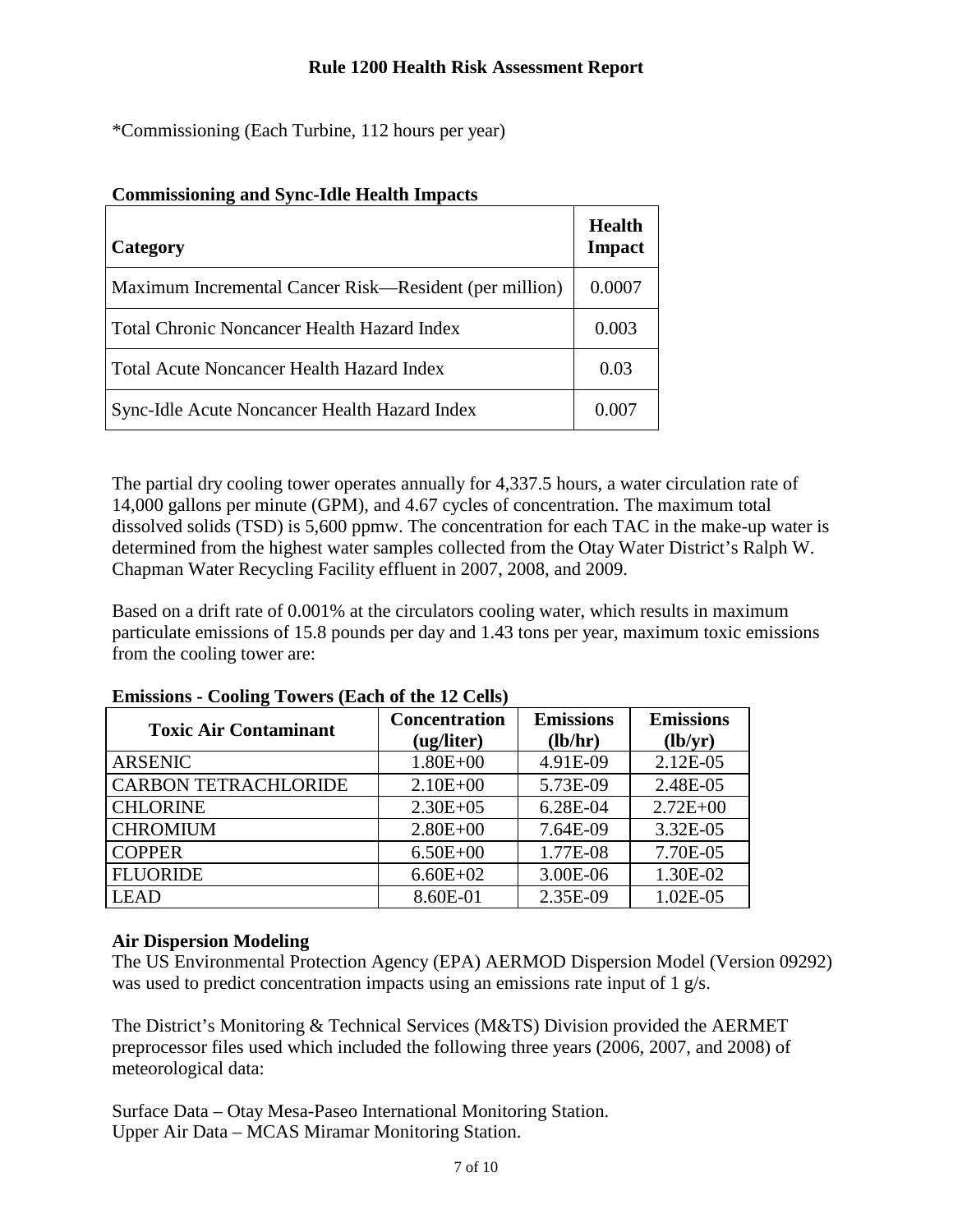*Commissioning (Each Turbine, 112 hours per year)

**Commissioning and Sync-Idle Health Impacts**

| Category | Health Impact |
|---|---|
| Maximum Incremental Cancer Risk—Resident (per million) | 0.0007 |
| Total Chronic Noncancer Health Hazard Index | 0.003 |
| Total Acute Noncancer Health Hazard Index | 0.03 |
| Sync-Idle Acute Noncancer Health Hazard Index | 0.007 |

The partial dry cooling tower operates annually for 4,337.5 hours, a water circulation rate of 14,000 gallons per minute (GPM), and 4.67 cycles of concentration. The maximum total dissolved solids (TSD) is 5,600 ppmw. The concentration for each TAC in the make-up water is determined from the highest water samples collected from the Otay Water District's Ralph W. Chapman Water Recycling Facility effluent in 2007, 2008, and 2009.

Based on a drift rate of 0.001% at the circulators cooling water, which results in maximum particulate emissions of 15.8 pounds per day and 1.43 tons per year, maximum toxic emissions from the cooling tower are:

**Emissions - Cooling Towers (Each of the 12 Cells)**

| Toxic Air Contaminant | Concentration (ug/liter) | Emissions (lb/hr) | Emissions (lb/yr) |
|---|---|---|---|
| ARSENIC | 1.80E+00 | 4.91E-09 | 2.12E-05 |
| CARBON TETRACHLORIDE | 2.10E+00 | 5.73E-09 | 2.48E-05 |
| CHLORINE | 2.30E+05 | 6.28E-04 | 2.72E+00 |
| CHROMIUM | 2.80E+00 | 7.64E-09 | 3.32E-05 |
| COPPER | 6.50E+00 | 1.77E-08 | 7.70E-05 |
| FLUORIDE | 6.60E+02 | 3.00E-06 | 1.30E-02 |
| LEAD | 8.60E-01 | 2.35E-09 | 1.02E-05 |

**Air Dispersion Modeling**

The US Environmental Protection Agency (EPA) AERMOD Dispersion Model (Version 09292) was used to predict concentration impacts using an emissions rate input of 1 g/s.

The District's Monitoring & Technical Services (M&TS) Division provided the AERMET preprocessor files used which included the following three years (2006, 2007, and 2008) of meteorological data:

Surface Data – Otay Mesa-Paseo International Monitoring Station.
Upper Air Data – MCAS Miramar Monitoring Station.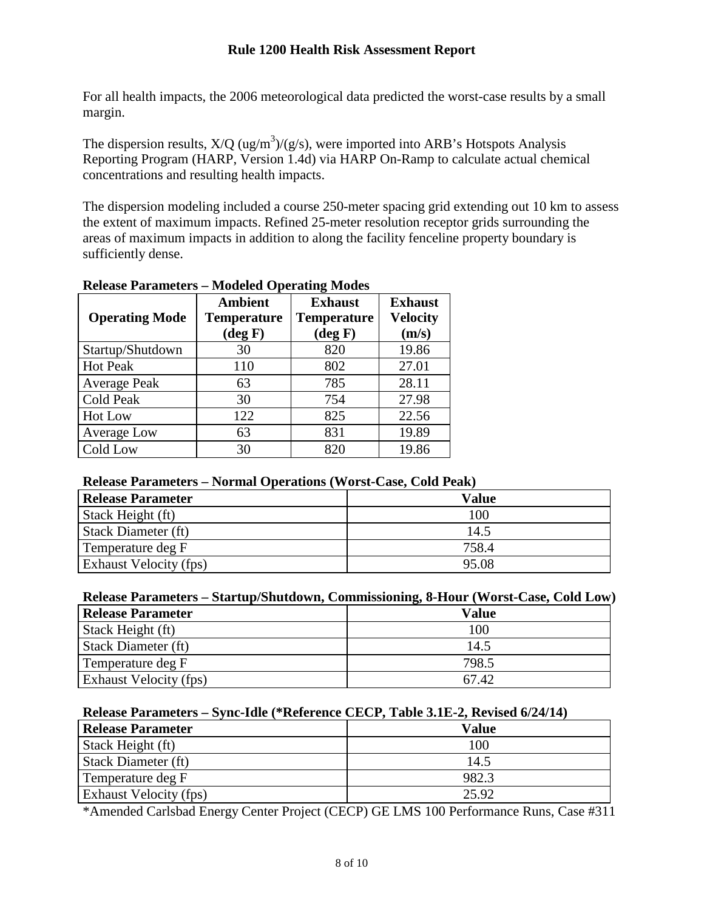For all health impacts, the 2006 meteorological data predicted the worst-case results by a small margin.

The dispersion results, X/Q (ug/m$^3$)/(g/s), were imported into ARB's Hotspots Analysis Reporting Program (HARP, Version 1.4d) via HARP On-Ramp to calculate actual chemical concentrations and resulting health impacts.

The dispersion modeling included a course 250-meter spacing grid extending out 10 km to assess the extent of maximum impacts. Refined 25-meter resolution receptor grids surrounding the areas of maximum impacts in addition to along the facility fenceline property boundary is sufficiently dense.

**Release Parameters – Modeled Operating Modes**

| Operating Mode | Ambient Temperature (deg F) | Exhaust Temperature (deg F) | Exhaust Velocity (m/s) |
|---|---|---|---|
| Startup/Shutdown | 30 | 820 | 19.86 |
| Hot Peak | 110 | 802 | 27.01 |
| Average Peak | 63 | 785 | 28.11 |
| Cold Peak | 30 | 754 | 27.98 |
| Hot Low | 122 | 825 | 22.56 |
| Average Low | 63 | 831 | 19.89 |
| Cold Low | 30 | 820 | 19.86 |

**Release Parameters – Normal Operations (Worst-Case, Cold Peak)**

| Release Parameter | Value |
|---|---|
| Stack Height (ft) | 100 |
| Stack Diameter (ft) | 14.5 |
| Temperature deg F | 758.4 |
| Exhaust Velocity (fps) | 95.08 |

**Release Parameters – Startup/Shutdown, Commissioning, 8-Hour (Worst-Case, Cold Low)**

| Release Parameter | Value |
|---|---|
| Stack Height (ft) | 100 |
| Stack Diameter (ft) | 14.5 |
| Temperature deg F | 798.5 |
| Exhaust Velocity (fps) | 67.42 |

**Release Parameters – Sync-Idle (*Reference CECP, Table 3.1E-2, Revised 6/24/14)**

| Release Parameter | Value |
|---|---|
| Stack Height (ft) | 100 |
| Stack Diameter (ft) | 14.5 |
| Temperature deg F | 982.3 |
| Exhaust Velocity (fps) | 25.92 |

*Amended Carlsbad Energy Center Project (CECP) GE LMS 100 Performance Runs, Case #311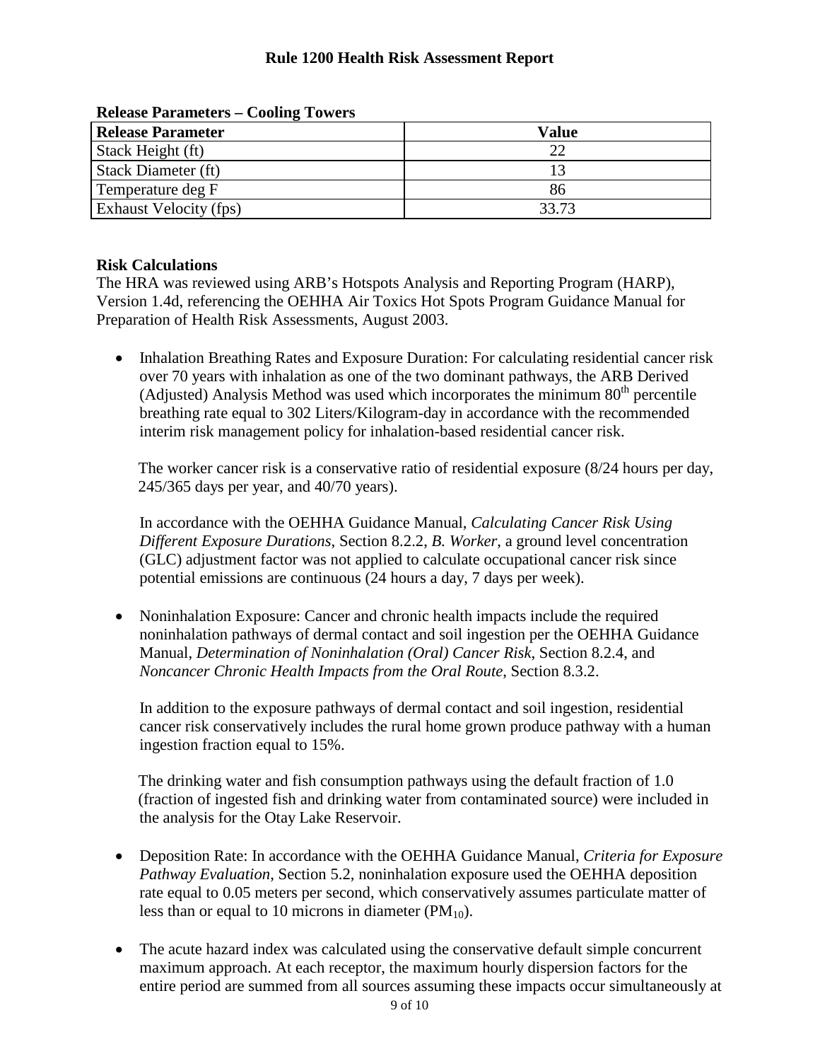**Release Parameters – Cooling Towers**

| Release Parameter | Value |
|---|---|
| Stack Height (ft) | 22 |
| Stack Diameter (ft) | 13 |
| Temperature deg F | 86 |
| Exhaust Velocity (fps) | 33.73 |

**Risk Calculations**

The HRA was reviewed using ARB's Hotspots Analysis and Reporting Program (HARP), Version 1.4d, referencing the OEHHA Air Toxics Hot Spots Program Guidance Manual for Preparation of Health Risk Assessments, August 2003.

- Inhalation Breathing Rates and Exposure Duration: For calculating residential cancer risk over 70 years with inhalation as one of the two dominant pathways, the ARB Derived (Adjusted) Analysis Method was used which incorporates the minimum 80$^{th}$ percentile breathing rate equal to 302 Liters/Kilogram-day in accordance with the recommended interim risk management policy for inhalation-based residential cancer risk.

  The worker cancer risk is a conservative ratio of residential exposure (8/24 hours per day, 245/365 days per year, and 40/70 years).

  In accordance with the OEHHA Guidance Manual, *Calculating Cancer Risk Using Different Exposure Durations*, Section 8.2.2, *B. Worker*, a ground level concentration (GLC) adjustment factor was not applied to calculate occupational cancer risk since potential emissions are continuous (24 hours a day, 7 days per week).

- Noninhalation Exposure: Cancer and chronic health impacts include the required noninhalation pathways of dermal contact and soil ingestion per the OEHHA Guidance Manual, *Determination of Noninhalation (Oral) Cancer Risk*, Section 8.2.4, and *Noncancer Chronic Health Impacts from the Oral Route*, Section 8.3.2.

  In addition to the exposure pathways of dermal contact and soil ingestion, residential cancer risk conservatively includes the rural home grown produce pathway with a human ingestion fraction equal to 15%.

  The drinking water and fish consumption pathways using the default fraction of 1.0 (fraction of ingested fish and drinking water from contaminated source) were included in the analysis for the Otay Lake Reservoir.

- Deposition Rate: In accordance with the OEHHA Guidance Manual, *Criteria for Exposure Pathway Evaluation*, Section 5.2, noninhalation exposure used the OEHHA deposition rate equal to 0.05 meters per second, which conservatively assumes particulate matter of less than or equal to 10 microns in diameter ($PM_{10}$).

- The acute hazard index was calculated using the conservative default simple concurrent maximum approach. At each receptor, the maximum hourly dispersion factors for the entire period are summed from all sources assuming these impacts occur simultaneously at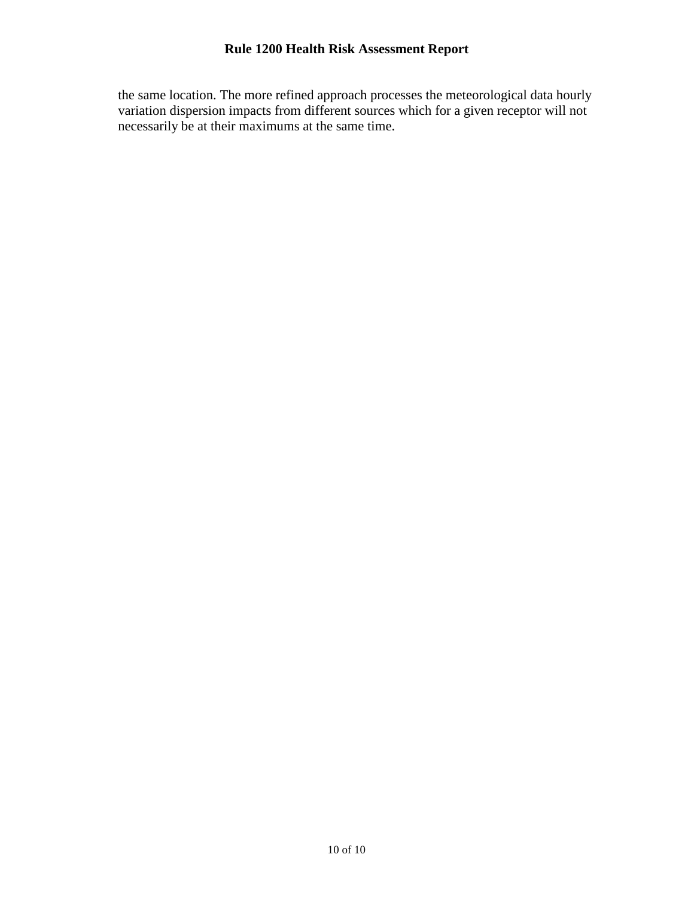the same location. The more refined approach processes the meteorological data hourly variation dispersion impacts from different sources which for a given receptor will not necessarily be at their maximums at the same time.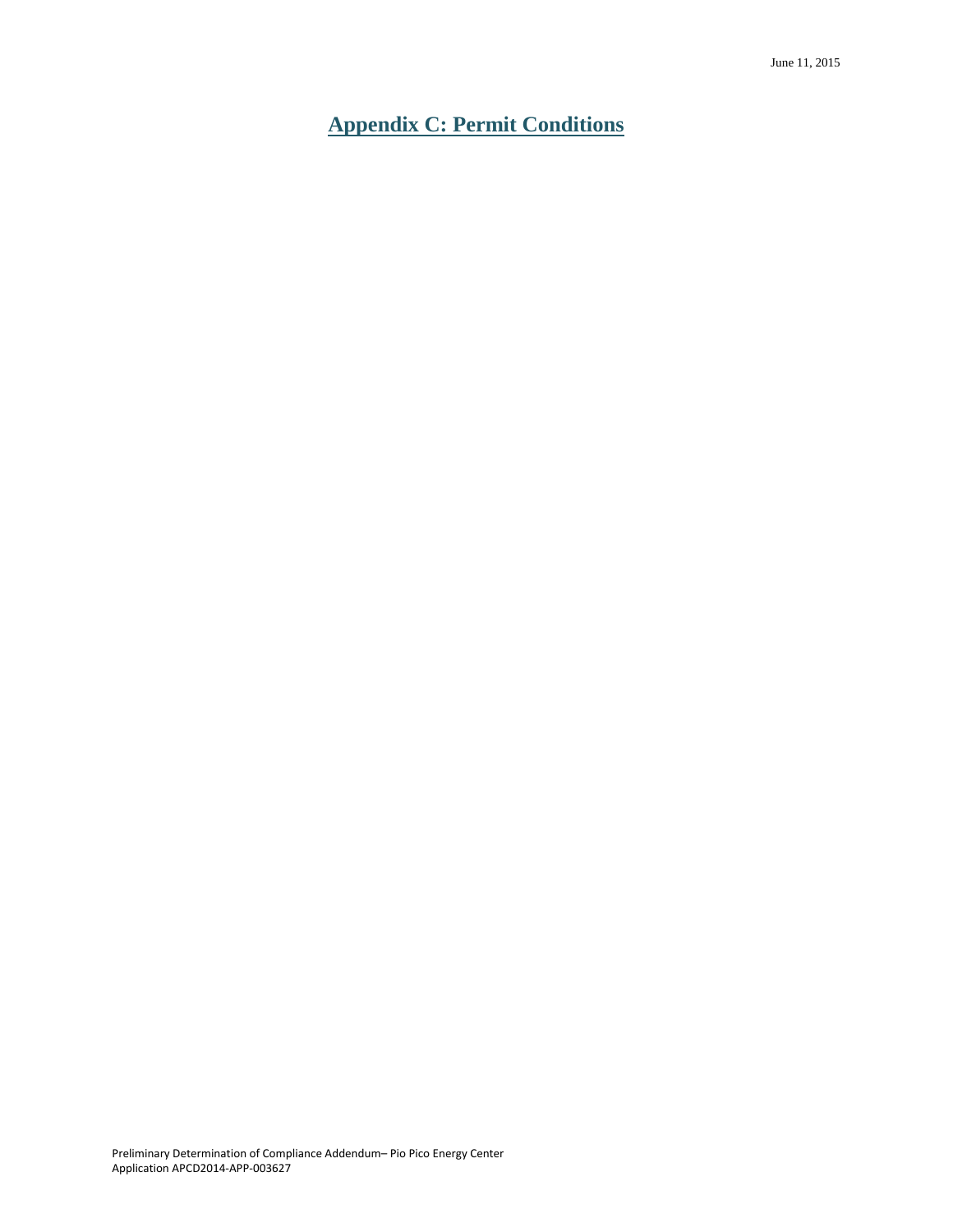# Appendix C: Permit Conditions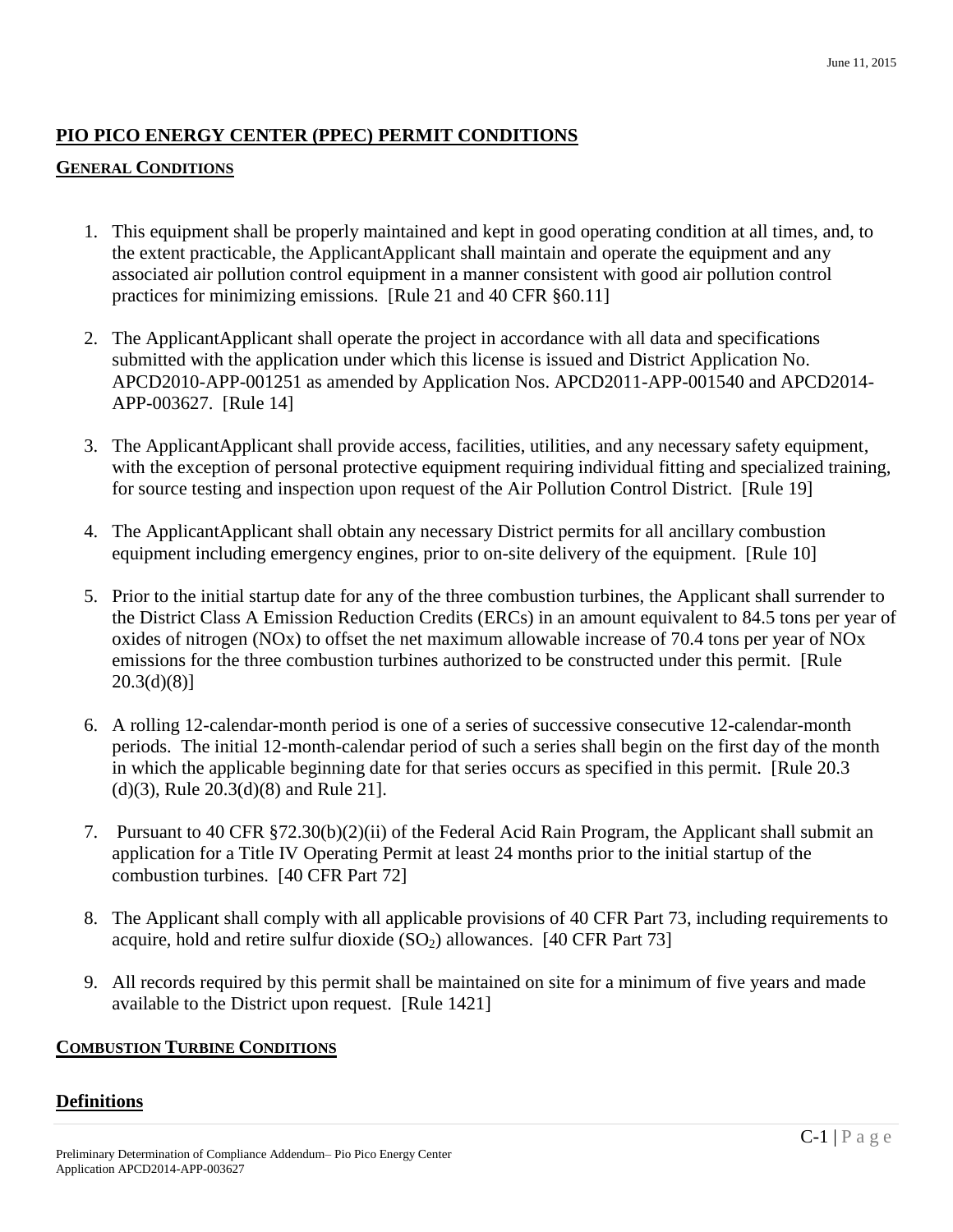## PIO PICO ENERGY CENTER (PPEC) PERMIT CONDITIONS

### GENERAL CONDITIONS

1. This equipment shall be properly maintained and kept in good operating condition at all times, and, to the extent practicable, the ApplicantApplicant shall maintain and operate the equipment and any associated air pollution control equipment in a manner consistent with good air pollution control practices for minimizing emissions. [Rule 21 and 40 CFR §60.11]

2. The ApplicantApplicant shall operate the project in accordance with all data and specifications submitted with the application under which this license is issued and District Application No. APCD2010-APP-001251 as amended by Application Nos. APCD2011-APP-001540 and APCD2014-APP-003627. [Rule 14]

3. The ApplicantApplicant shall provide access, facilities, utilities, and any necessary safety equipment, with the exception of personal protective equipment requiring individual fitting and specialized training, for source testing and inspection upon request of the Air Pollution Control District. [Rule 19]

4. The ApplicantApplicant shall obtain any necessary District permits for all ancillary combustion equipment including emergency engines, prior to on-site delivery of the equipment. [Rule 10]

5. Prior to the initial startup date for any of the three combustion turbines, the Applicant shall surrender to the District Class A Emission Reduction Credits (ERCs) in an amount equivalent to 84.5 tons per year of oxides of nitrogen (NOx) to offset the net maximum allowable increase of 70.4 tons per year of NOx emissions for the three combustion turbines authorized to be constructed under this permit. [Rule 20.3(d)(8)]

6. A rolling 12-calendar-month period is one of a series of successive consecutive 12-calendar-month periods. The initial 12-month-calendar period of such a series shall begin on the first day of the month in which the applicable beginning date for that series occurs as specified in this permit. [Rule 20.3 (d)(3), Rule 20.3(d)(8) and Rule 21].

7. Pursuant to 40 CFR §72.30(b)(2)(ii) of the Federal Acid Rain Program, the Applicant shall submit an application for a Title IV Operating Permit at least 24 months prior to the initial startup of the combustion turbines. [40 CFR Part 72]

8. The Applicant shall comply with all applicable provisions of 40 CFR Part 73, including requirements to acquire, hold and retire sulfur dioxide ($SO_2$) allowances. [40 CFR Part 73]

9. All records required by this permit shall be maintained on site for a minimum of five years and made available to the District upon request. [Rule 1421]

### COMBUSTION TURBINE CONDITIONS

### Definitions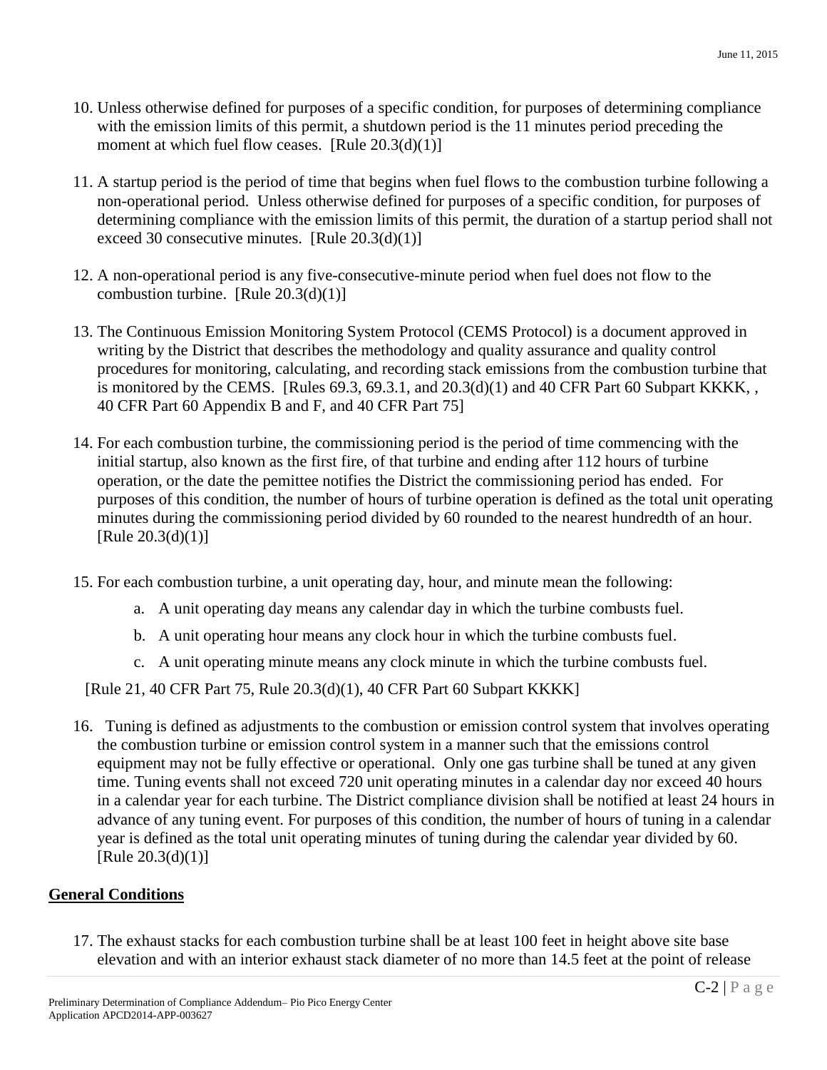10. Unless otherwise defined for purposes of a specific condition, for purposes of determining compliance with the emission limits of this permit, a shutdown period is the 11 minutes period preceding the moment at which fuel flow ceases. [Rule 20.3(d)(1)]

11. A startup period is the period of time that begins when fuel flows to the combustion turbine following a non-operational period. Unless otherwise defined for purposes of a specific condition, for purposes of determining compliance with the emission limits of this permit, the duration of a startup period shall not exceed 30 consecutive minutes. [Rule 20.3(d)(1)]

12. A non-operational period is any five-consecutive-minute period when fuel does not flow to the combustion turbine. [Rule 20.3(d)(1)]

13. The Continuous Emission Monitoring System Protocol (CEMS Protocol) is a document approved in writing by the District that describes the methodology and quality assurance and quality control procedures for monitoring, calculating, and recording stack emissions from the combustion turbine that is monitored by the CEMS. [Rules 69.3, 69.3.1, and 20.3(d)(1) and 40 CFR Part 60 Subpart KKKK, , 40 CFR Part 60 Appendix B and F, and 40 CFR Part 75]

14. For each combustion turbine, the commissioning period is the period of time commencing with the initial startup, also known as the first fire, of that turbine and ending after 112 hours of turbine operation, or the date the pemittee notifies the District the commissioning period has ended. For purposes of this condition, the number of hours of turbine operation is defined as the total unit operating minutes during the commissioning period divided by 60 rounded to the nearest hundredth of an hour. [Rule 20.3(d)(1)]

15. For each combustion turbine, a unit operating day, hour, and minute mean the following:

    a. A unit operating day means any calendar day in which the turbine combusts fuel.

    b. A unit operating hour means any clock hour in which the turbine combusts fuel.

    c. A unit operating minute means any clock minute in which the turbine combusts fuel.

    [Rule 21, 40 CFR Part 75, Rule 20.3(d)(1), 40 CFR Part 60 Subpart KKKK]

16. Tuning is defined as adjustments to the combustion or emission control system that involves operating the combustion turbine or emission control system in a manner such that the emissions control equipment may not be fully effective or operational. Only one gas turbine shall be tuned at any given time. Tuning events shall not exceed 720 unit operating minutes in a calendar day nor exceed 40 hours in a calendar year for each turbine. The District compliance division shall be notified at least 24 hours in advance of any tuning event. For purposes of this condition, the number of hours of tuning in a calendar year is defined as the total unit operating minutes of tuning during the calendar year divided by 60. [Rule 20.3(d)(1)]

## General Conditions

17. The exhaust stacks for each combustion turbine shall be at least 100 feet in height above site base elevation and with an interior exhaust stack diameter of no more than 14.5 feet at the point of release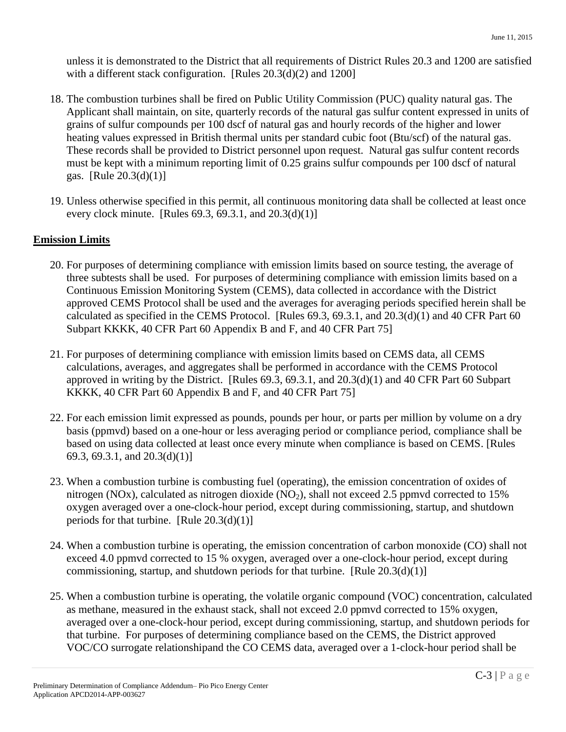unless it is demonstrated to the District that all requirements of District Rules 20.3 and 1200 are satisfied with a different stack configuration. [Rules 20.3(d)(2) and 1200]

18. The combustion turbines shall be fired on Public Utility Commission (PUC) quality natural gas. The Applicant shall maintain, on site, quarterly records of the natural gas sulfur content expressed in units of grains of sulfur compounds per 100 dscf of natural gas and hourly records of the higher and lower heating values expressed in British thermal units per standard cubic foot (Btu/scf) of the natural gas. These records shall be provided to District personnel upon request. Natural gas sulfur content records must be kept with a minimum reporting limit of 0.25 grains sulfur compounds per 100 dscf of natural gas. [Rule 20.3(d)(1)]

19. Unless otherwise specified in this permit, all continuous monitoring data shall be collected at least once every clock minute. [Rules 69.3, 69.3.1, and 20.3(d)(1)]

**Emission Limits**

20. For purposes of determining compliance with emission limits based on source testing, the average of three subtests shall be used. For purposes of determining compliance with emission limits based on a Continuous Emission Monitoring System (CEMS), data collected in accordance with the District approved CEMS Protocol shall be used and the averages for averaging periods specified herein shall be calculated as specified in the CEMS Protocol. [Rules 69.3, 69.3.1, and 20.3(d)(1) and 40 CFR Part 60 Subpart KKKK, 40 CFR Part 60 Appendix B and F, and 40 CFR Part 75]

21. For purposes of determining compliance with emission limits based on CEMS data, all CEMS calculations, averages, and aggregates shall be performed in accordance with the CEMS Protocol approved in writing by the District. [Rules 69.3, 69.3.1, and 20.3(d)(1) and 40 CFR Part 60 Subpart KKKK, 40 CFR Part 60 Appendix B and F, and 40 CFR Part 75]

22. For each emission limit expressed as pounds, pounds per hour, or parts per million by volume on a dry basis (ppmvd) based on a one-hour or less averaging period or compliance period, compliance shall be based on using data collected at least once every minute when compliance is based on CEMS. [Rules 69.3, 69.3.1, and 20.3(d)(1)]

23. When a combustion turbine is combusting fuel (operating), the emission concentration of oxides of nitrogen (NOx), calculated as nitrogen dioxide ($NO_2$), shall not exceed 2.5 ppmvd corrected to 15% oxygen averaged over a one-clock-hour period, except during commissioning, startup, and shutdown periods for that turbine. [Rule 20.3(d)(1)]

24. When a combustion turbine is operating, the emission concentration of carbon monoxide (CO) shall not exceed 4.0 ppmvd corrected to 15 % oxygen, averaged over a one-clock-hour period, except during commissioning, startup, and shutdown periods for that turbine. [Rule 20.3(d)(1)]

25. When a combustion turbine is operating, the volatile organic compound (VOC) concentration, calculated as methane, measured in the exhaust stack, shall not exceed 2.0 ppmvd corrected to 15% oxygen, averaged over a one-clock-hour period, except during commissioning, startup, and shutdown periods for that turbine. For purposes of determining compliance based on the CEMS, the District approved VOC/CO surrogate relationshipand the CO CEMS data, averaged over a 1-clock-hour period shall be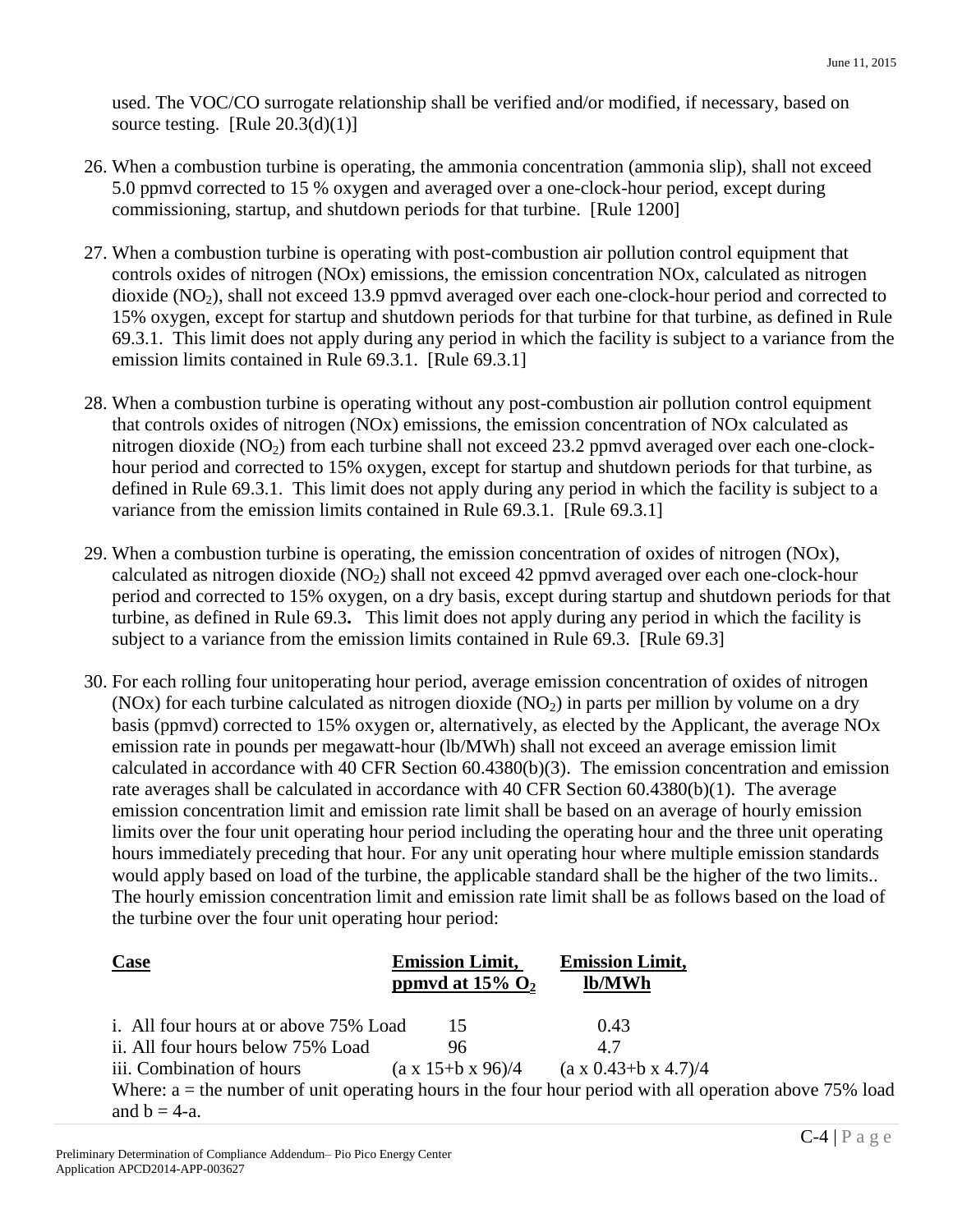used. The VOC/CO surrogate relationship shall be verified and/or modified, if necessary, based on source testing. [Rule 20.3(d)(1)]

26. When a combustion turbine is operating, the ammonia concentration (ammonia slip), shall not exceed 5.0 ppmvd corrected to 15 % oxygen and averaged over a one-clock-hour period, except during commissioning, startup, and shutdown periods for that turbine. [Rule 1200]

27. When a combustion turbine is operating with post-combustion air pollution control equipment that controls oxides of nitrogen (NOx) emissions, the emission concentration NOx, calculated as nitrogen dioxide ($NO_2$), shall not exceed 13.9 ppmvd averaged over each one-clock-hour period and corrected to 15% oxygen, except for startup and shutdown periods for that turbine for that turbine, as defined in Rule 69.3.1. This limit does not apply during any period in which the facility is subject to a variance from the emission limits contained in Rule 69.3.1. [Rule 69.3.1]

28. When a combustion turbine is operating without any post-combustion air pollution control equipment that controls oxides of nitrogen (NOx) emissions, the emission concentration of NOx calculated as nitrogen dioxide ($NO_2$) from each turbine shall not exceed 23.2 ppmvd averaged over each one-clock-hour period and corrected to 15% oxygen, except for startup and shutdown periods for that turbine, as defined in Rule 69.3.1. This limit does not apply during any period in which the facility is subject to a variance from the emission limits contained in Rule 69.3.1. [Rule 69.3.1]

29. When a combustion turbine is operating, the emission concentration of oxides of nitrogen (NOx), calculated as nitrogen dioxide ($NO_2$) shall not exceed 42 ppmvd averaged over each one-clock-hour period and corrected to 15% oxygen, on a dry basis, except during startup and shutdown periods for that turbine, as defined in Rule 69.3**.** This limit does not apply during any period in which the facility is subject to a variance from the emission limits contained in Rule 69.3. [Rule 69.3]

30. For each rolling four unitoperating hour period, average emission concentration of oxides of nitrogen (NOx) for each turbine calculated as nitrogen dioxide ($NO_2$) in parts per million by volume on a dry basis (ppmvd) corrected to 15% oxygen or, alternatively, as elected by the Applicant, the average NOx emission rate in pounds per megawatt-hour (lb/MWh) shall not exceed an average emission limit calculated in accordance with 40 CFR Section 60.4380(b)(3). The emission concentration and emission rate averages shall be calculated in accordance with 40 CFR Section 60.4380(b)(1). The average emission concentration limit and emission rate limit shall be based on an average of hourly emission limits over the four unit operating hour period including the operating hour and the three unit operating hours immediately preceding that hour. For any unit operating hour where multiple emission standards would apply based on load of the turbine, the applicable standard shall be the higher of the two limits.. The hourly emission concentration limit and emission rate limit shall be as follows based on the load of the turbine over the four unit operating hour period:

| Case | Emission Limit, ppmvd at 15% $O_2$ | Emission Limit, lb/MWh |
|---|---|---|
| i. All four hours at or above 75% Load | 15 | 0.43 |
| ii. All four hours below 75% Load | 96 | 4.7 |
| iii. Combination of hours | (a x 15+b x 96)/4 | (a x 0.43+b x 4.7)/4 |

Where: a = the number of unit operating hours in the four hour period with all operation above 75% load and b = 4-a.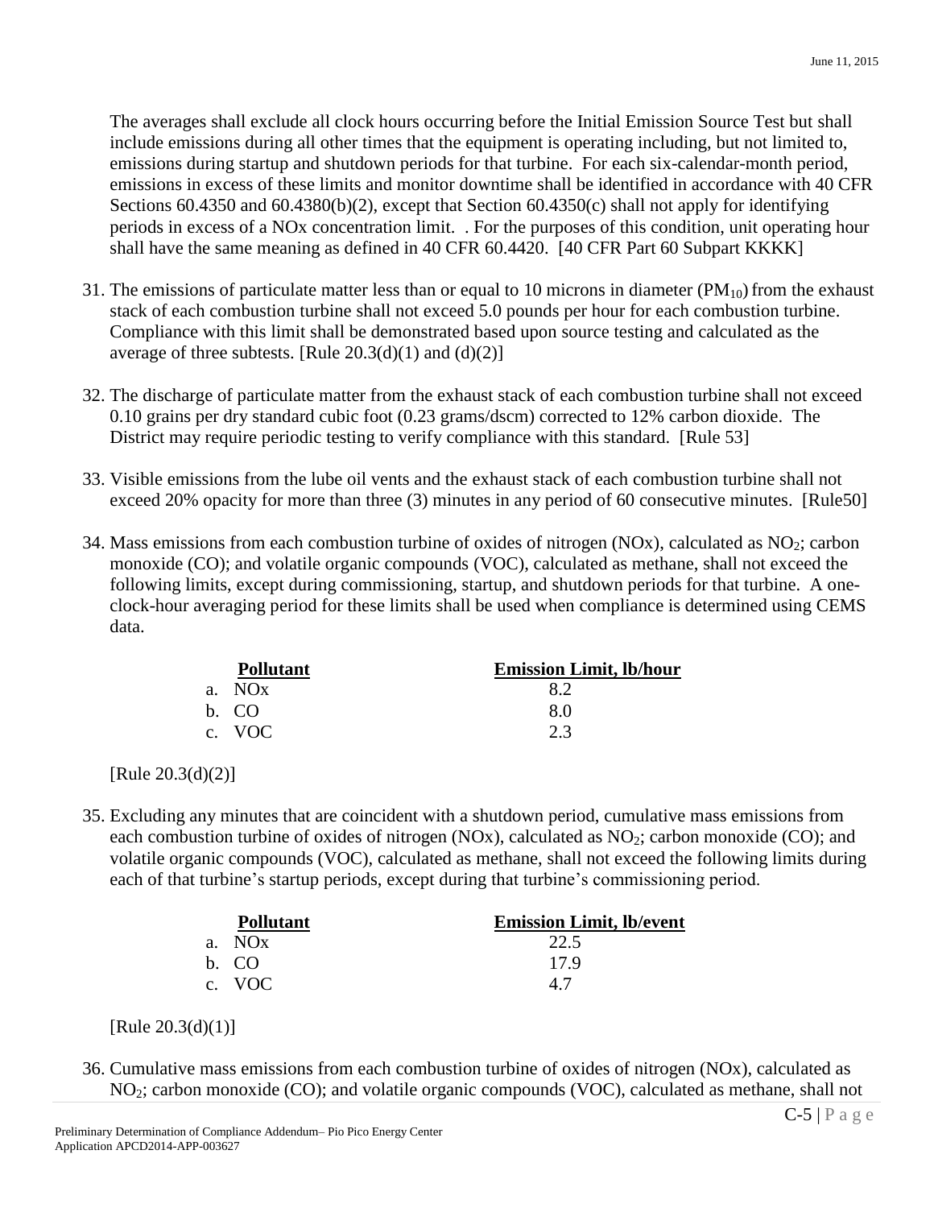The averages shall exclude all clock hours occurring before the Initial Emission Source Test but shall include emissions during all other times that the equipment is operating including, but not limited to, emissions during startup and shutdown periods for that turbine. For each six-calendar-month period, emissions in excess of these limits and monitor downtime shall be identified in accordance with 40 CFR Sections 60.4350 and 60.4380(b)(2), except that Section 60.4350(c) shall not apply for identifying periods in excess of a NOx concentration limit. . For the purposes of this condition, unit operating hour shall have the same meaning as defined in 40 CFR 60.4420. [40 CFR Part 60 Subpart KKKK]

31. The emissions of particulate matter less than or equal to 10 microns in diameter ($PM_{10}$) from the exhaust stack of each combustion turbine shall not exceed 5.0 pounds per hour for each combustion turbine. Compliance with this limit shall be demonstrated based upon source testing and calculated as the average of three subtests. [Rule 20.3(d)(1) and (d)(2)]

32. The discharge of particulate matter from the exhaust stack of each combustion turbine shall not exceed 0.10 grains per dry standard cubic foot (0.23 grams/dscm) corrected to 12% carbon dioxide. The District may require periodic testing to verify compliance with this standard. [Rule 53]

33. Visible emissions from the lube oil vents and the exhaust stack of each combustion turbine shall not exceed 20% opacity for more than three (3) minutes in any period of 60 consecutive minutes. [Rule50]

34. Mass emissions from each combustion turbine of oxides of nitrogen (NOx), calculated as $NO_2$; carbon monoxide (CO); and volatile organic compounds (VOC), calculated as methane, shall not exceed the following limits, except during commissioning, startup, and shutdown periods for that turbine. A one-clock-hour averaging period for these limits shall be used when compliance is determined using CEMS data.

| Pollutant | Emission Limit, lb/hour |
|---|---|
| a. NOx | 8.2 |
| b. CO | 8.0 |
| c. VOC | 2.3 |

[Rule 20.3(d)(2)]

35. Excluding any minutes that are coincident with a shutdown period, cumulative mass emissions from each combustion turbine of oxides of nitrogen (NOx), calculated as $NO_2$; carbon monoxide (CO); and volatile organic compounds (VOC), calculated as methane, shall not exceed the following limits during each of that turbine's startup periods, except during that turbine's commissioning period.

| Pollutant | Emission Limit, lb/event |
|---|---|
| a. NOx | 22.5 |
| b. CO | 17.9 |
| c. VOC | 4.7 |

[Rule 20.3(d)(1)]

36. Cumulative mass emissions from each combustion turbine of oxides of nitrogen (NOx), calculated as $NO_2$; carbon monoxide (CO); and volatile organic compounds (VOC), calculated as methane, shall not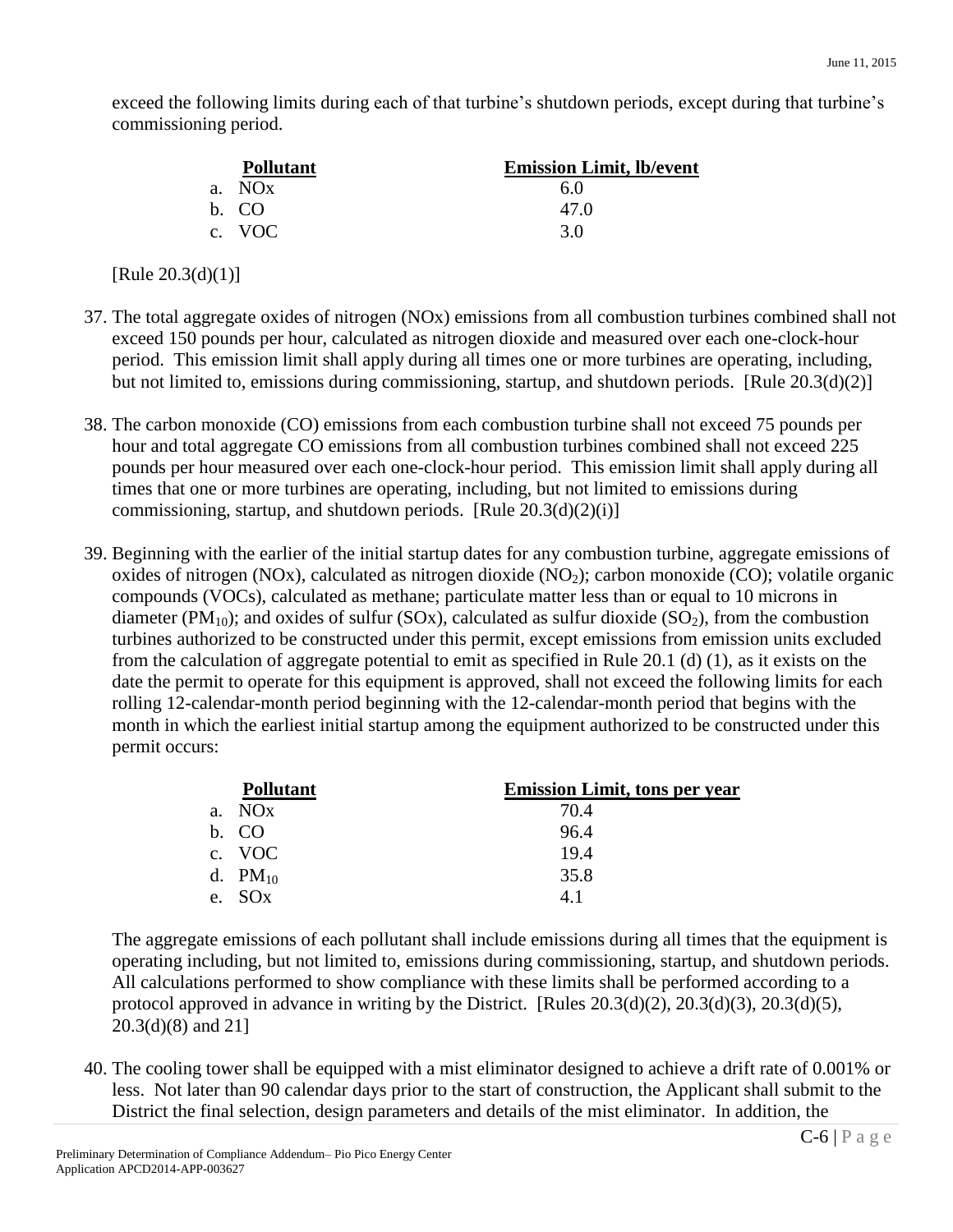exceed the following limits during each of that turbine's shutdown periods, except during that turbine's commissioning period.

| Pollutant | Emission Limit, lb/event |
|---|---|
| a. NOx | 6.0 |
| b. CO | 47.0 |
| c. VOC | 3.0 |

[Rule 20.3(d)(1)]

37. The total aggregate oxides of nitrogen (NOx) emissions from all combustion turbines combined shall not exceed 150 pounds per hour, calculated as nitrogen dioxide and measured over each one-clock-hour period. This emission limit shall apply during all times one or more turbines are operating, including, but not limited to, emissions during commissioning, startup, and shutdown periods. [Rule 20.3(d)(2)]

38. The carbon monoxide (CO) emissions from each combustion turbine shall not exceed 75 pounds per hour and total aggregate CO emissions from all combustion turbines combined shall not exceed 225 pounds per hour measured over each one-clock-hour period. This emission limit shall apply during all times that one or more turbines are operating, including, but not limited to emissions during commissioning, startup, and shutdown periods. [Rule 20.3(d)(2)(i)]

39. Beginning with the earlier of the initial startup dates for any combustion turbine, aggregate emissions of oxides of nitrogen (NOx), calculated as nitrogen dioxide ($NO_2$); carbon monoxide (CO); volatile organic compounds (VOCs), calculated as methane; particulate matter less than or equal to 10 microns in diameter ($PM_{10}$); and oxides of sulfur (SOx), calculated as sulfur dioxide ($SO_2$), from the combustion turbines authorized to be constructed under this permit, except emissions from emission units excluded from the calculation of aggregate potential to emit as specified in Rule 20.1 (d) (1), as it exists on the date the permit to operate for this equipment is approved, shall not exceed the following limits for each rolling 12-calendar-month period beginning with the 12-calendar-month period that begins with the month in which the earliest initial startup among the equipment authorized to be constructed under this permit occurs:

| Pollutant | Emission Limit, tons per year |
|---|---|
| a. NOx | 70.4 |
| b. CO | 96.4 |
| c. VOC | 19.4 |
| d. $PM_{10}$ | 35.8 |
| e. SOx | 4.1 |

The aggregate emissions of each pollutant shall include emissions during all times that the equipment is operating including, but not limited to, emissions during commissioning, startup, and shutdown periods. All calculations performed to show compliance with these limits shall be performed according to a protocol approved in advance in writing by the District. [Rules 20.3(d)(2), 20.3(d)(3), 20.3(d)(5), 20.3(d)(8) and 21]

40. The cooling tower shall be equipped with a mist eliminator designed to achieve a drift rate of 0.001% or less. Not later than 90 calendar days prior to the start of construction, the Applicant shall submit to the District the final selection, design parameters and details of the mist eliminator. In addition, the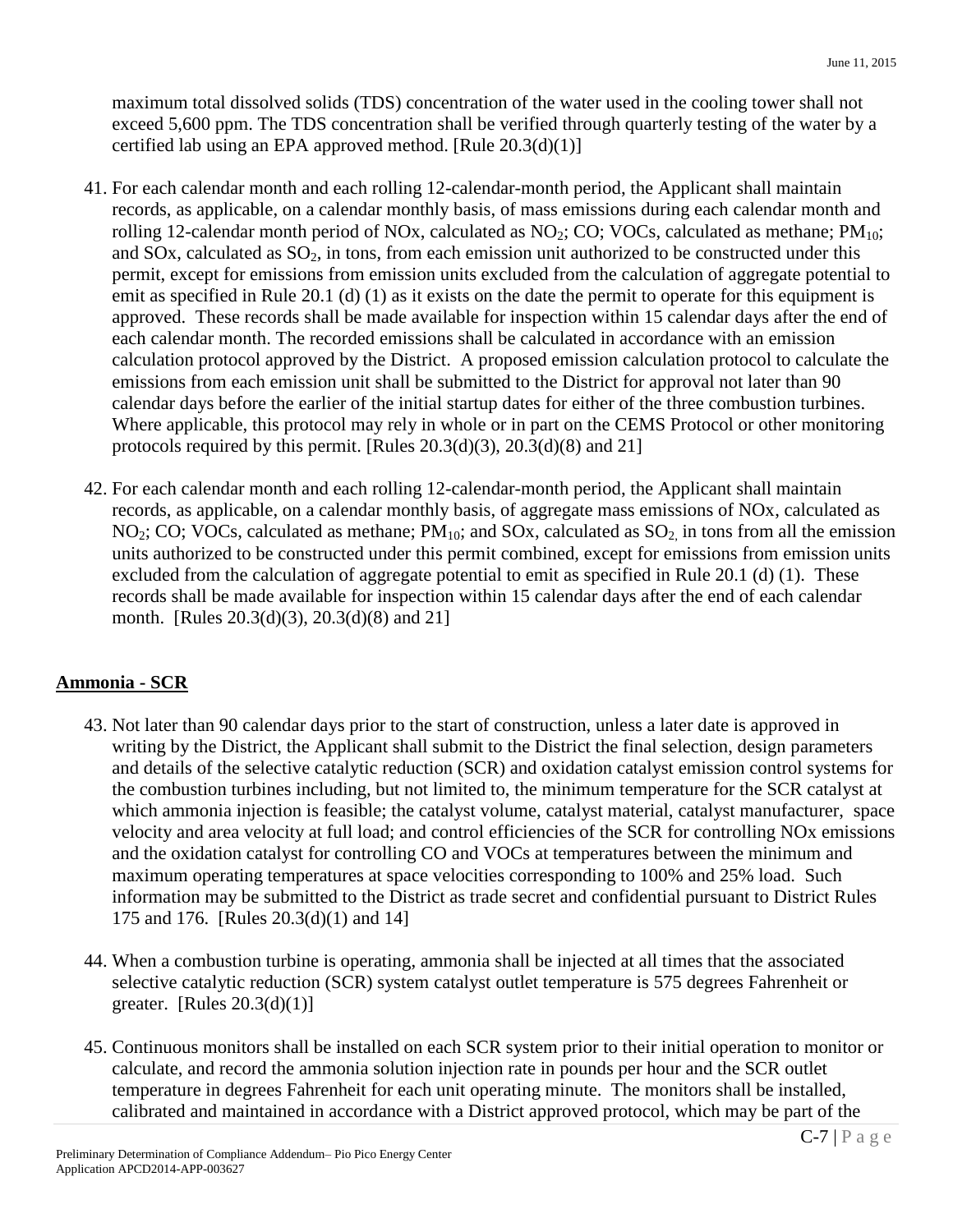maximum total dissolved solids (TDS) concentration of the water used in the cooling tower shall not exceed 5,600 ppm. The TDS concentration shall be verified through quarterly testing of the water by a certified lab using an EPA approved method. [Rule 20.3(d)(1)]

41. For each calendar month and each rolling 12-calendar-month period, the Applicant shall maintain records, as applicable, on a calendar monthly basis, of mass emissions during each calendar month and rolling 12-calendar month period of NOx, calculated as $NO_2$; CO; VOCs, calculated as methane; $PM_{10}$; and SOx, calculated as $SO_2$, in tons, from each emission unit authorized to be constructed under this permit, except for emissions from emission units excluded from the calculation of aggregate potential to emit as specified in Rule 20.1 (d) (1) as it exists on the date the permit to operate for this equipment is approved. These records shall be made available for inspection within 15 calendar days after the end of each calendar month. The recorded emissions shall be calculated in accordance with an emission calculation protocol approved by the District. A proposed emission calculation protocol to calculate the emissions from each emission unit shall be submitted to the District for approval not later than 90 calendar days before the earlier of the initial startup dates for either of the three combustion turbines. Where applicable, this protocol may rely in whole or in part on the CEMS Protocol or other monitoring protocols required by this permit. [Rules 20.3(d)(3), 20.3(d)(8) and 21]

42. For each calendar month and each rolling 12-calendar-month period, the Applicant shall maintain records, as applicable, on a calendar monthly basis, of aggregate mass emissions of NOx, calculated as $NO_2$; CO; VOCs, calculated as methane; $PM_{10}$; and SOx, calculated as $SO_2$, in tons from all the emission units authorized to be constructed under this permit combined, except for emissions from emission units excluded from the calculation of aggregate potential to emit as specified in Rule 20.1 (d) (1). These records shall be made available for inspection within 15 calendar days after the end of each calendar month. [Rules 20.3(d)(3), 20.3(d)(8) and 21]

## Ammonia - SCR

43. Not later than 90 calendar days prior to the start of construction, unless a later date is approved in writing by the District, the Applicant shall submit to the District the final selection, design parameters and details of the selective catalytic reduction (SCR) and oxidation catalyst emission control systems for the combustion turbines including, but not limited to, the minimum temperature for the SCR catalyst at which ammonia injection is feasible; the catalyst volume, catalyst material, catalyst manufacturer, space velocity and area velocity at full load; and control efficiencies of the SCR for controlling NOx emissions and the oxidation catalyst for controlling CO and VOCs at temperatures between the minimum and maximum operating temperatures at space velocities corresponding to 100% and 25% load. Such information may be submitted to the District as trade secret and confidential pursuant to District Rules 175 and 176. [Rules 20.3(d)(1) and 14]

44. When a combustion turbine is operating, ammonia shall be injected at all times that the associated selective catalytic reduction (SCR) system catalyst outlet temperature is 575 degrees Fahrenheit or greater. [Rules 20.3(d)(1)]

45. Continuous monitors shall be installed on each SCR system prior to their initial operation to monitor or calculate, and record the ammonia solution injection rate in pounds per hour and the SCR outlet temperature in degrees Fahrenheit for each unit operating minute. The monitors shall be installed, calibrated and maintained in accordance with a District approved protocol, which may be part of the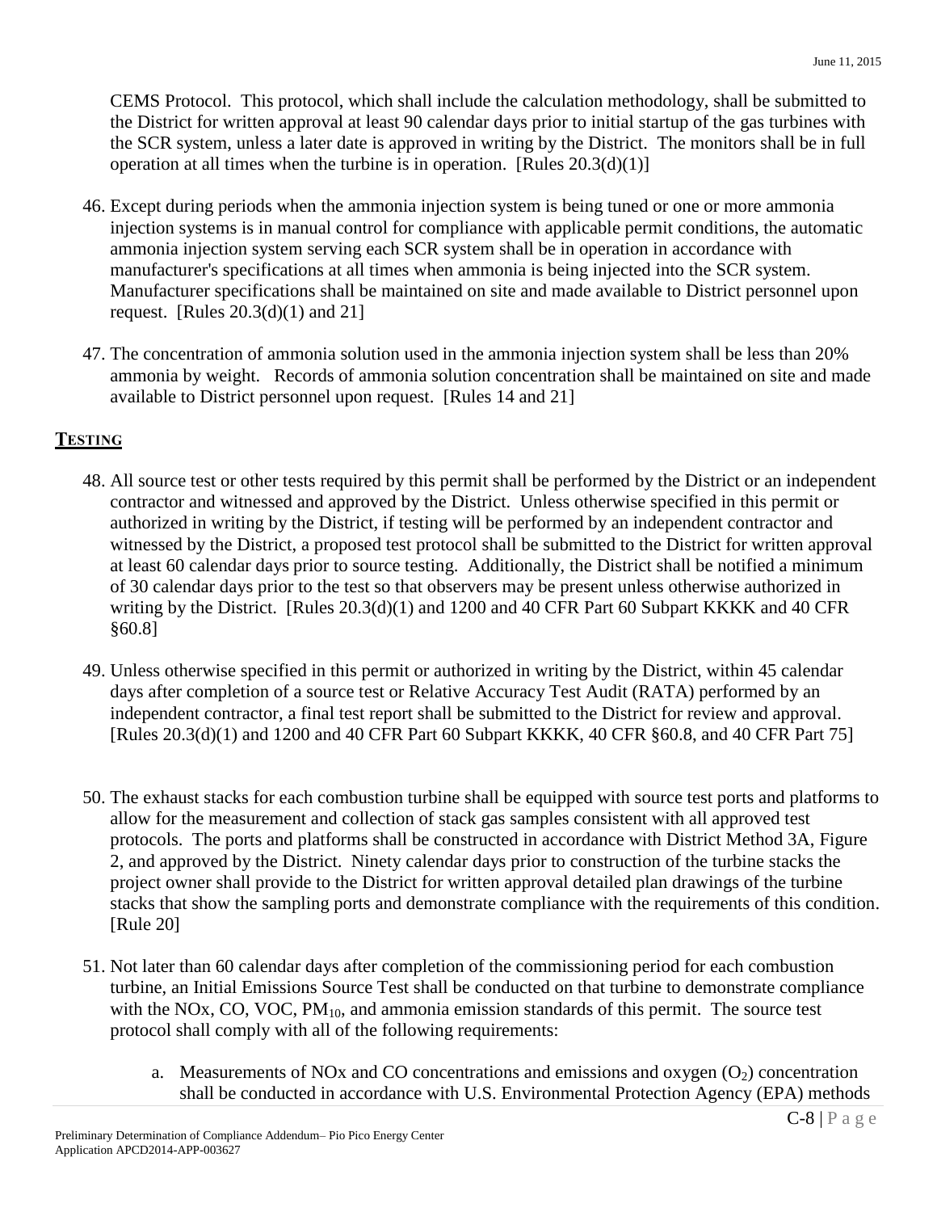CEMS Protocol. This protocol, which shall include the calculation methodology, shall be submitted to the District for written approval at least 90 calendar days prior to initial startup of the gas turbines with the SCR system, unless a later date is approved in writing by the District. The monitors shall be in full operation at all times when the turbine is in operation. [Rules 20.3(d)(1)]

46. Except during periods when the ammonia injection system is being tuned or one or more ammonia injection systems is in manual control for compliance with applicable permit conditions, the automatic ammonia injection system serving each SCR system shall be in operation in accordance with manufacturer's specifications at all times when ammonia is being injected into the SCR system. Manufacturer specifications shall be maintained on site and made available to District personnel upon request. [Rules 20.3(d)(1) and 21]

47. The concentration of ammonia solution used in the ammonia injection system shall be less than 20% ammonia by weight. Records of ammonia solution concentration shall be maintained on site and made available to District personnel upon request. [Rules 14 and 21]

## TESTING

48. All source test or other tests required by this permit shall be performed by the District or an independent contractor and witnessed and approved by the District. Unless otherwise specified in this permit or authorized in writing by the District, if testing will be performed by an independent contractor and witnessed by the District, a proposed test protocol shall be submitted to the District for written approval at least 60 calendar days prior to source testing. Additionally, the District shall be notified a minimum of 30 calendar days prior to the test so that observers may be present unless otherwise authorized in writing by the District. [Rules 20.3(d)(1) and 1200 and 40 CFR Part 60 Subpart KKKK and 40 CFR §60.8]

49. Unless otherwise specified in this permit or authorized in writing by the District, within 45 calendar days after completion of a source test or Relative Accuracy Test Audit (RATA) performed by an independent contractor, a final test report shall be submitted to the District for review and approval. [Rules 20.3(d)(1) and 1200 and 40 CFR Part 60 Subpart KKKK, 40 CFR §60.8, and 40 CFR Part 75]

50. The exhaust stacks for each combustion turbine shall be equipped with source test ports and platforms to allow for the measurement and collection of stack gas samples consistent with all approved test protocols. The ports and platforms shall be constructed in accordance with District Method 3A, Figure 2, and approved by the District. Ninety calendar days prior to construction of the turbine stacks the project owner shall provide to the District for written approval detailed plan drawings of the turbine stacks that show the sampling ports and demonstrate compliance with the requirements of this condition. [Rule 20]

51. Not later than 60 calendar days after completion of the commissioning period for each combustion turbine, an Initial Emissions Source Test shall be conducted on that turbine to demonstrate compliance with the NOx, CO, VOC, $PM_{10}$, and ammonia emission standards of this permit. The source test protocol shall comply with all of the following requirements:

    a. Measurements of NOx and CO concentrations and emissions and oxygen ($O_2$) concentration shall be conducted in accordance with U.S. Environmental Protection Agency (EPA) methods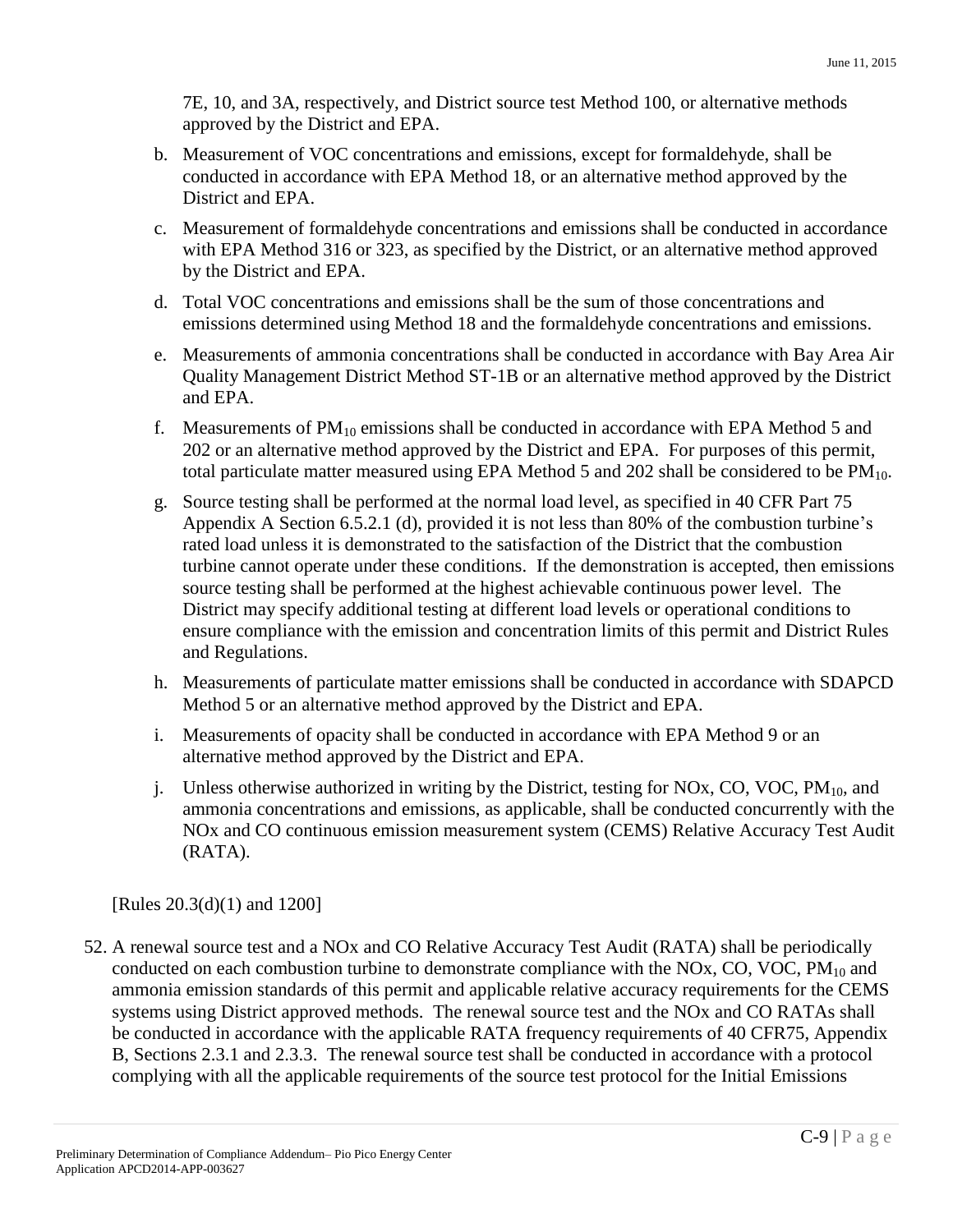7E, 10, and 3A, respectively, and District source test Method 100, or alternative methods approved by the District and EPA.

b. Measurement of VOC concentrations and emissions, except for formaldehyde, shall be conducted in accordance with EPA Method 18, or an alternative method approved by the District and EPA.

c. Measurement of formaldehyde concentrations and emissions shall be conducted in accordance with EPA Method 316 or 323, as specified by the District, or an alternative method approved by the District and EPA.

d. Total VOC concentrations and emissions shall be the sum of those concentrations and emissions determined using Method 18 and the formaldehyde concentrations and emissions.

e. Measurements of ammonia concentrations shall be conducted in accordance with Bay Area Air Quality Management District Method ST-1B or an alternative method approved by the District and EPA.

f. Measurements of $PM_{10}$ emissions shall be conducted in accordance with EPA Method 5 and 202 or an alternative method approved by the District and EPA. For purposes of this permit, total particulate matter measured using EPA Method 5 and 202 shall be considered to be $PM_{10}$.

g. Source testing shall be performed at the normal load level, as specified in 40 CFR Part 75 Appendix A Section 6.5.2.1 (d), provided it is not less than 80% of the combustion turbine's rated load unless it is demonstrated to the satisfaction of the District that the combustion turbine cannot operate under these conditions. If the demonstration is accepted, then emissions source testing shall be performed at the highest achievable continuous power level. The District may specify additional testing at different load levels or operational conditions to ensure compliance with the emission and concentration limits of this permit and District Rules and Regulations.

h. Measurements of particulate matter emissions shall be conducted in accordance with SDAPCD Method 5 or an alternative method approved by the District and EPA.

i. Measurements of opacity shall be conducted in accordance with EPA Method 9 or an alternative method approved by the District and EPA.

j. Unless otherwise authorized in writing by the District, testing for NOx, CO, VOC, $PM_{10}$, and ammonia concentrations and emissions, as applicable, shall be conducted concurrently with the NOx and CO continuous emission measurement system (CEMS) Relative Accuracy Test Audit (RATA).

[Rules 20.3(d)(1) and 1200]

52. A renewal source test and a NOx and CO Relative Accuracy Test Audit (RATA) shall be periodically conducted on each combustion turbine to demonstrate compliance with the NOx, CO, VOC, $PM_{10}$ and ammonia emission standards of this permit and applicable relative accuracy requirements for the CEMS systems using District approved methods. The renewal source test and the NOx and CO RATAs shall be conducted in accordance with the applicable RATA frequency requirements of 40 CFR75, Appendix B, Sections 2.3.1 and 2.3.3. The renewal source test shall be conducted in accordance with a protocol complying with all the applicable requirements of the source test protocol for the Initial Emissions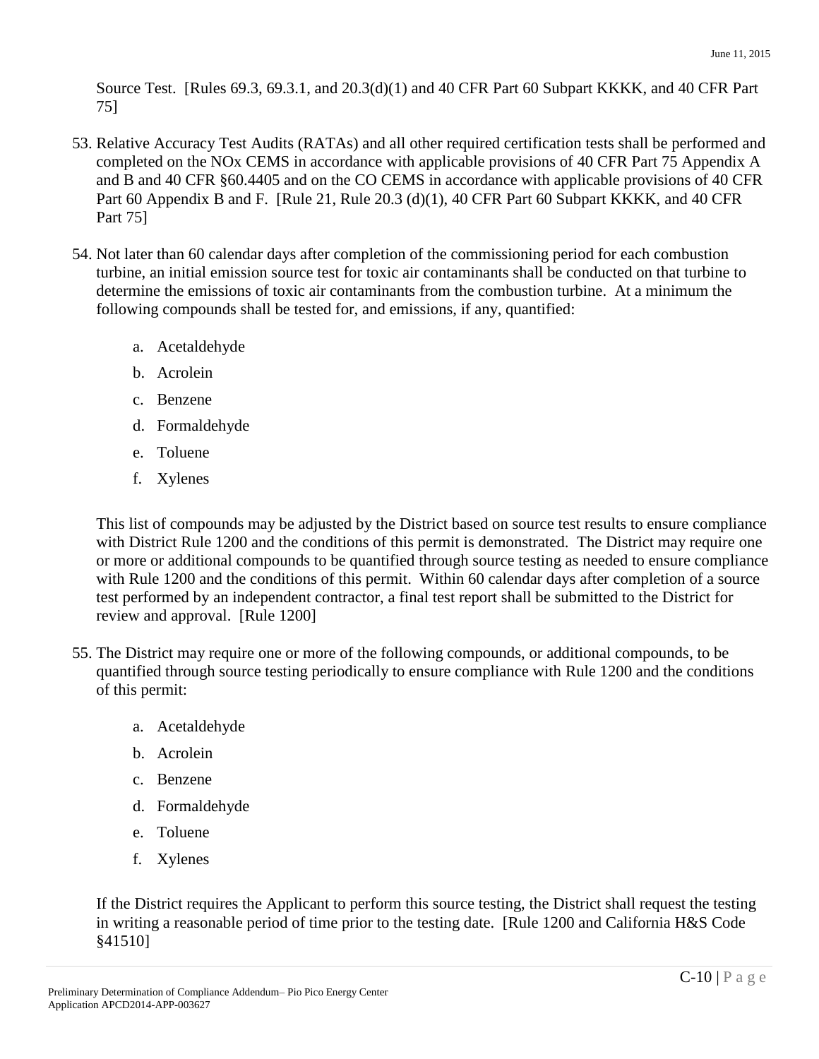Source Test. [Rules 69.3, 69.3.1, and 20.3(d)(1) and 40 CFR Part 60 Subpart KKKK, and 40 CFR Part 75]

53. Relative Accuracy Test Audits (RATAs) and all other required certification tests shall be performed and completed on the NOx CEMS in accordance with applicable provisions of 40 CFR Part 75 Appendix A and B and 40 CFR §60.4405 and on the CO CEMS in accordance with applicable provisions of 40 CFR Part 60 Appendix B and F. [Rule 21, Rule 20.3 (d)(1), 40 CFR Part 60 Subpart KKKK, and 40 CFR Part 75]

54. Not later than 60 calendar days after completion of the commissioning period for each combustion turbine, an initial emission source test for toxic air contaminants shall be conducted on that turbine to determine the emissions of toxic air contaminants from the combustion turbine. At a minimum the following compounds shall be tested for, and emissions, if any, quantified:

    a. Acetaldehyde
    b. Acrolein
    c. Benzene
    d. Formaldehyde
    e. Toluene
    f. Xylenes

    This list of compounds may be adjusted by the District based on source test results to ensure compliance with District Rule 1200 and the conditions of this permit is demonstrated. The District may require one or more or additional compounds to be quantified through source testing as needed to ensure compliance with Rule 1200 and the conditions of this permit. Within 60 calendar days after completion of a source test performed by an independent contractor, a final test report shall be submitted to the District for review and approval. [Rule 1200]

55. The District may require one or more of the following compounds, or additional compounds, to be quantified through source testing periodically to ensure compliance with Rule 1200 and the conditions of this permit:

    a. Acetaldehyde
    b. Acrolein
    c. Benzene
    d. Formaldehyde
    e. Toluene
    f. Xylenes

    If the District requires the Applicant to perform this source testing, the District shall request the testing in writing a reasonable period of time prior to the testing date. [Rule 1200 and California H&S Code §41510]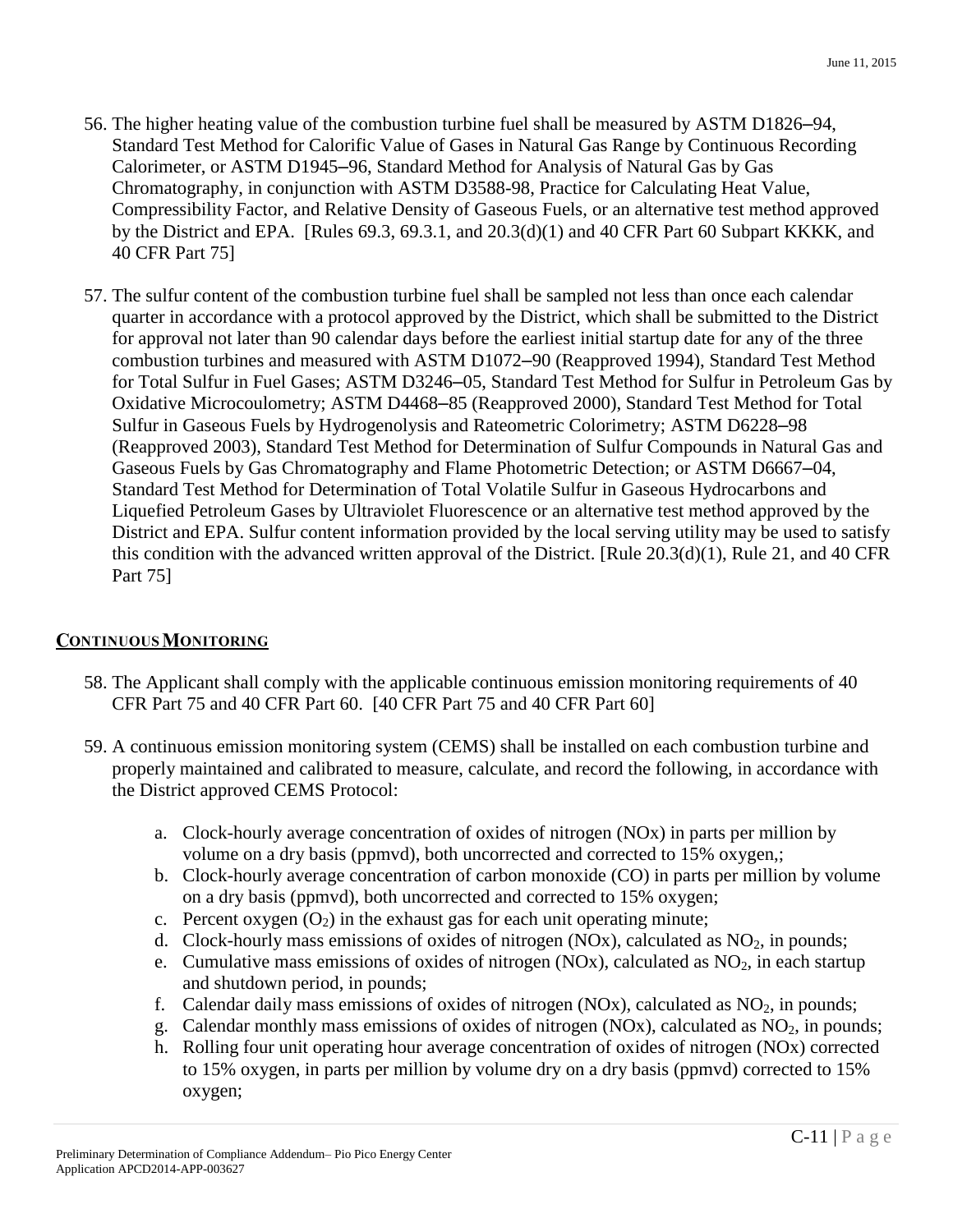56. The higher heating value of the combustion turbine fuel shall be measured by ASTM D1826–94, Standard Test Method for Calorific Value of Gases in Natural Gas Range by Continuous Recording Calorimeter, or ASTM D1945–96, Standard Method for Analysis of Natural Gas by Gas Chromatography, in conjunction with ASTM D3588-98, Practice for Calculating Heat Value, Compressibility Factor, and Relative Density of Gaseous Fuels, or an alternative test method approved by the District and EPA. [Rules 69.3, 69.3.1, and 20.3(d)(1) and 40 CFR Part 60 Subpart KKKK, and 40 CFR Part 75]

57. The sulfur content of the combustion turbine fuel shall be sampled not less than once each calendar quarter in accordance with a protocol approved by the District, which shall be submitted to the District for approval not later than 90 calendar days before the earliest initial startup date for any of the three combustion turbines and measured with ASTM D1072–90 (Reapproved 1994), Standard Test Method for Total Sulfur in Fuel Gases; ASTM D3246–05, Standard Test Method for Sulfur in Petroleum Gas by Oxidative Microcoulometry; ASTM D4468–85 (Reapproved 2000), Standard Test Method for Total Sulfur in Gaseous Fuels by Hydrogenolysis and Rateometric Colorimetry; ASTM D6228–98 (Reapproved 2003), Standard Test Method for Determination of Sulfur Compounds in Natural Gas and Gaseous Fuels by Gas Chromatography and Flame Photometric Detection; or ASTM D6667–04, Standard Test Method for Determination of Total Volatile Sulfur in Gaseous Hydrocarbons and Liquefied Petroleum Gases by Ultraviolet Fluorescence or an alternative test method approved by the District and EPA. Sulfur content information provided by the local serving utility may be used to satisfy this condition with the advanced written approval of the District. [Rule 20.3(d)(1), Rule 21, and 40 CFR Part 75]

## CONTINUOUS MONITORING

58. The Applicant shall comply with the applicable continuous emission monitoring requirements of 40 CFR Part 75 and 40 CFR Part 60. [40 CFR Part 75 and 40 CFR Part 60]

59. A continuous emission monitoring system (CEMS) shall be installed on each combustion turbine and properly maintained and calibrated to measure, calculate, and record the following, in accordance with the District approved CEMS Protocol:

    a. Clock-hourly average concentration of oxides of nitrogen (NOx) in parts per million by volume on a dry basis (ppmvd), both uncorrected and corrected to 15% oxygen,;
    b. Clock-hourly average concentration of carbon monoxide (CO) in parts per million by volume on a dry basis (ppmvd), both uncorrected and corrected to 15% oxygen;
    c. Percent oxygen ($O_2$) in the exhaust gas for each unit operating minute;
    d. Clock-hourly mass emissions of oxides of nitrogen (NOx), calculated as $NO_2$, in pounds;
    e. Cumulative mass emissions of oxides of nitrogen (NOx), calculated as $NO_2$, in each startup and shutdown period, in pounds;
    f. Calendar daily mass emissions of oxides of nitrogen (NOx), calculated as $NO_2$, in pounds;
    g. Calendar monthly mass emissions of oxides of nitrogen (NOx), calculated as $NO_2$, in pounds;
    h. Rolling four unit operating hour average concentration of oxides of nitrogen (NOx) corrected to 15% oxygen, in parts per million by volume dry on a dry basis (ppmvd) corrected to 15% oxygen;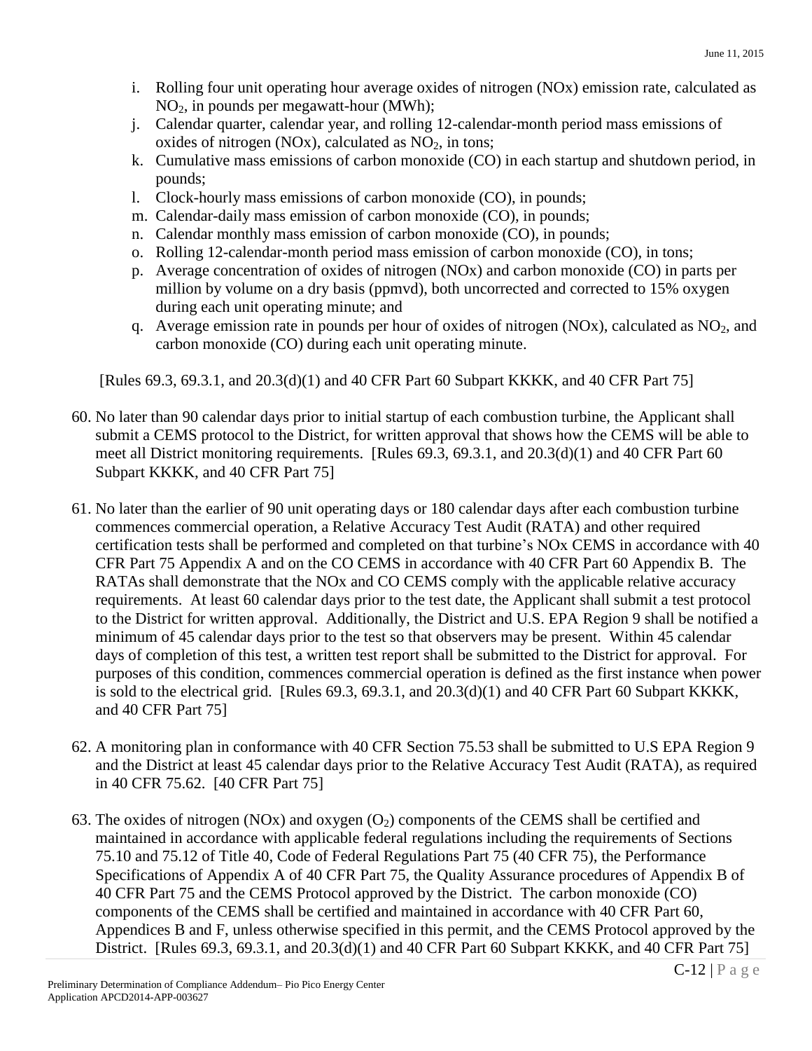i. Rolling four unit operating hour average oxides of nitrogen (NOx) emission rate, calculated as $NO_2$, in pounds per megawatt-hour (MWh);
j. Calendar quarter, calendar year, and rolling 12-calendar-month period mass emissions of oxides of nitrogen (NOx), calculated as $NO_2$, in tons;
k. Cumulative mass emissions of carbon monoxide (CO) in each startup and shutdown period, in pounds;
l. Clock-hourly mass emissions of carbon monoxide (CO), in pounds;
m. Calendar-daily mass emission of carbon monoxide (CO), in pounds;
n. Calendar monthly mass emission of carbon monoxide (CO), in pounds;
o. Rolling 12-calendar-month period mass emission of carbon monoxide (CO), in tons;
p. Average concentration of oxides of nitrogen (NOx) and carbon monoxide (CO) in parts per million by volume on a dry basis (ppmvd), both uncorrected and corrected to 15% oxygen during each unit operating minute; and
q. Average emission rate in pounds per hour of oxides of nitrogen (NOx), calculated as $NO_2$, and carbon monoxide (CO) during each unit operating minute.

[Rules 69.3, 69.3.1, and 20.3(d)(1) and 40 CFR Part 60 Subpart KKKK, and 40 CFR Part 75]

60. No later than 90 calendar days prior to initial startup of each combustion turbine, the Applicant shall submit a CEMS protocol to the District, for written approval that shows how the CEMS will be able to meet all District monitoring requirements. [Rules 69.3, 69.3.1, and 20.3(d)(1) and 40 CFR Part 60 Subpart KKKK, and 40 CFR Part 75]

61. No later than the earlier of 90 unit operating days or 180 calendar days after each combustion turbine commences commercial operation, a Relative Accuracy Test Audit (RATA) and other required certification tests shall be performed and completed on that turbine's NOx CEMS in accordance with 40 CFR Part 75 Appendix A and on the CO CEMS in accordance with 40 CFR Part 60 Appendix B. The RATAs shall demonstrate that the NOx and CO CEMS comply with the applicable relative accuracy requirements. At least 60 calendar days prior to the test date, the Applicant shall submit a test protocol to the District for written approval. Additionally, the District and U.S. EPA Region 9 shall be notified a minimum of 45 calendar days prior to the test so that observers may be present. Within 45 calendar days of completion of this test, a written test report shall be submitted to the District for approval. For purposes of this condition, commences commercial operation is defined as the first instance when power is sold to the electrical grid. [Rules 69.3, 69.3.1, and 20.3(d)(1) and 40 CFR Part 60 Subpart KKKK, and 40 CFR Part 75]

62. A monitoring plan in conformance with 40 CFR Section 75.53 shall be submitted to U.S EPA Region 9 and the District at least 45 calendar days prior to the Relative Accuracy Test Audit (RATA), as required in 40 CFR 75.62. [40 CFR Part 75]

63. The oxides of nitrogen (NOx) and oxygen ($O_2$) components of the CEMS shall be certified and maintained in accordance with applicable federal regulations including the requirements of Sections 75.10 and 75.12 of Title 40, Code of Federal Regulations Part 75 (40 CFR 75), the Performance Specifications of Appendix A of 40 CFR Part 75, the Quality Assurance procedures of Appendix B of 40 CFR Part 75 and the CEMS Protocol approved by the District. The carbon monoxide (CO) components of the CEMS shall be certified and maintained in accordance with 40 CFR Part 60, Appendices B and F, unless otherwise specified in this permit, and the CEMS Protocol approved by the District. [Rules 69.3, 69.3.1, and 20.3(d)(1) and 40 CFR Part 60 Subpart KKKK, and 40 CFR Part 75]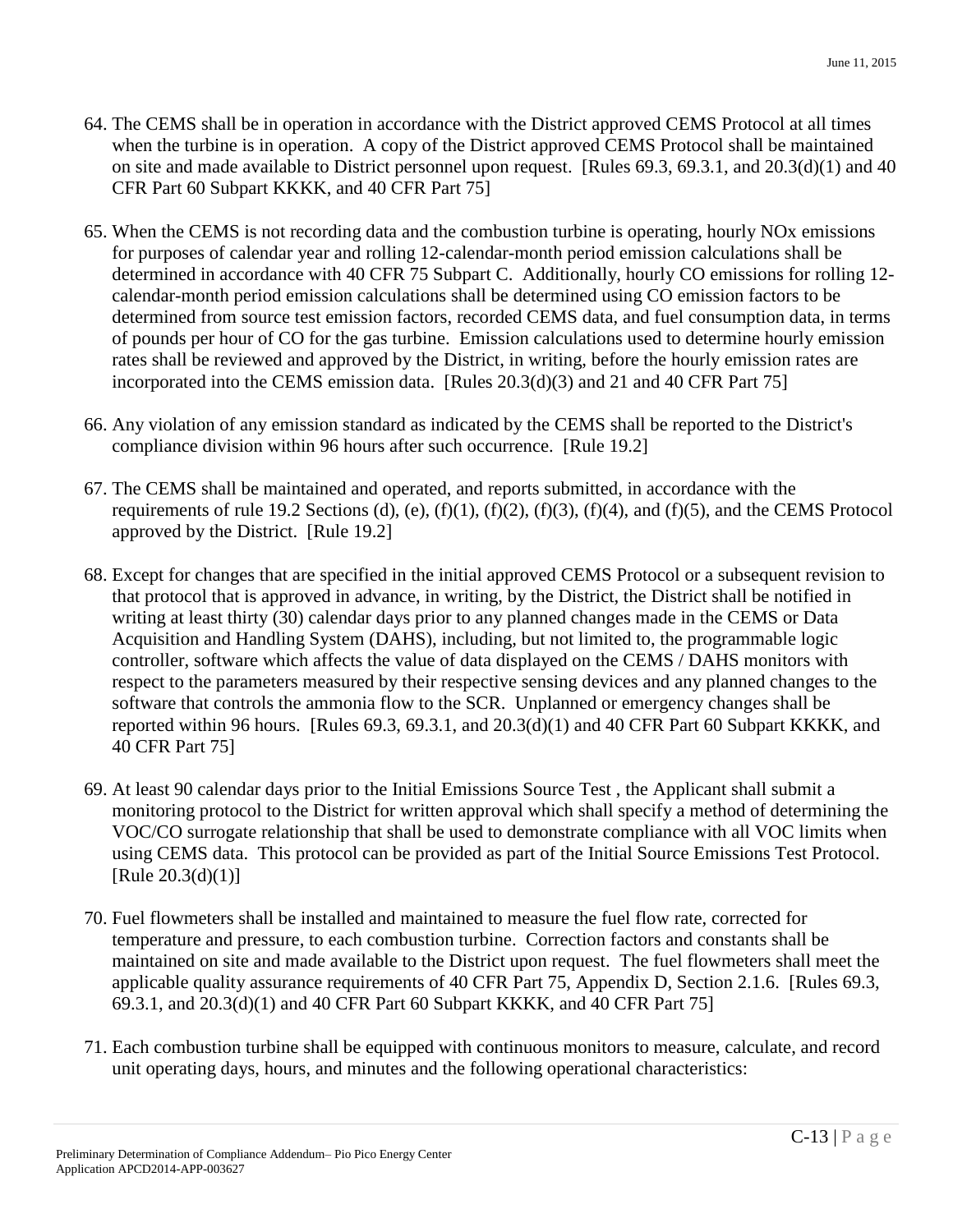64. The CEMS shall be in operation in accordance with the District approved CEMS Protocol at all times when the turbine is in operation. A copy of the District approved CEMS Protocol shall be maintained on site and made available to District personnel upon request. [Rules 69.3, 69.3.1, and 20.3(d)(1) and 40 CFR Part 60 Subpart KKKK, and 40 CFR Part 75]

65. When the CEMS is not recording data and the combustion turbine is operating, hourly NOx emissions for purposes of calendar year and rolling 12-calendar-month period emission calculations shall be determined in accordance with 40 CFR 75 Subpart C. Additionally, hourly CO emissions for rolling 12-calendar-month period emission calculations shall be determined using CO emission factors to be determined from source test emission factors, recorded CEMS data, and fuel consumption data, in terms of pounds per hour of CO for the gas turbine. Emission calculations used to determine hourly emission rates shall be reviewed and approved by the District, in writing, before the hourly emission rates are incorporated into the CEMS emission data. [Rules 20.3(d)(3) and 21 and 40 CFR Part 75]

66. Any violation of any emission standard as indicated by the CEMS shall be reported to the District's compliance division within 96 hours after such occurrence. [Rule 19.2]

67. The CEMS shall be maintained and operated, and reports submitted, in accordance with the requirements of rule 19.2 Sections (d), (e), (f)(1), (f)(2), (f)(3), (f)(4), and (f)(5), and the CEMS Protocol approved by the District. [Rule 19.2]

68. Except for changes that are specified in the initial approved CEMS Protocol or a subsequent revision to that protocol that is approved in advance, in writing, by the District, the District shall be notified in writing at least thirty (30) calendar days prior to any planned changes made in the CEMS or Data Acquisition and Handling System (DAHS), including, but not limited to, the programmable logic controller, software which affects the value of data displayed on the CEMS / DAHS monitors with respect to the parameters measured by their respective sensing devices and any planned changes to the software that controls the ammonia flow to the SCR. Unplanned or emergency changes shall be reported within 96 hours. [Rules 69.3, 69.3.1, and 20.3(d)(1) and 40 CFR Part 60 Subpart KKKK, and 40 CFR Part 75]

69. At least 90 calendar days prior to the Initial Emissions Source Test , the Applicant shall submit a monitoring protocol to the District for written approval which shall specify a method of determining the VOC/CO surrogate relationship that shall be used to demonstrate compliance with all VOC limits when using CEMS data. This protocol can be provided as part of the Initial Source Emissions Test Protocol. [Rule 20.3(d)(1)]

70. Fuel flowmeters shall be installed and maintained to measure the fuel flow rate, corrected for temperature and pressure, to each combustion turbine. Correction factors and constants shall be maintained on site and made available to the District upon request. The fuel flowmeters shall meet the applicable quality assurance requirements of 40 CFR Part 75, Appendix D, Section 2.1.6. [Rules 69.3, 69.3.1, and 20.3(d)(1) and 40 CFR Part 60 Subpart KKKK, and 40 CFR Part 75]

71. Each combustion turbine shall be equipped with continuous monitors to measure, calculate, and record unit operating days, hours, and minutes and the following operational characteristics: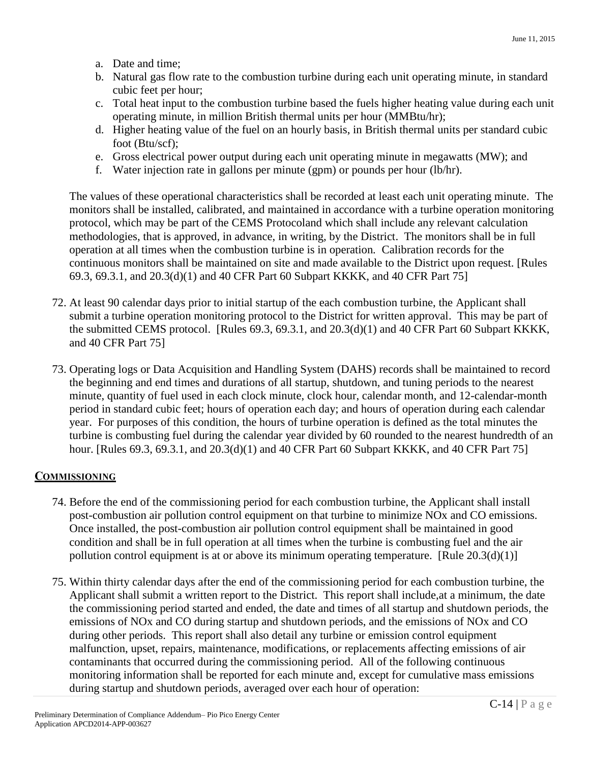a. Date and time;
b. Natural gas flow rate to the combustion turbine during each unit operating minute, in standard cubic feet per hour;
c. Total heat input to the combustion turbine based the fuels higher heating value during each unit operating minute, in million British thermal units per hour (MMBtu/hr);
d. Higher heating value of the fuel on an hourly basis, in British thermal units per standard cubic foot (Btu/scf);
e. Gross electrical power output during each unit operating minute in megawatts (MW); and
f. Water injection rate in gallons per minute (gpm) or pounds per hour (lb/hr).

The values of these operational characteristics shall be recorded at least each unit operating minute. The monitors shall be installed, calibrated, and maintained in accordance with a turbine operation monitoring protocol, which may be part of the CEMS Protocoland which shall include any relevant calculation methodologies, that is approved, in advance, in writing, by the District. The monitors shall be in full operation at all times when the combustion turbine is in operation. Calibration records for the continuous monitors shall be maintained on site and made available to the District upon request. [Rules 69.3, 69.3.1, and 20.3(d)(1) and 40 CFR Part 60 Subpart KKKK, and 40 CFR Part 75]

72. At least 90 calendar days prior to initial startup of the each combustion turbine, the Applicant shall submit a turbine operation monitoring protocol to the District for written approval. This may be part of the submitted CEMS protocol. [Rules 69.3, 69.3.1, and 20.3(d)(1) and 40 CFR Part 60 Subpart KKKK, and 40 CFR Part 75]

73. Operating logs or Data Acquisition and Handling System (DAHS) records shall be maintained to record the beginning and end times and durations of all startup, shutdown, and tuning periods to the nearest minute, quantity of fuel used in each clock minute, clock hour, calendar month, and 12-calendar-month period in standard cubic feet; hours of operation each day; and hours of operation during each calendar year. For purposes of this condition, the hours of turbine operation is defined as the total minutes the turbine is combusting fuel during the calendar year divided by 60 rounded to the nearest hundredth of an hour. [Rules 69.3, 69.3.1, and 20.3(d)(1) and 40 CFR Part 60 Subpart KKKK, and 40 CFR Part 75]

## COMMISSIONING

74. Before the end of the commissioning period for each combustion turbine, the Applicant shall install post-combustion air pollution control equipment on that turbine to minimize NOx and CO emissions. Once installed, the post-combustion air pollution control equipment shall be maintained in good condition and shall be in full operation at all times when the turbine is combusting fuel and the air pollution control equipment is at or above its minimum operating temperature. [Rule 20.3(d)(1)]

75. Within thirty calendar days after the end of the commissioning period for each combustion turbine, the Applicant shall submit a written report to the District. This report shall include,at a minimum, the date the commissioning period started and ended, the date and times of all startup and shutdown periods, the emissions of NOx and CO during startup and shutdown periods, and the emissions of NOx and CO during other periods. This report shall also detail any turbine or emission control equipment malfunction, upset, repairs, maintenance, modifications, or replacements affecting emissions of air contaminants that occurred during the commissioning period. All of the following continuous monitoring information shall be reported for each minute and, except for cumulative mass emissions during startup and shutdown periods, averaged over each hour of operation: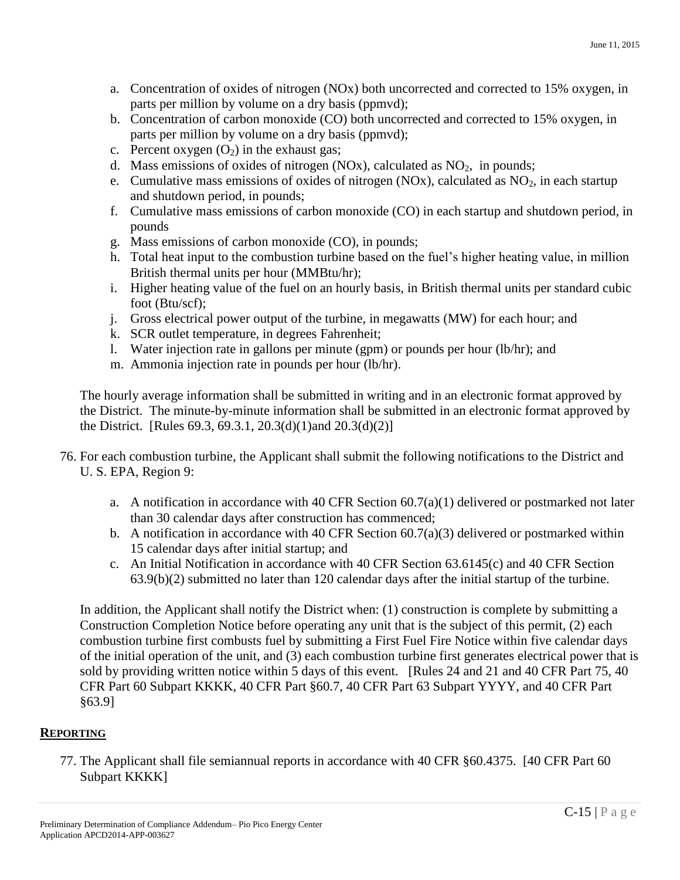a. Concentration of oxides of nitrogen (NOx) both uncorrected and corrected to 15% oxygen, in parts per million by volume on a dry basis (ppmvd);
b. Concentration of carbon monoxide (CO) both uncorrected and corrected to 15% oxygen, in parts per million by volume on a dry basis (ppmvd);
c. Percent oxygen ($O_2$) in the exhaust gas;
d. Mass emissions of oxides of nitrogen (NOx), calculated as $NO_2$, in pounds;
e. Cumulative mass emissions of oxides of nitrogen (NOx), calculated as $NO_2$, in each startup and shutdown period, in pounds;
f. Cumulative mass emissions of carbon monoxide (CO) in each startup and shutdown period, in pounds
g. Mass emissions of carbon monoxide (CO), in pounds;
h. Total heat input to the combustion turbine based on the fuel's higher heating value, in million British thermal units per hour (MMBtu/hr);
i. Higher heating value of the fuel on an hourly basis, in British thermal units per standard cubic foot (Btu/scf);
j. Gross electrical power output of the turbine, in megawatts (MW) for each hour; and
k. SCR outlet temperature, in degrees Fahrenheit;
l. Water injection rate in gallons per minute (gpm) or pounds per hour (lb/hr); and
m. Ammonia injection rate in pounds per hour (lb/hr).

The hourly average information shall be submitted in writing and in an electronic format approved by the District. The minute-by-minute information shall be submitted in an electronic format approved by the District. [Rules 69.3, 69.3.1, 20.3(d)(1)and 20.3(d)(2)]

76. For each combustion turbine, the Applicant shall submit the following notifications to the District and U. S. EPA, Region 9:

    a. A notification in accordance with 40 CFR Section 60.7(a)(1) delivered or postmarked not later than 30 calendar days after construction has commenced;
    b. A notification in accordance with 40 CFR Section 60.7(a)(3) delivered or postmarked within 15 calendar days after initial startup; and
    c. An Initial Notification in accordance with 40 CFR Section 63.6145(c) and 40 CFR Section 63.9(b)(2) submitted no later than 120 calendar days after the initial startup of the turbine.

    In addition, the Applicant shall notify the District when: (1) construction is complete by submitting a Construction Completion Notice before operating any unit that is the subject of this permit, (2) each combustion turbine first combusts fuel by submitting a First Fuel Fire Notice within five calendar days of the initial operation of the unit, and (3) each combustion turbine first generates electrical power that is sold by providing written notice within 5 days of this event. [Rules 24 and 21 and 40 CFR Part 75, 40 CFR Part 60 Subpart KKKK, 40 CFR Part §60.7, 40 CFR Part 63 Subpart YYYY, and 40 CFR Part §63.9]

## REPORTING

77. The Applicant shall file semiannual reports in accordance with 40 CFR §60.4375. [40 CFR Part 60 Subpart KKKK]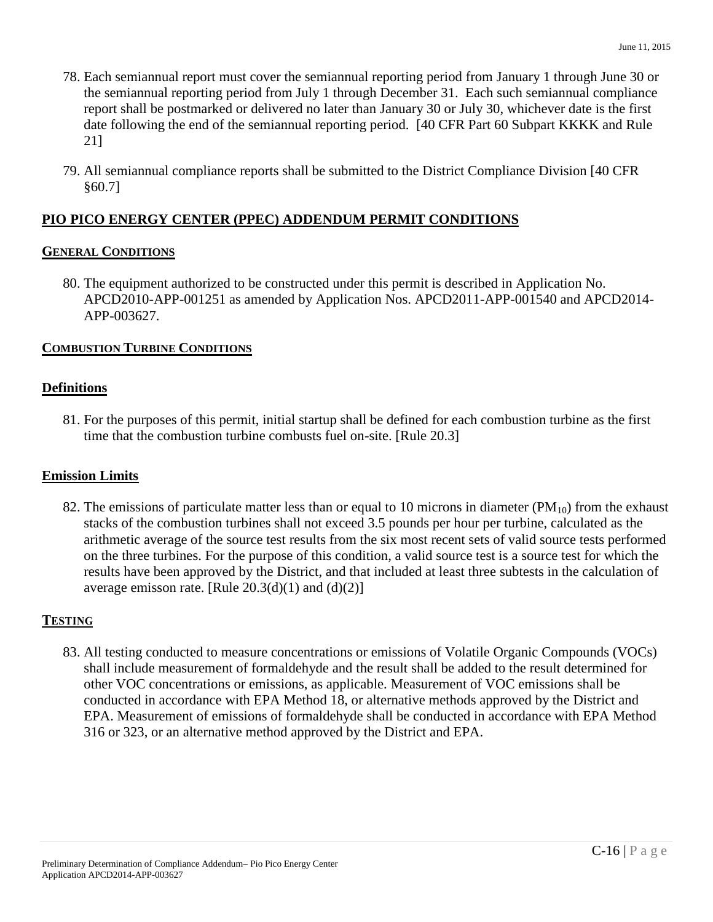78. Each semiannual report must cover the semiannual reporting period from January 1 through June 30 or the semiannual reporting period from July 1 through December 31. Each such semiannual compliance report shall be postmarked or delivered no later than January 30 or July 30, whichever date is the first date following the end of the semiannual reporting period. [40 CFR Part 60 Subpart KKKK and Rule 21]

79. All semiannual compliance reports shall be submitted to the District Compliance Division [40 CFR §60.7]

## PIO PICO ENERGY CENTER (PPEC) ADDENDUM PERMIT CONDITIONS

### GENERAL CONDITIONS

80. The equipment authorized to be constructed under this permit is described in Application No. APCD2010-APP-001251 as amended by Application Nos. APCD2011-APP-001540 and APCD2014-APP-003627.

### COMBUSTION TURBINE CONDITIONS

#### Definitions

81. For the purposes of this permit, initial startup shall be defined for each combustion turbine as the first time that the combustion turbine combusts fuel on-site. [Rule 20.3]

#### Emission Limits

82. The emissions of particulate matter less than or equal to 10 microns in diameter ($PM_{10}$) from the exhaust stacks of the combustion turbines shall not exceed 3.5 pounds per hour per turbine, calculated as the arithmetic average of the source test results from the six most recent sets of valid source tests performed on the three turbines. For the purpose of this condition, a valid source test is a source test for which the results have been approved by the District, and that included at least three subtests in the calculation of average emisson rate. [Rule 20.3(d)(1) and (d)(2)]

### TESTING

83. All testing conducted to measure concentrations or emissions of Volatile Organic Compounds (VOCs) shall include measurement of formaldehyde and the result shall be added to the result determined for other VOC concentrations or emissions, as applicable. Measurement of VOC emissions shall be conducted in accordance with EPA Method 18, or alternative methods approved by the District and EPA. Measurement of emissions of formaldehyde shall be conducted in accordance with EPA Method 316 or 323, or an alternative method approved by the District and EPA.